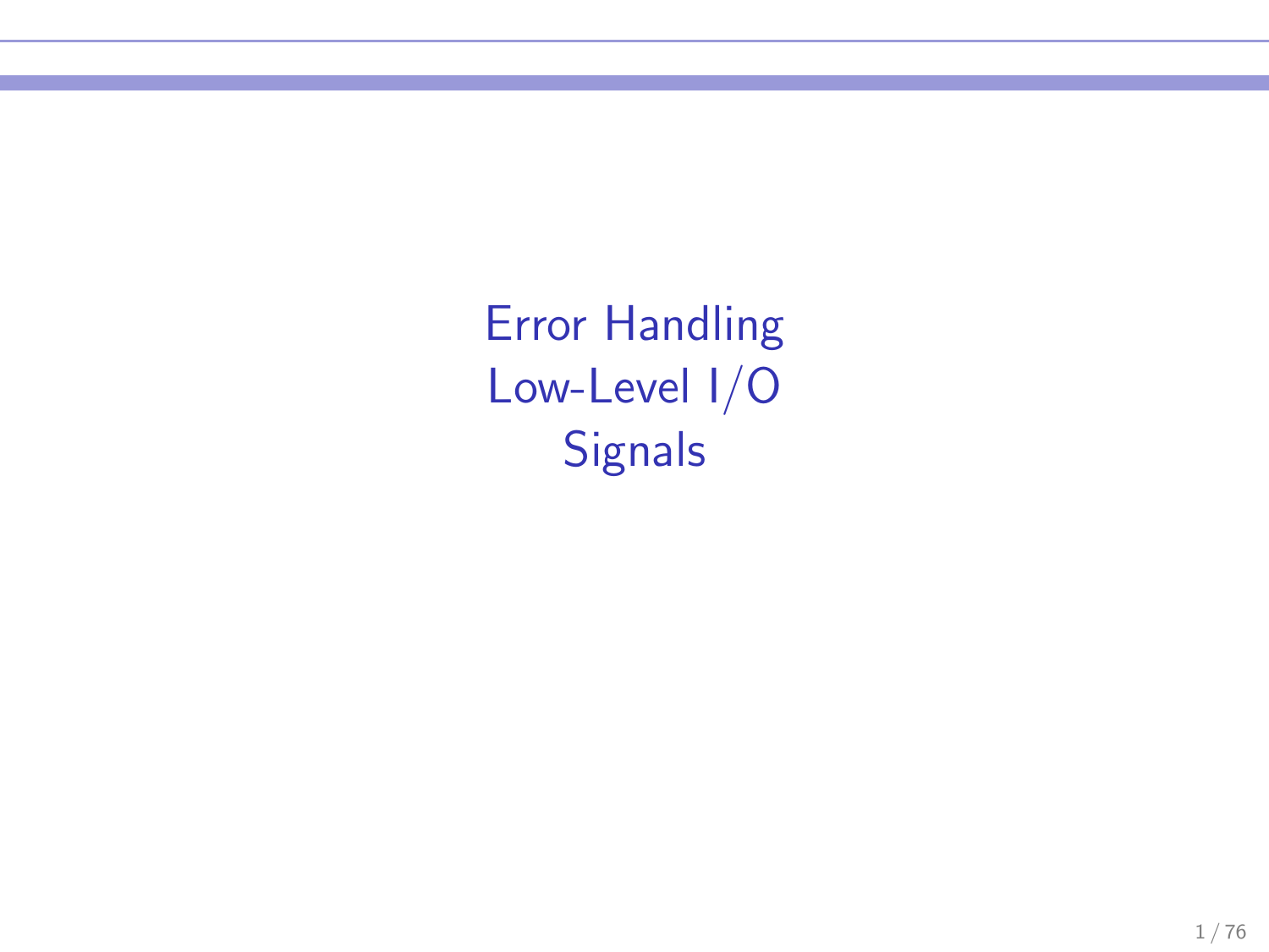# Error Handling
# Low-Level I/O
# Signals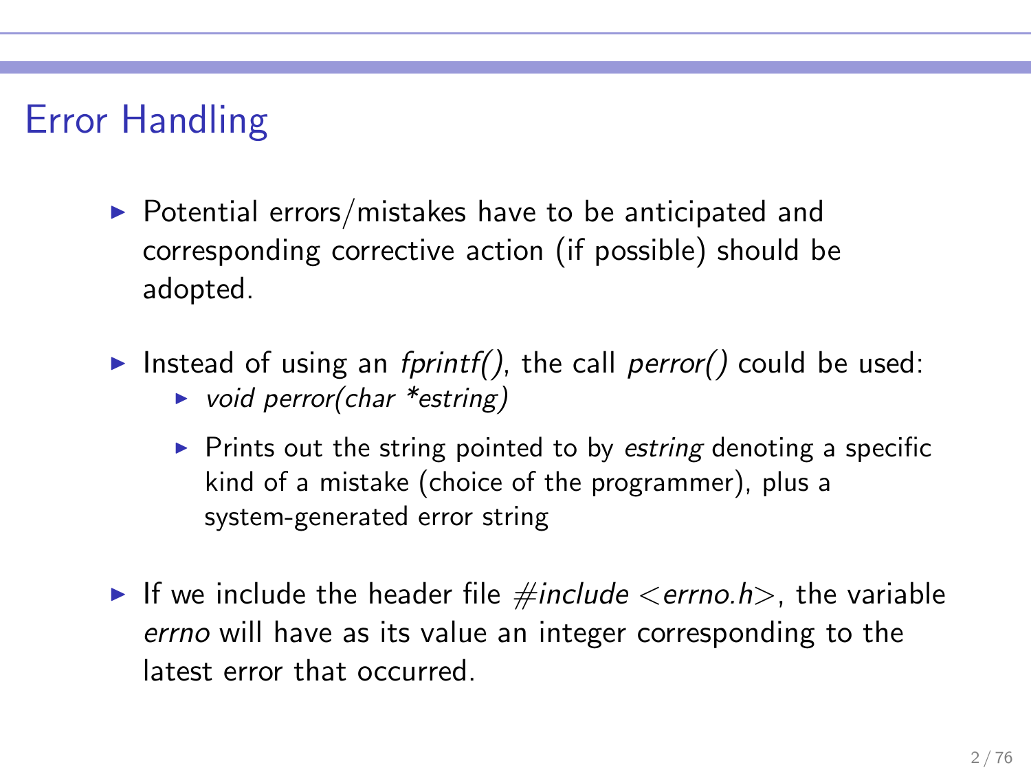# Error Handling

- Potential errors/mistakes have to be anticipated and corresponding corrective action (if possible) should be adopted.
- Instead of using an *fprintf()*, the call *perror()* could be used:
  - *void perror(char *estring)*
  - Prints out the string pointed to by *estring* denoting a specific kind of a mistake (choice of the programmer), plus a system-generated error string
- If we include the header file *#include <errno.h>*, the variable *errno* will have as its value an integer corresponding to the latest error that occurred.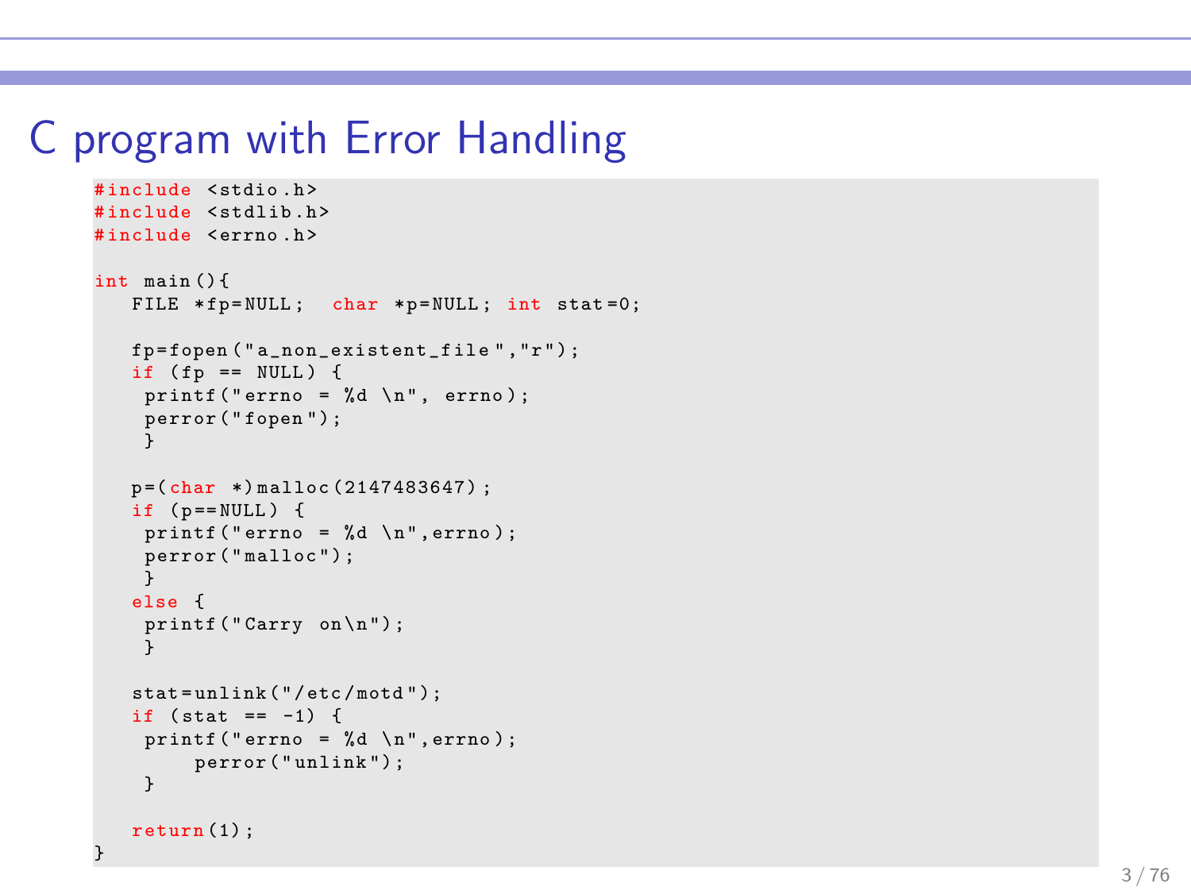# C program with Error Handling

```
#include <stdio.h>
#include <stdlib.h>
#include <errno.h>

int main(){
   FILE *fp=NULL;  char *p=NULL; int stat=0;

   fp=fopen("a_non_existent_file","r");
   if (fp == NULL) {
    printf("errno = %d \n", errno);
    perror("fopen");
    }

   p=(char *)malloc(2147483647);
   if (p==NULL) {
    printf("errno = %d \n",errno);
    perror("malloc");
    }
   else {
    printf("Carry on\n");
    }

   stat=unlink("/etc/motd");
   if (stat == -1) {
    printf("errno = %d \n",errno);
        perror("unlink");
    }

   return(1);
}
```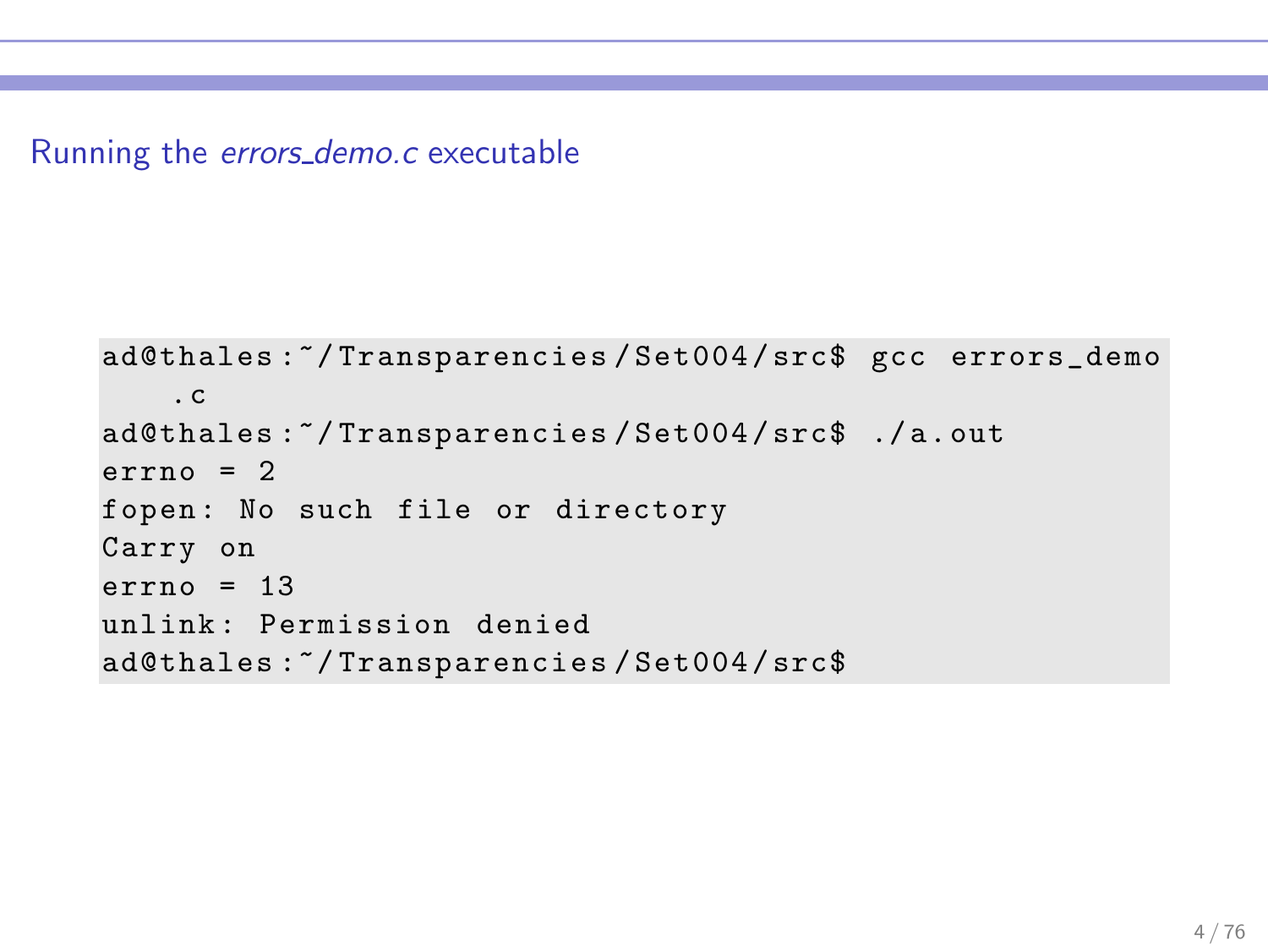## Running the *errors_demo.c* executable

```
ad@thales:~/Transparencies/Set004/src$ gcc errors_demo
    .c
ad@thales:~/Transparencies/Set004/src$ ./a.out
errno = 2
fopen: No such file or directory
Carry on
errno = 13
unlink: Permission denied
ad@thales:~/Transparencies/Set004/src$
```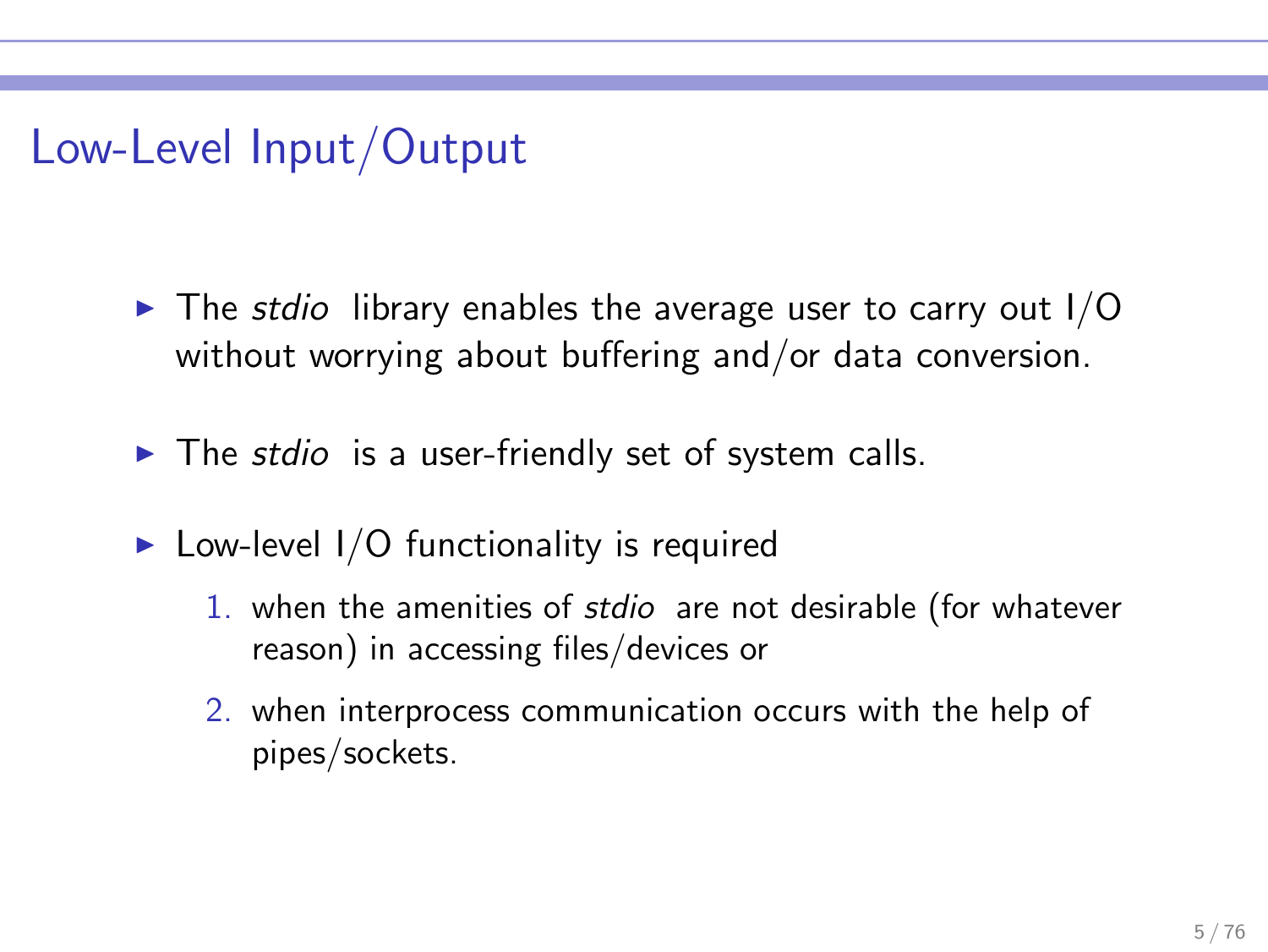## Low-Level Input/Output

- The *stdio* library enables the average user to carry out I/O without worrying about buffering and/or data conversion.
- The *stdio* is a user-friendly set of system calls.
- Low-level I/O functionality is required
  1. when the amenities of *stdio* are not desirable (for whatever reason) in accessing files/devices or
  2. when interprocess communication occurs with the help of pipes/sockets.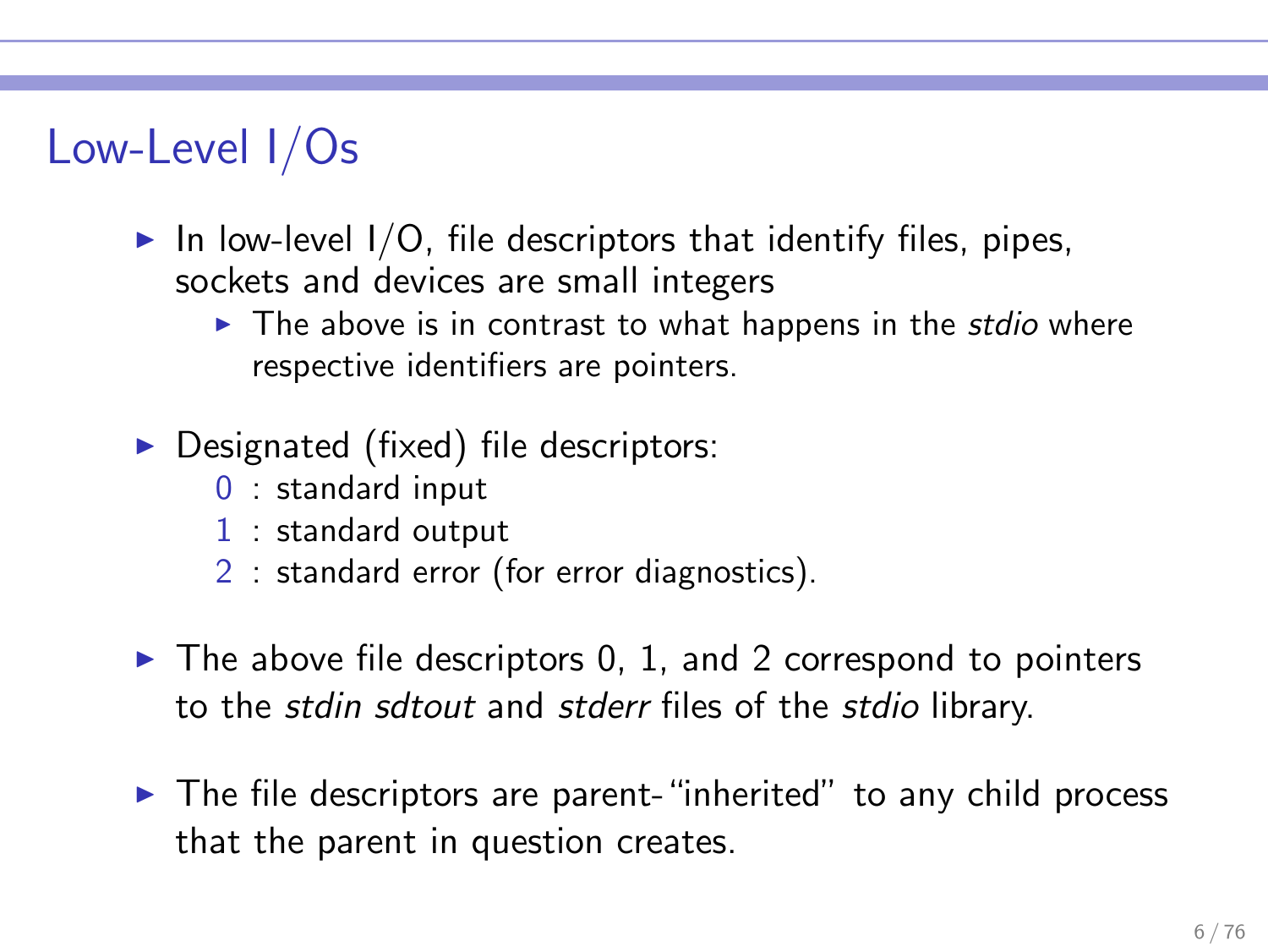# Low-Level I/Os

- In low-level I/O, file descriptors that identify files, pipes, sockets and devices are small integers
  - The above is in contrast to what happens in the *stdio* where respective identifiers are pointers.
- Designated (fixed) file descriptors:
  - 0 : standard input
  - 1 : standard output
  - 2 : standard error (for error diagnostics).
- The above file descriptors 0, 1, and 2 correspond to pointers to the *stdin sdtout* and *stderr* files of the *stdio* library.
- The file descriptors are parent-"inherited" to any child process that the parent in question creates.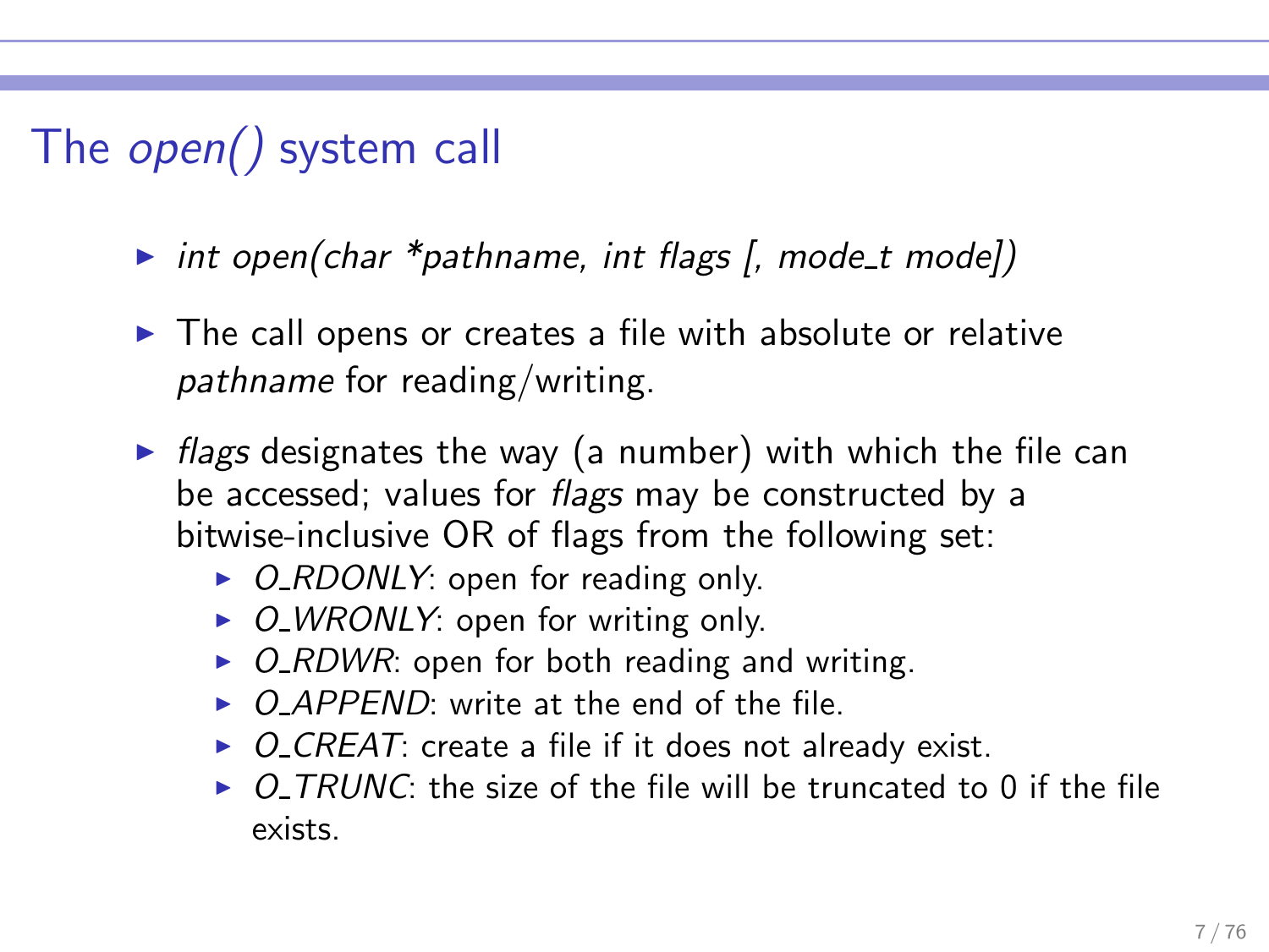## The *open()* system call

- *int open(char *pathname, int flags [, mode_t mode])*
- The call opens or creates a file with absolute or relative *pathname* for reading/writing.
- *flags* designates the way (a number) with which the file can be accessed; values for *flags* may be constructed by a bitwise-inclusive OR of flags from the following set:
  - *O_RDONLY*: open for reading only.
  - *O_WRONLY*: open for writing only.
  - *O_RDWR*: open for both reading and writing.
  - *O_APPEND*: write at the end of the file.
  - *O_CREAT*: create a file if it does not already exist.
  - *O_TRUNC*: the size of the file will be truncated to 0 if the file exists.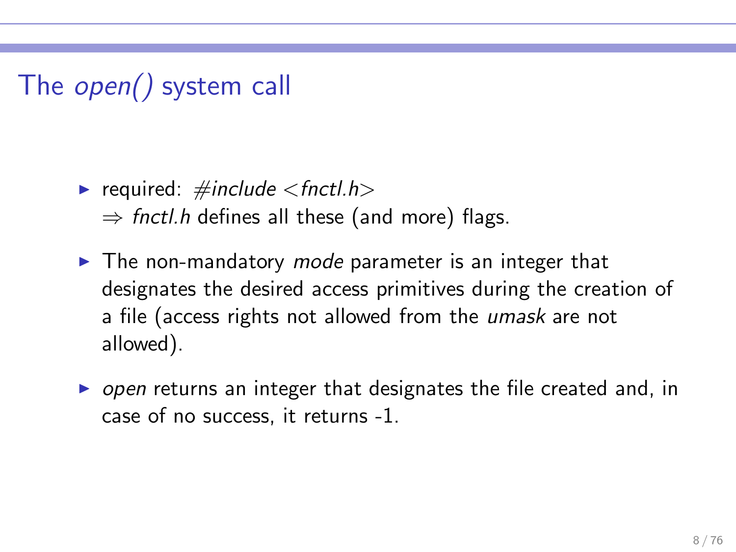# The *open()* system call

- required: *#include <fnctl.h>*
  ⇒ *fnctl.h* defines all these (and more) flags.
- The non-mandatory *mode* parameter is an integer that designates the desired access primitives during the creation of a file (access rights not allowed from the *umask* are not allowed).
- *open* returns an integer that designates the file created and, in case of no success, it returns -1.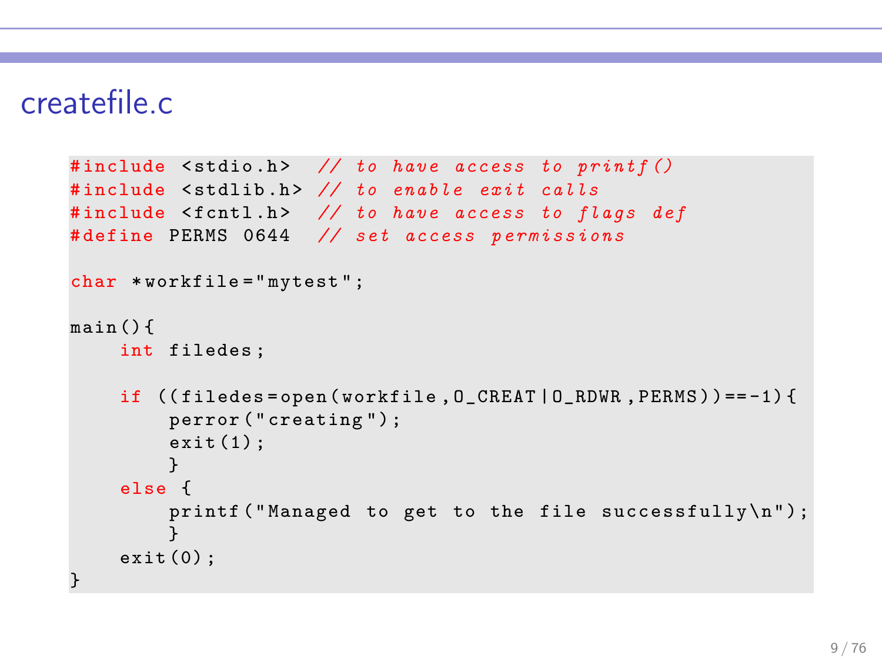## createfile.c

```c
#include <stdio.h>  // to have access to printf()
#include <stdlib.h> // to enable exit calls
#include <fcntl.h>  // to have access to flags def
#define PERMS 0644  // set access permissions

char *workfile="mytest";

main(){
    int filedes;

    if ((filedes=open(workfile,O_CREAT|O_RDWR,PERMS))==-1){
        perror("creating");
        exit(1);
        }
    else {
        printf("Managed to get to the file successfully\n");
        }
    exit(0);
}
```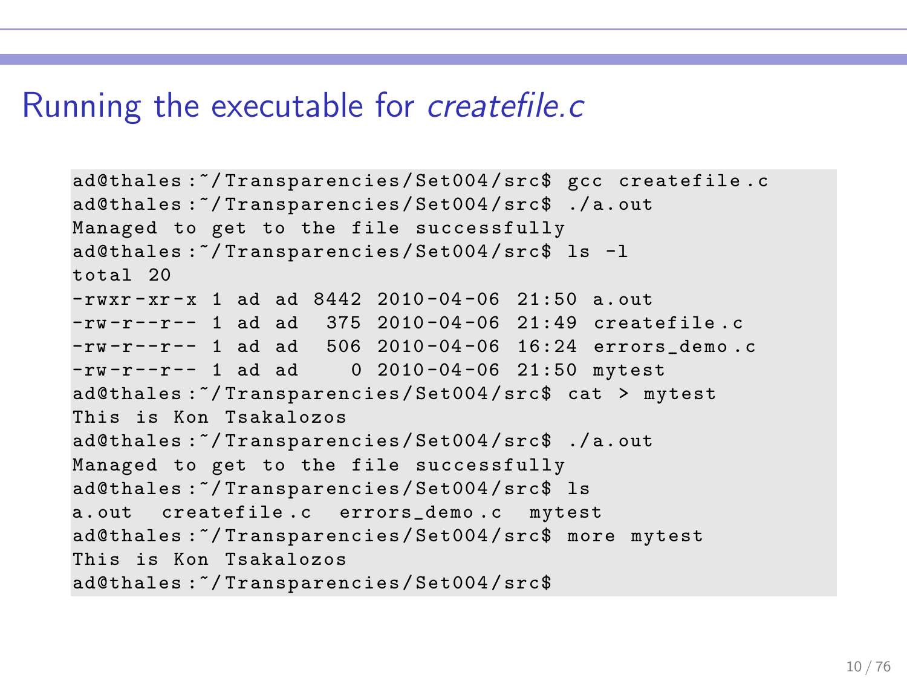# Running the executable for *createfile.c*

```
ad@thales:~/Transparencies/Set004/src$ gcc createfile.c
ad@thales:~/Transparencies/Set004/src$ ./a.out
Managed to get to the file successfully
ad@thales:~/Transparencies/Set004/src$ ls -l
total 20
-rwxr-xr-x 1 ad ad 8442 2010-04-06 21:50 a.out
-rw-r--r-- 1 ad ad  375 2010-04-06 21:49 createfile.c
-rw-r--r-- 1 ad ad  506 2010-04-06 16:24 errors_demo.c
-rw-r--r-- 1 ad ad    0 2010-04-06 21:50 mytest
ad@thales:~/Transparencies/Set004/src$ cat > mytest
This is Kon Tsakalozos
ad@thales:~/Transparencies/Set004/src$ ./a.out
Managed to get to the file successfully
ad@thales:~/Transparencies/Set004/src$ ls
a.out  createfile.c  errors_demo.c  mytest
ad@thales:~/Transparencies/Set004/src$ more mytest
This is Kon Tsakalozos
ad@thales:~/Transparencies/Set004/src$
```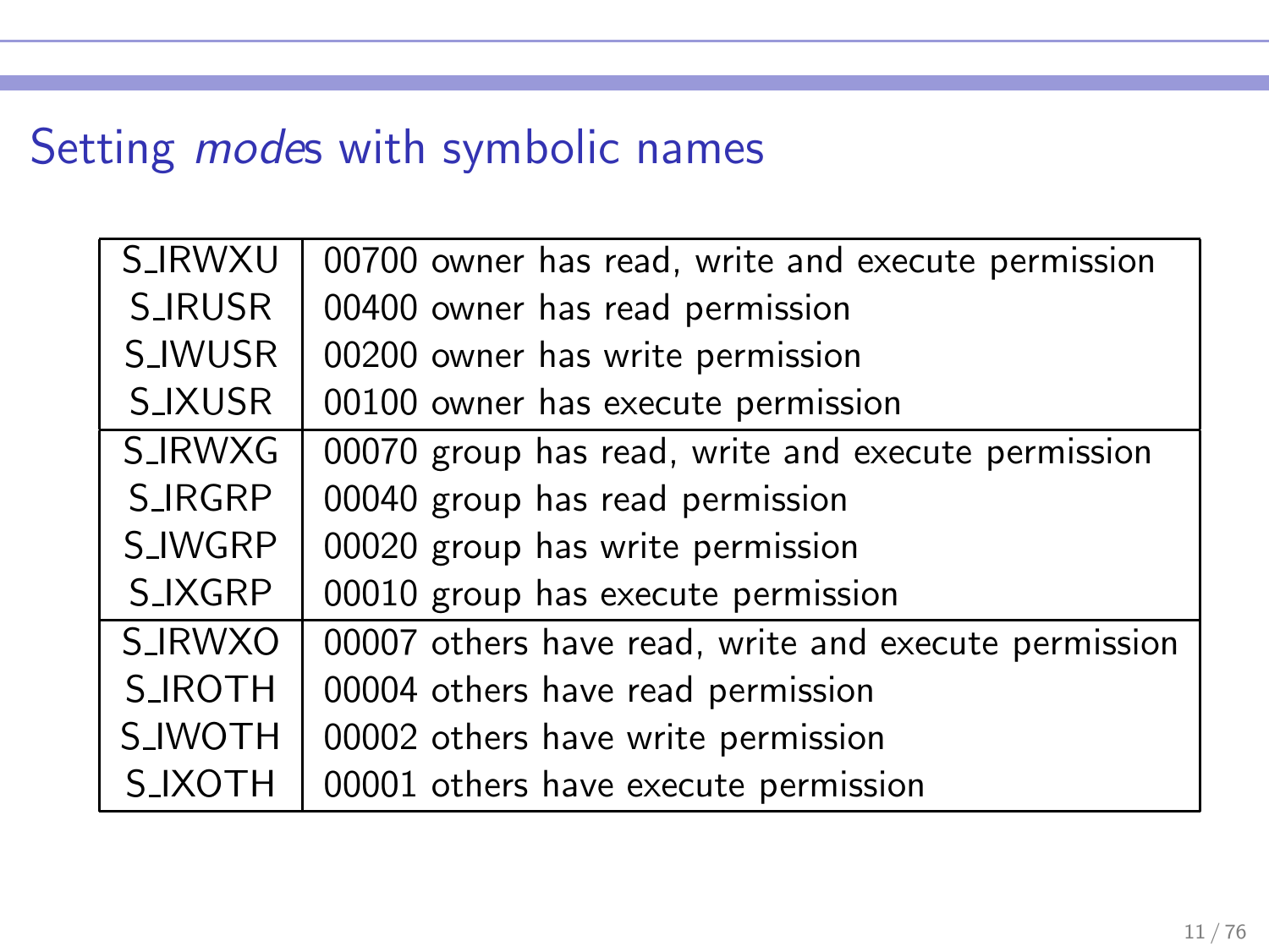## Setting *mode*s with symbolic names

| | |
|---|---|
| S_IRWXU | 00700 owner has read, write and execute permission |
| S_IRUSR | 00400 owner has read permission |
| S_IWUSR | 00200 owner has write permission |
| S_IXUSR | 00100 owner has execute permission |
| S_IRWXG | 00070 group has read, write and execute permission |
| S_IRGRP | 00040 group has read permission |
| S_IWGRP | 00020 group has write permission |
| S_IXGRP | 00010 group has execute permission |
| S_IRWXO | 00007 others have read, write and execute permission |
| S_IROTH | 00004 others have read permission |
| S_IWOTH | 00002 others have write permission |
| S_IXOTH | 00001 others have execute permission |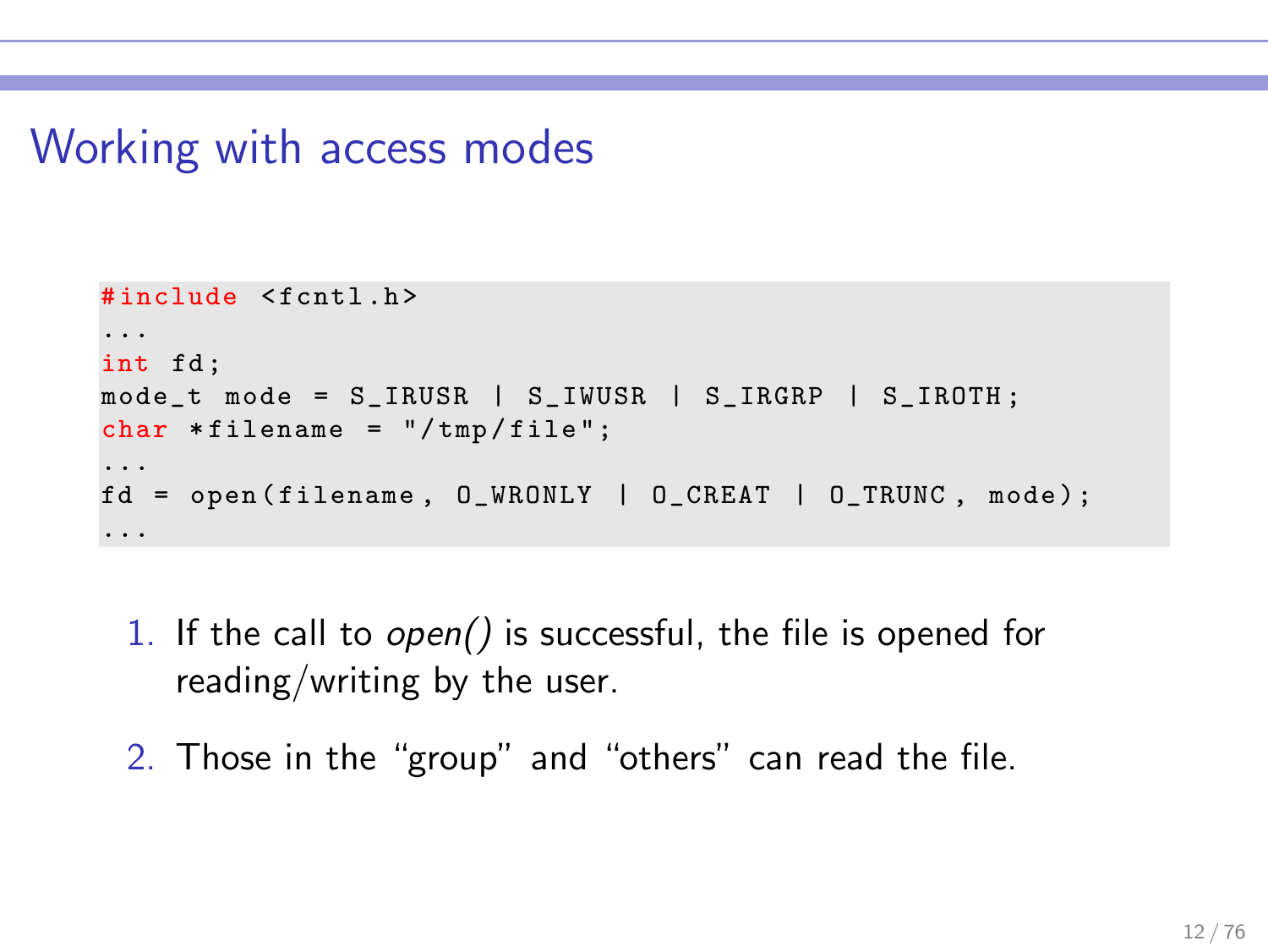# Working with access modes

```c
#include <fcntl.h>
...
int fd;
mode_t mode = S_IRUSR | S_IWUSR | S_IRGRP | S_IROTH;
char *filename = "/tmp/file";
...
fd = open(filename, O_WRONLY | O_CREAT | O_TRUNC, mode);
...
```

1. If the call to *open()* is successful, the file is opened for reading/writing by the user.
2. Those in the “group” and “others” can read the file.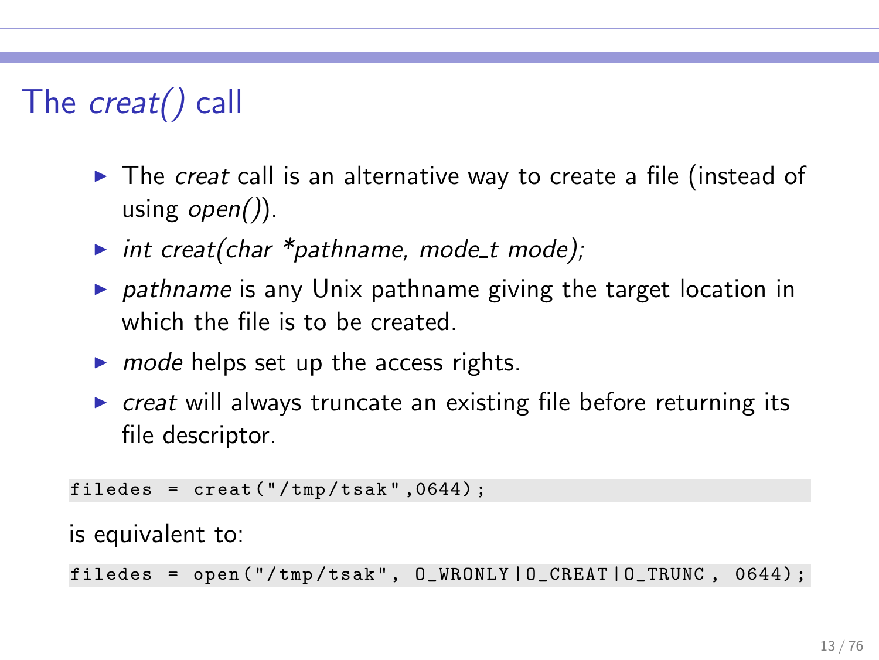# The *creat()* call

- The *creat* call is an alternative way to create a file (instead of using *open()*).
- *int creat(char *pathname, mode_t mode);*
- *pathname* is any Unix pathname giving the target location in which the file is to be created.
- *mode* helps set up the access rights.
- *creat* will always truncate an existing file before returning its file descriptor.

```
filedes = creat("/tmp/tsak",0644);
```

is equivalent to:

```
filedes = open("/tmp/tsak", O_WRONLY|O_CREAT|O_TRUNC, 0644);
```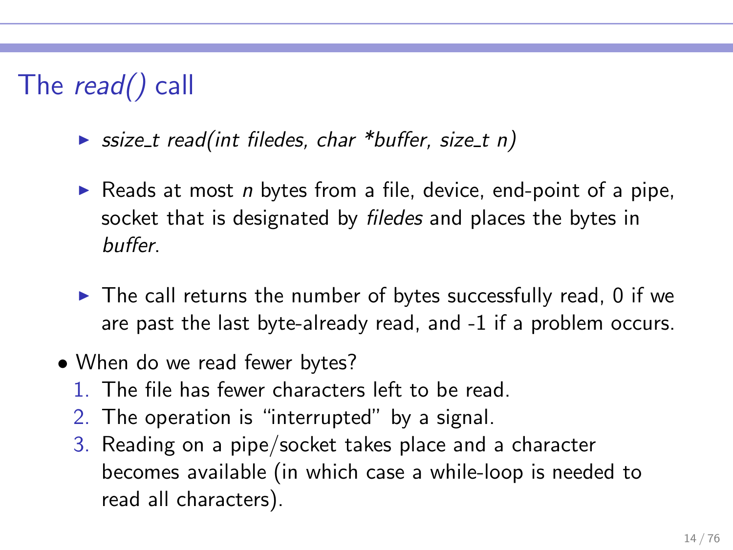# The *read()* call

- *ssize_t read(int filedes, char *buffer, size_t n)*

- Reads at most *n* bytes from a file, device, end-point of a pipe, socket that is designated by *filedes* and places the bytes in *buffer*.

- The call returns the number of bytes successfully read, 0 if we are past the last byte-already read, and -1 if a problem occurs.

- When do we read fewer bytes?
  1. The file has fewer characters left to be read.
  2. The operation is "interrupted" by a signal.
  3. Reading on a pipe/socket takes place and a character becomes available (in which case a while-loop is needed to read all characters).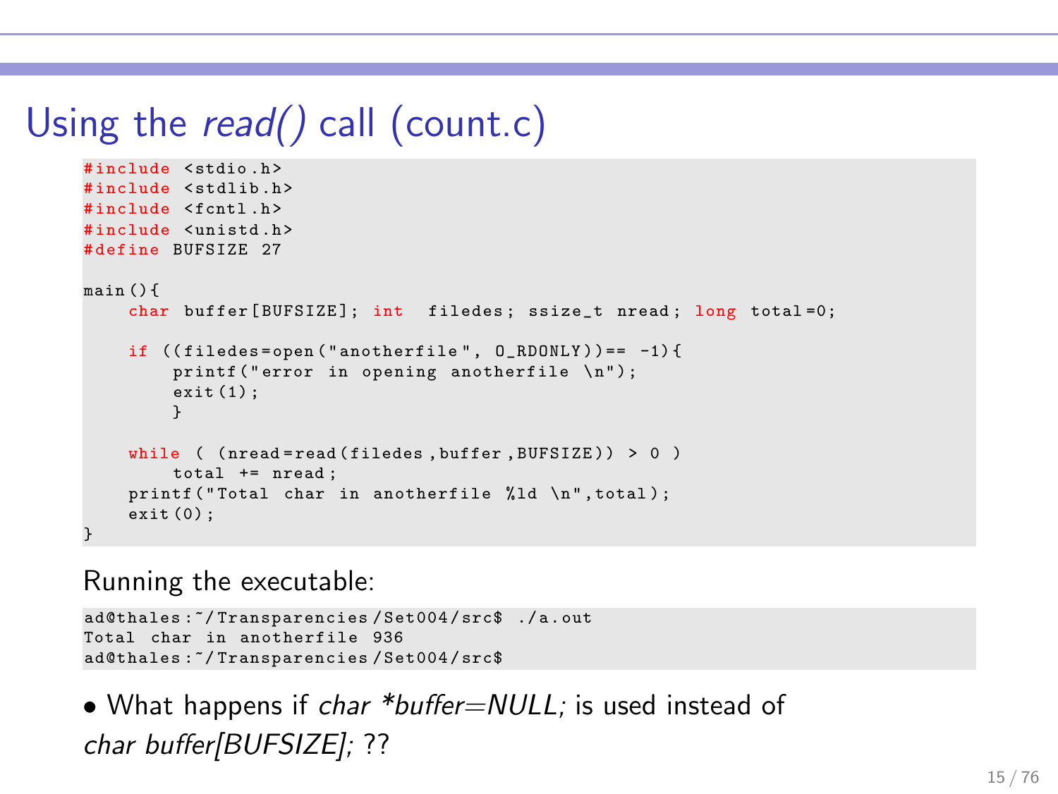# Using the *read()* call (count.c)

```c
#include <stdio.h>
#include <stdlib.h>
#include <fcntl.h>
#include <unistd.h>
#define BUFSIZE 27

main(){
    char buffer[BUFSIZE]; int  filedes; ssize_t nread; long total=0;

    if ((filedes=open("anotherfile", O_RDONLY))== -1){
        printf("error in opening anotherfile \n");
        exit(1);
        }

    while ( (nread=read(filedes,buffer,BUFSIZE)) > 0 )
        total += nread;
    printf("Total char in anotherfile %ld \n",total);
    exit(0);
}
```

Running the executable:

```
ad@thales:~/Transparencies/Set004/src$ ./a.out
Total char in anotherfile 936
ad@thales:~/Transparencies/Set004/src$
```

- What happens if *char *buffer=NULL;* is used instead of *char buffer[BUFSIZE];* ??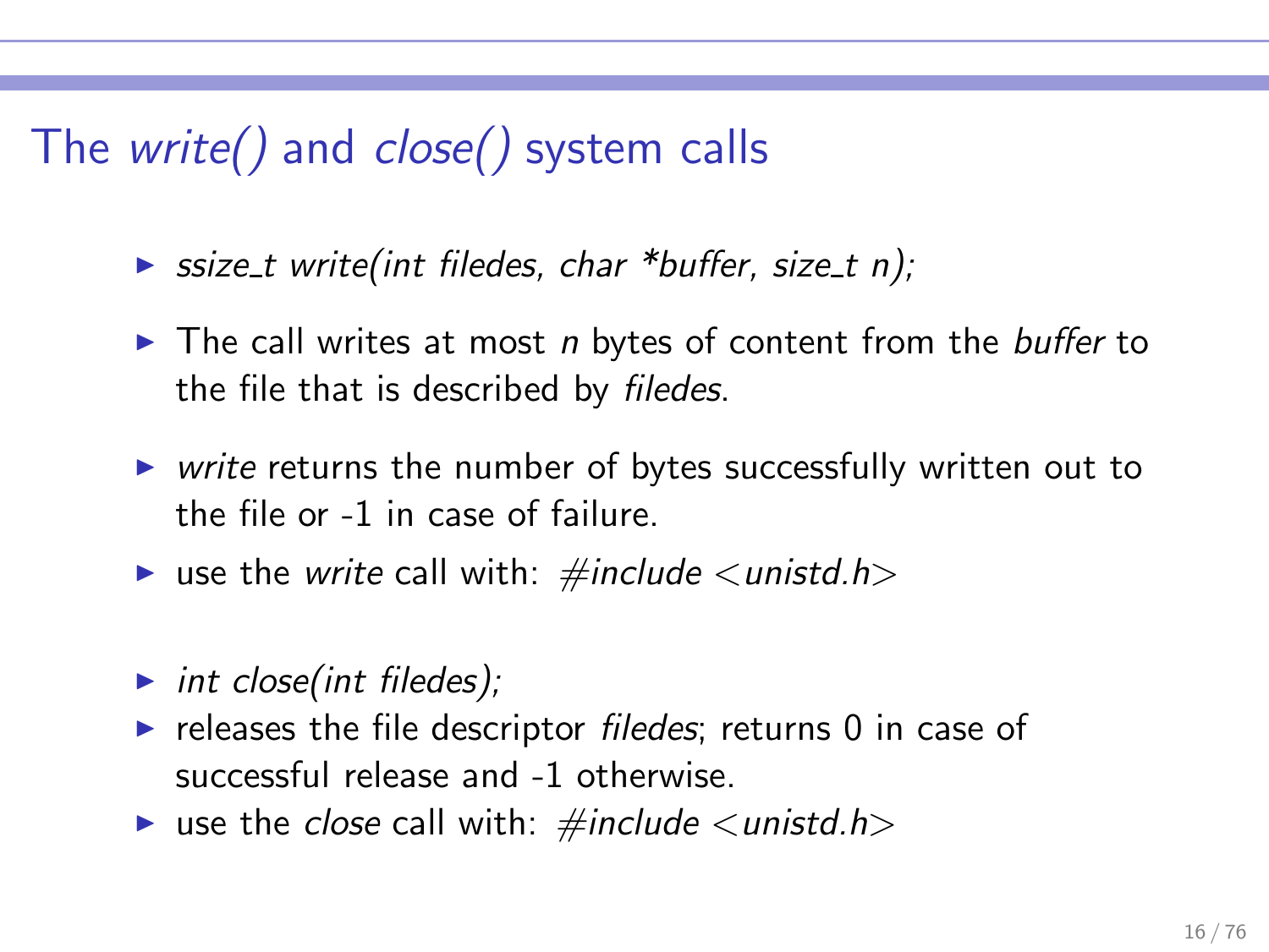# The *write()* and *close()* system calls

- *ssize_t write(int filedes, char *buffer, size_t n);*
- The call writes at most *n* bytes of content from the *buffer* to the file that is described by *filedes*.
- *write* returns the number of bytes successfully written out to the file or -1 in case of failure.
- use the *write* call with: *#include <unistd.h>*

- *int close(int filedes);*
- releases the file descriptor *filedes*; returns 0 in case of successful release and -1 otherwise.
- use the *close* call with: *#include <unistd.h>*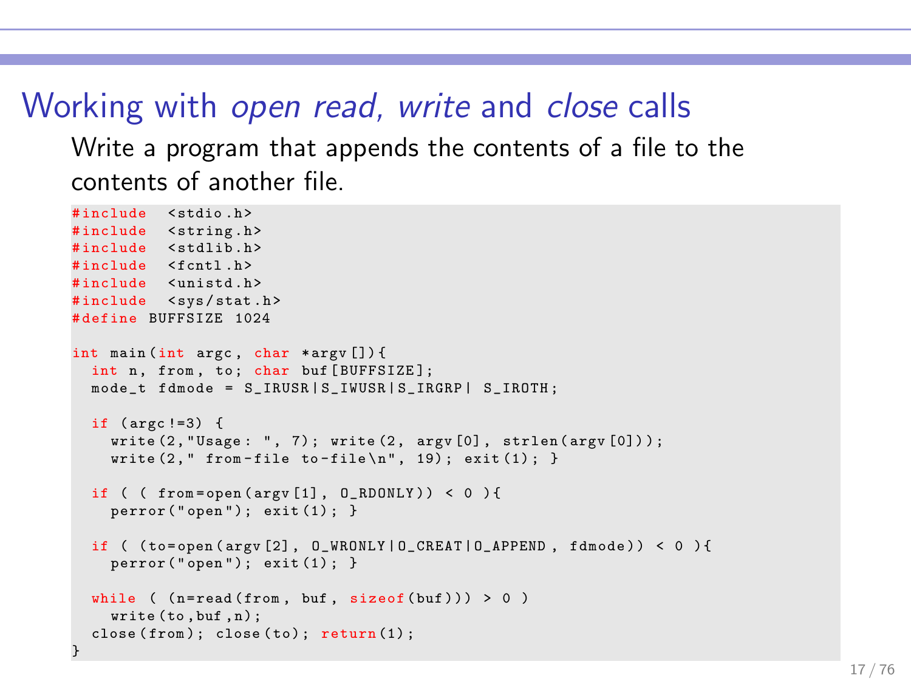# Working with *open read, write* and *close* calls

Write a program that appends the contents of a file to the contents of another file.

```
#include  <stdio.h>
#include  <string.h>
#include  <stdlib.h>
#include  <fcntl.h>
#include  <unistd.h>
#include  <sys/stat.h>
#define BUFFSIZE 1024

int main(int argc, char *argv[]){
  int n, from, to; char buf[BUFFSIZE];
  mode_t fdmode = S_IRUSR|S_IWUSR|S_IRGRP| S_IROTH;

  if (argc!=3) {
    write(2,"Usage: ", 7); write(2, argv[0], strlen(argv[0]));
    write(2," from-file to-file\n", 19); exit(1); }

  if ( ( from=open(argv[1], O_RDONLY)) < 0 ){
    perror("open"); exit(1); }

  if ( (to=open(argv[2], O_WRONLY|O_CREAT|O_APPEND, fdmode)) < 0 ){
    perror("open"); exit(1); }

  while ( (n=read(from, buf, sizeof(buf))) > 0 )
    write(to,buf,n);
  close(from); close(to); return(1);
}
```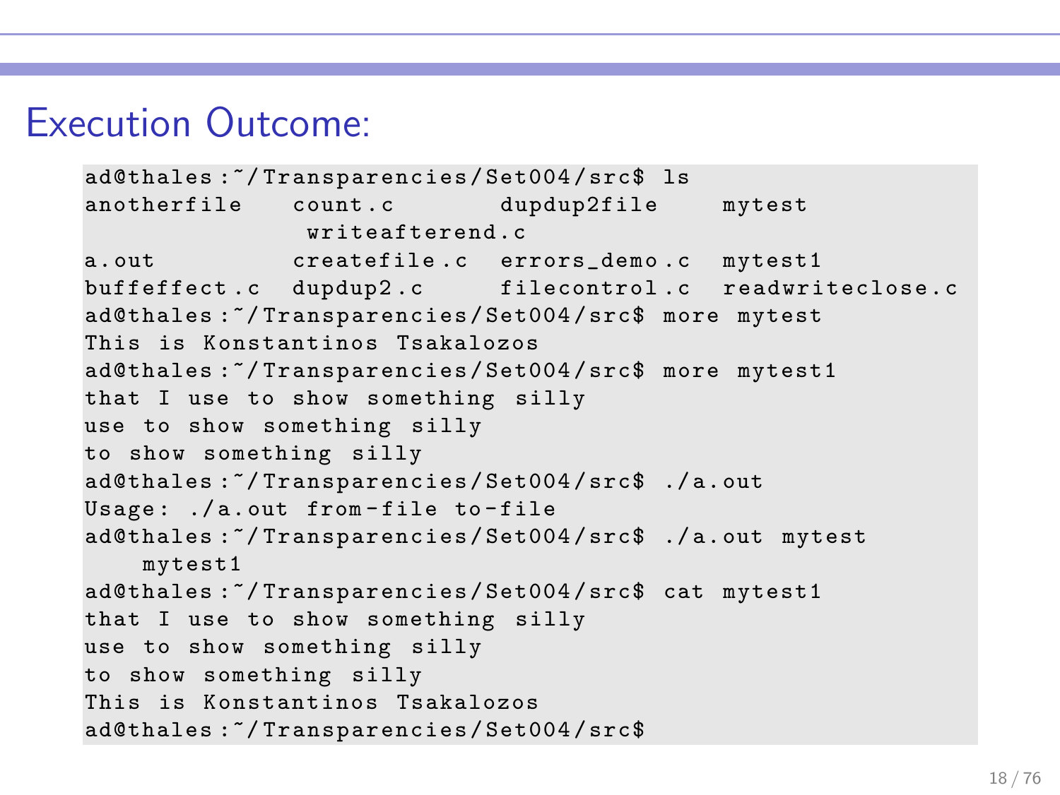# Execution Outcome:

```
ad@thales:~/Transparencies/Set004/src$ ls
anotherfile    count.c       dupdup2file    mytest
                writeafterend.c
a.out          createfile.c  errors_demo.c  mytest1
buffeffect.c   dupdup2.c     filecontrol.c  readwriteclose.c
ad@thales:~/Transparencies/Set004/src$ more mytest
This is Konstantinos Tsakalozos
ad@thales:~/Transparencies/Set004/src$ more mytest1
that I use to show something silly
use to show something silly
to show something silly
ad@thales:~/Transparencies/Set004/src$ ./a.out
Usage: ./a.out from-file to-file
ad@thales:~/Transparencies/Set004/src$ ./a.out mytest
    mytest1
ad@thales:~/Transparencies/Set004/src$ cat mytest1
that I use to show something silly
use to show something silly
to show something silly
This is Konstantinos Tsakalozos
ad@thales:~/Transparencies/Set004/src$
```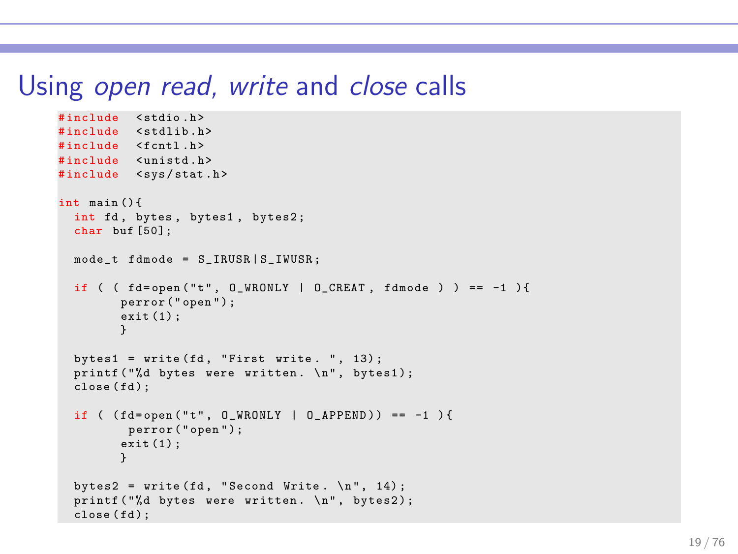# Using *open read, write* and *close* calls

```
#include <stdio.h>
#include <stdlib.h>
#include <fcntl.h>
#include <unistd.h>
#include <sys/stat.h>

int main(){
  int fd, bytes, bytes1, bytes2;
  char buf[50];

  mode_t fdmode = S_IRUSR|S_IWUSR;

  if ( ( fd=open("t", O_WRONLY | O_CREAT, fdmode ) ) == -1 ){
        perror("open");
        exit(1);
        }

  bytes1 = write(fd, "First write. ", 13);
  printf("%d bytes were written. \n", bytes1);
  close(fd);

  if ( (fd=open("t", O_WRONLY | O_APPEND)) == -1 ){
         perror("open");
        exit(1);
        }

  bytes2 = write(fd, "Second Write. \n", 14);
  printf("%d bytes were written. \n", bytes2);
  close(fd);
```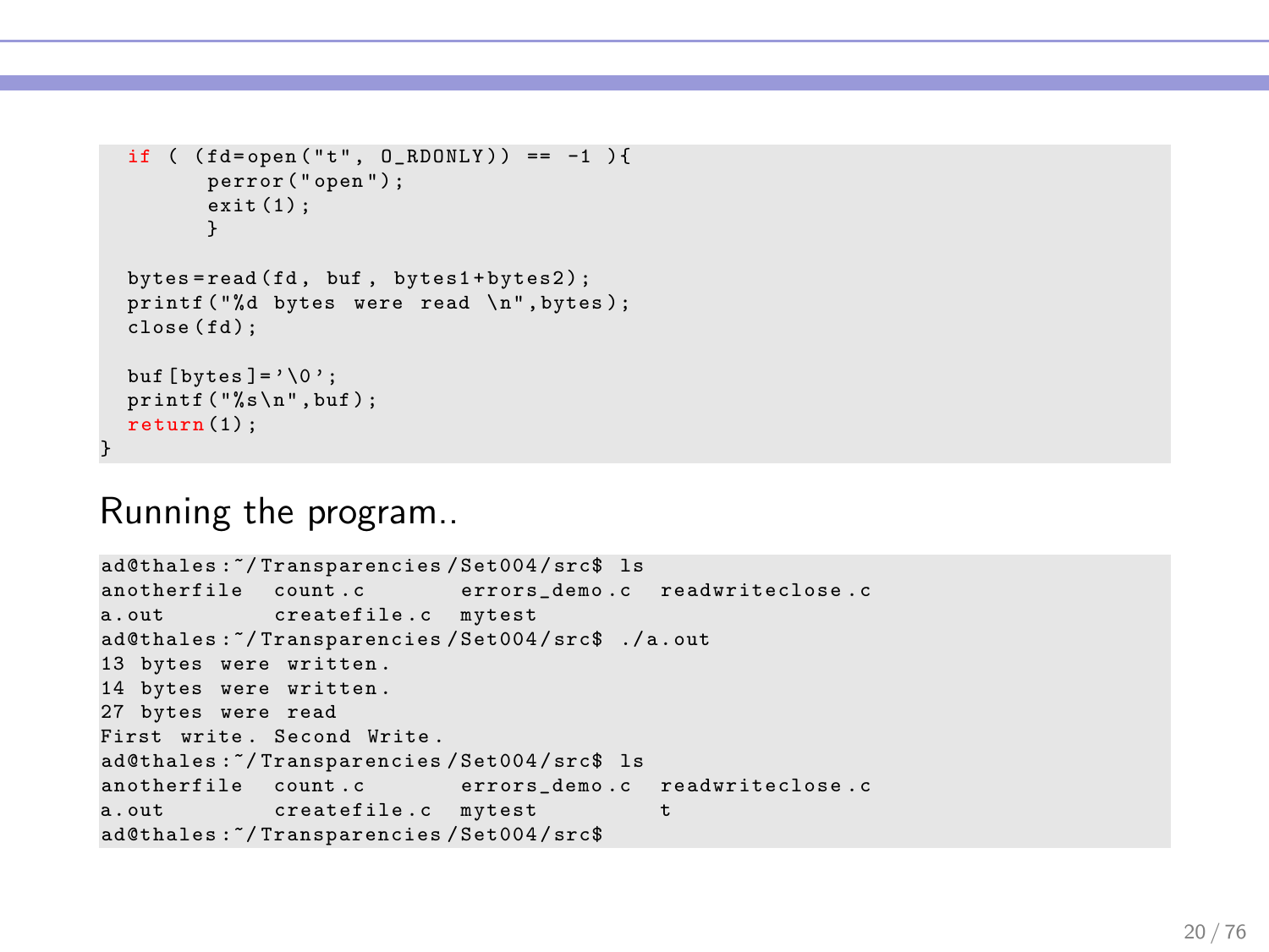```c
  if ( (fd=open("t", O_RDONLY)) == -1 ){
        perror("open");
        exit(1);
        }

  bytes=read(fd, buf, bytes1+bytes2);
  printf("%d bytes were read \n",bytes);
  close(fd);

  buf[bytes]='\0';
  printf("%s\n",buf);
  return(1);
}
```

## Running the program..

```
ad@thales:~/Transparencies/Set004/src$ ls
anotherfile  count.c      errors_demo.c  readwriteclose.c
a.out        createfile.c  mytest
ad@thales:~/Transparencies/Set004/src$ ./a.out
13 bytes were written.
14 bytes were written.
27 bytes were read
First write. Second Write.
ad@thales:~/Transparencies/Set004/src$ ls
anotherfile  count.c      errors_demo.c  readwriteclose.c
a.out        createfile.c  mytest         t
ad@thales:~/Transparencies/Set004/src$
```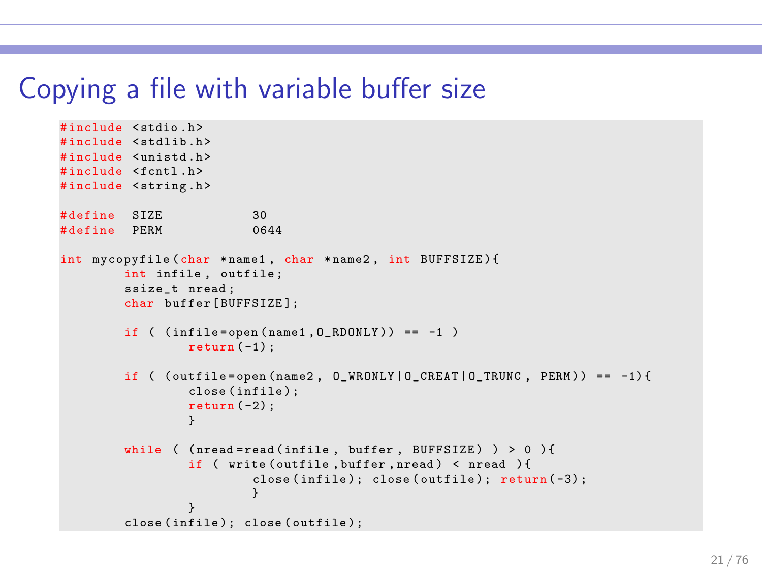# Copying a file with variable buffer size

```
#include <stdio.h>
#include <stdlib.h>
#include <unistd.h>
#include <fcntl.h>
#include <string.h>

#define  SIZE           30
#define  PERM           0644

int mycopyfile(char *name1, char *name2, int BUFFSIZE){
        int infile, outfile;
        ssize_t nread;
        char buffer[BUFFSIZE];

        if ( (infile=open(name1,O_RDONLY)) == -1 )
                return(-1);

        if ( (outfile=open(name2, O_WRONLY|O_CREAT|O_TRUNC, PERM)) == -1){
                close(infile);
                return(-2);
                }

        while ( (nread=read(infile, buffer, BUFFSIZE) ) > 0 ){
                if ( write(outfile,buffer,nread) < nread ){
                        close(infile); close(outfile); return(-3);
                        }
                }
        close(infile); close(outfile);
```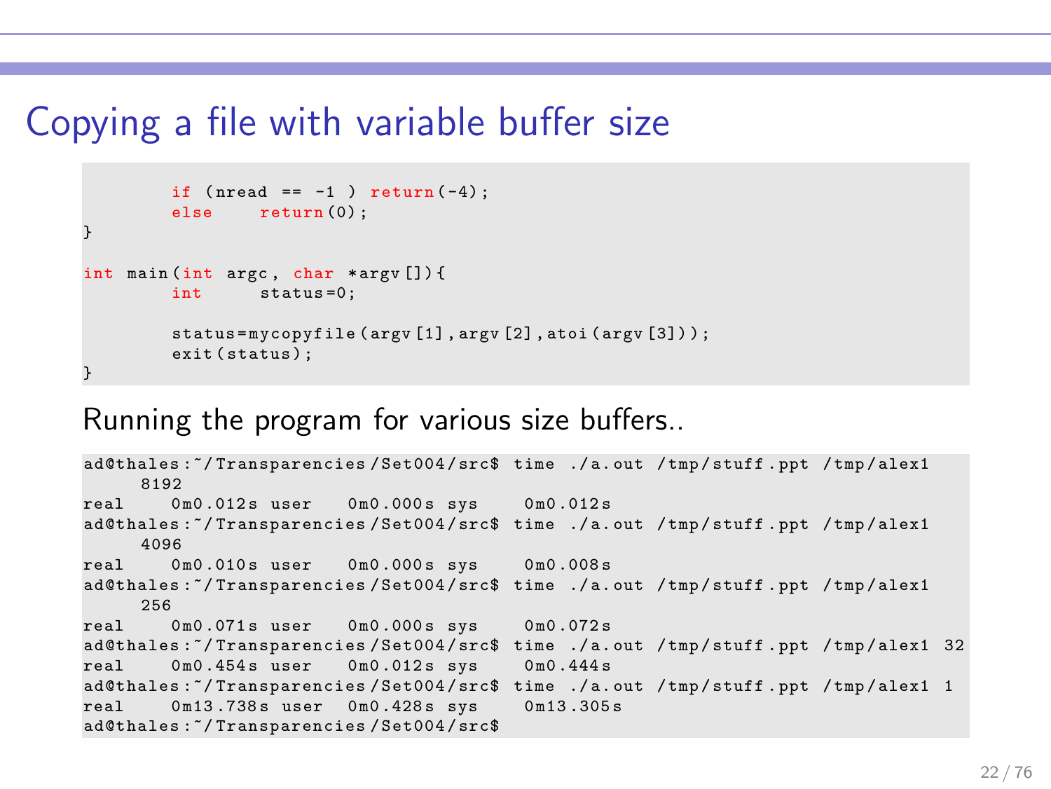# Copying a file with variable buffer size

```
        if (nread == -1 ) return(-4);
        else     return(0);
}

int main(int argc, char *argv[]){
        int      status=0;

        status=mycopyfile(argv[1],argv[2],atoi(argv[3]));
        exit(status);
}
```

Running the program for various size buffers..

```
ad@thales:~/Transparencies/Set004/src$ time ./a.out /tmp/stuff.ppt /tmp/alex1
     8192
real    0m0.012s user   0m0.000s sys    0m0.012s
ad@thales:~/Transparencies/Set004/src$ time ./a.out /tmp/stuff.ppt /tmp/alex1
     4096
real    0m0.010s user   0m0.000s sys    0m0.008s
ad@thales:~/Transparencies/Set004/src$ time ./a.out /tmp/stuff.ppt /tmp/alex1
     256
real    0m0.071s user   0m0.000s sys    0m0.072s
ad@thales:~/Transparencies/Set004/src$ time ./a.out /tmp/stuff.ppt /tmp/alex1 32
real    0m0.454s user   0m0.012s sys    0m0.444s
ad@thales:~/Transparencies/Set004/src$ time ./a.out /tmp/stuff.ppt /tmp/alex1 1
real    0m13.738s user  0m0.428s sys    0m13.305s
ad@thales:~/Transparencies/Set004/src$
```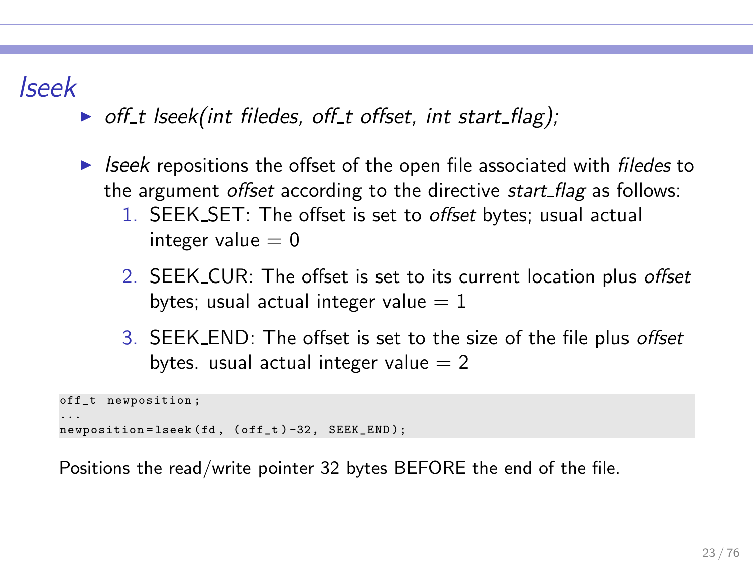# *lseek*

- *off_t lseek(int filedes, off_t offset, int start_flag);*
- *lseek* repositions the offset of the open file associated with *filedes* to the argument *offset* according to the directive *start_flag* as follows:
  1. SEEK_SET: The offset is set to *offset* bytes; usual actual integer value = 0
  2. SEEK_CUR: The offset is set to its current location plus *offset* bytes; usual actual integer value = 1
  3. SEEK_END: The offset is set to the size of the file plus *offset* bytes. usual actual integer value = 2

```
off_t newposition;
...
newposition=lseek(fd, (off_t)-32, SEEK_END);
```

Positions the read/write pointer 32 bytes BEFORE the end of the file.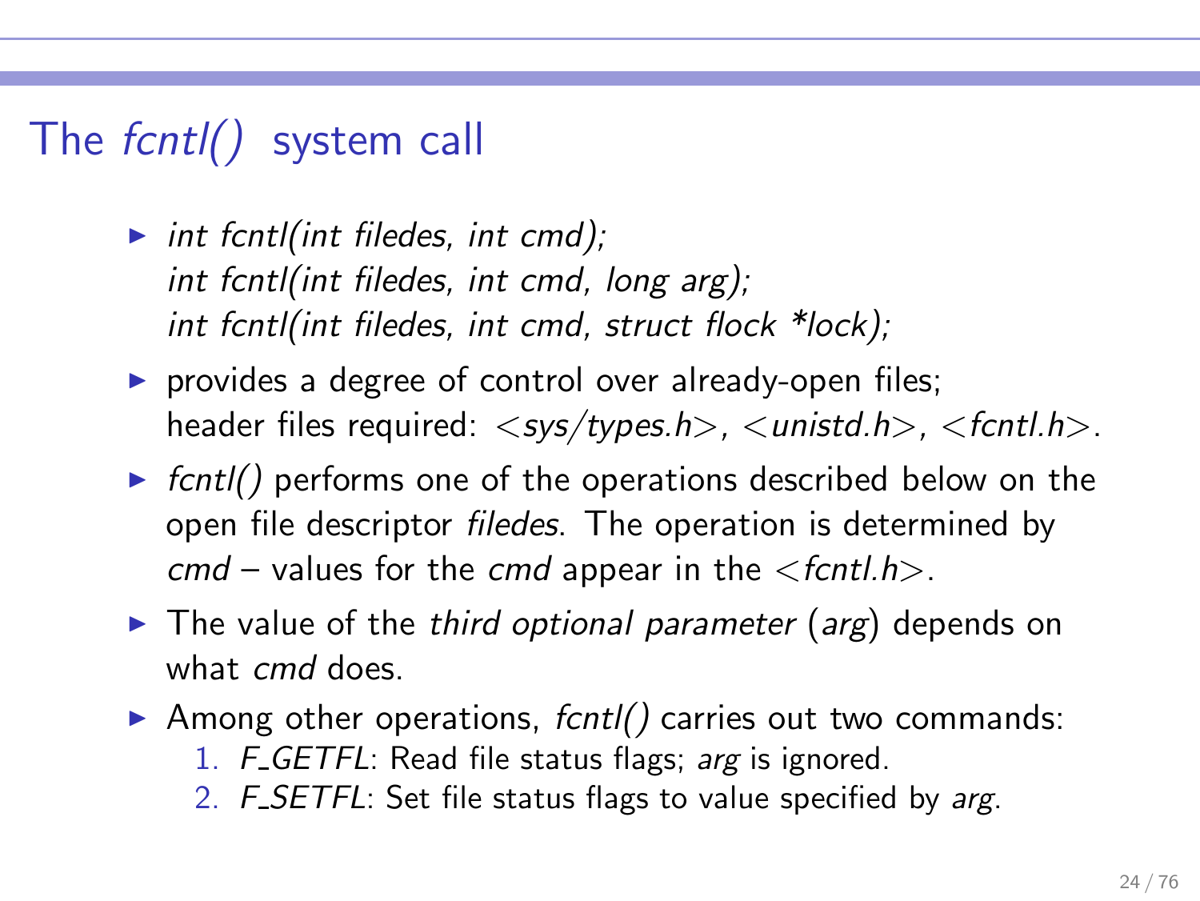# The *fcntl()* system call

- *int fcntl(int filedes, int cmd);*
  *int fcntl(int filedes, int cmd, long arg);*
  *int fcntl(int filedes, int cmd, struct flock *lock);*
- provides a degree of control over already-open files;
  header files required: <*sys/types.h*>, <*unistd.h*>, <*fcntl.h*>.
- *fcntl()* performs one of the operations described below on the open file descriptor *filedes*. The operation is determined by *cmd* – values for the *cmd* appear in the <*fcntl.h*>.
- The value of the *third optional parameter* (*arg*) depends on what *cmd* does.
- Among other operations, *fcntl()* carries out two commands:
  1. *F_GETFL*: Read file status flags; *arg* is ignored.
  2. *F_SETFL*: Set file status flags to value specified by *arg*.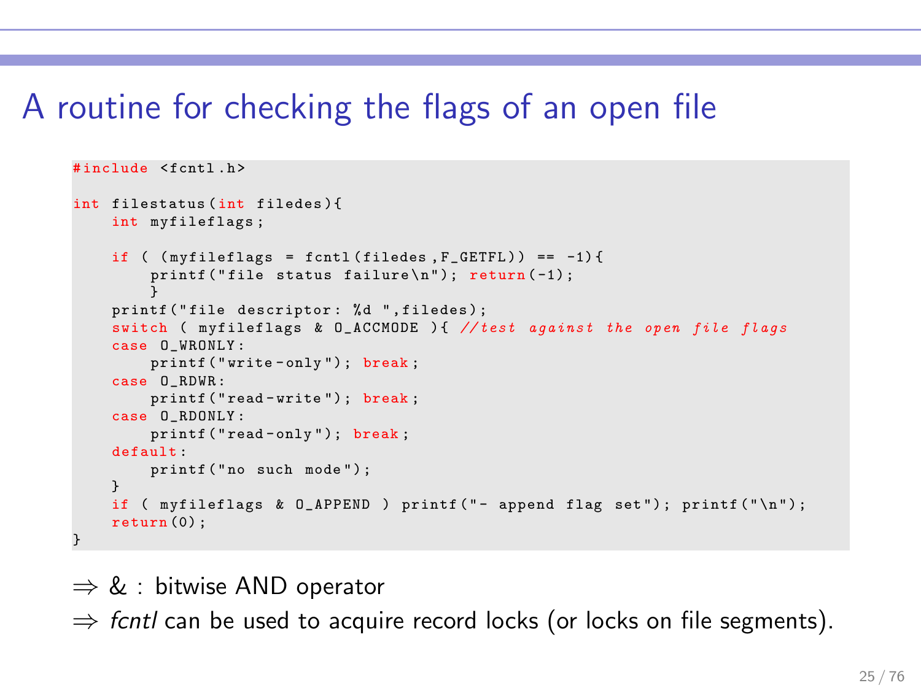# A routine for checking the flags of an open file

```c
#include <fcntl.h>

int filestatus(int filedes){
    int myfileflags;

    if ( (myfileflags = fcntl(filedes,F_GETFL)) == -1){
        printf("file status failure\n"); return(-1);
        }
    printf("file descriptor: %d ",filedes);
    switch ( myfileflags & O_ACCMODE ){ //test against the open file flags
    case O_WRONLY:
        printf("write-only"); break;
    case O_RDWR:
        printf("read-write"); break;
    case O_RDONLY:
        printf("read-only"); break;
    default:
        printf("no such mode");
    }
    if ( myfileflags & O_APPEND ) printf("- append flag set"); printf("\n");
    return(0);
}
```

⇒ & : bitwise AND operator

⇒ *fcntl* can be used to acquire record locks (or locks on file segments).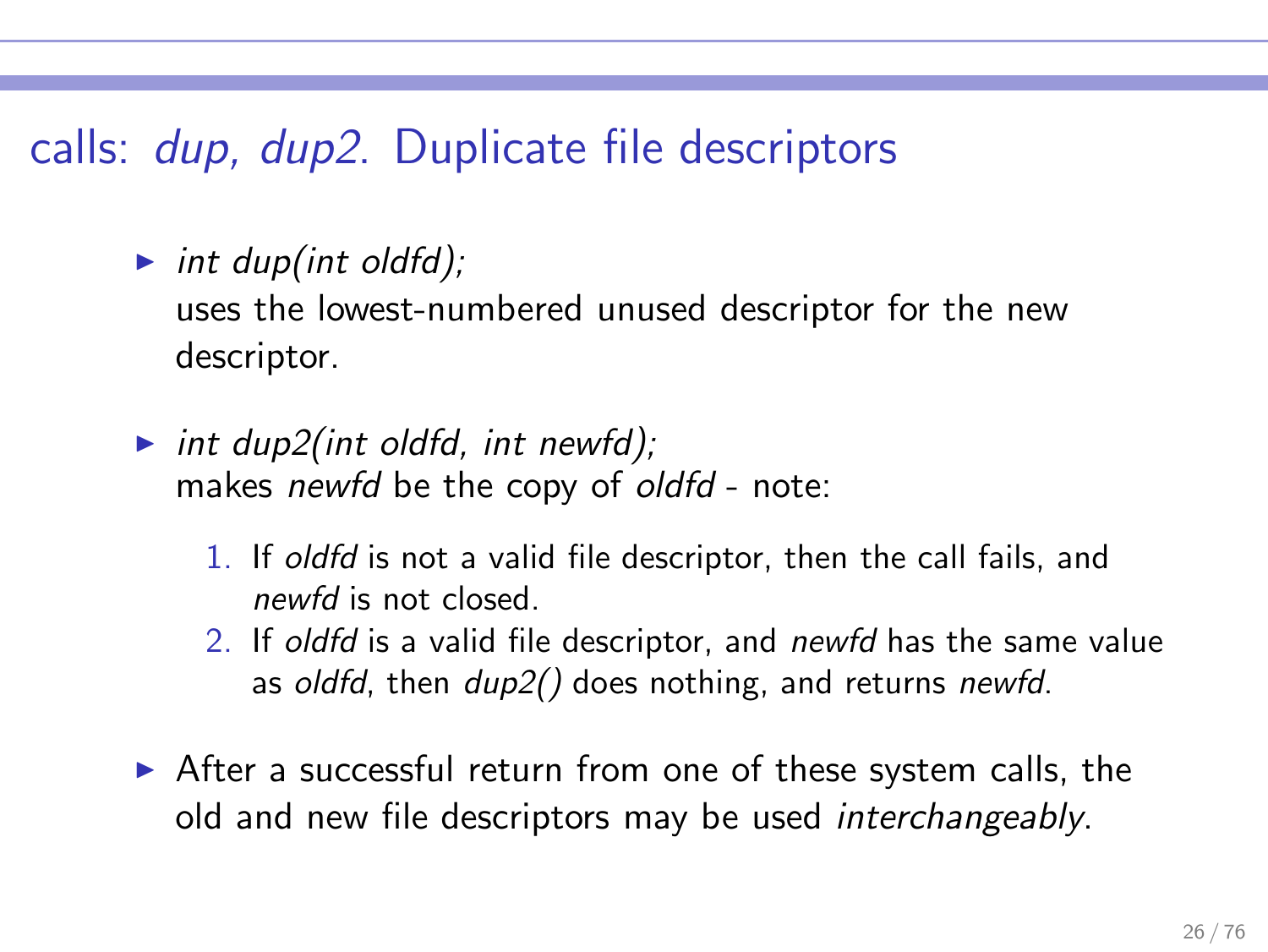## calls: *dup, dup2*. Duplicate file descriptors

- *int dup(int oldfd);*
  uses the lowest-numbered unused descriptor for the new descriptor.

- *int dup2(int oldfd, int newfd);*
  makes *newfd* be the copy of *oldfd* - note:

  1. If *oldfd* is not a valid file descriptor, then the call fails, and *newfd* is not closed.
  2. If *oldfd* is a valid file descriptor, and *newfd* has the same value as *oldfd*, then *dup2()* does nothing, and returns *newfd*.

- After a successful return from one of these system calls, the old and new file descriptors may be used *interchangeably*.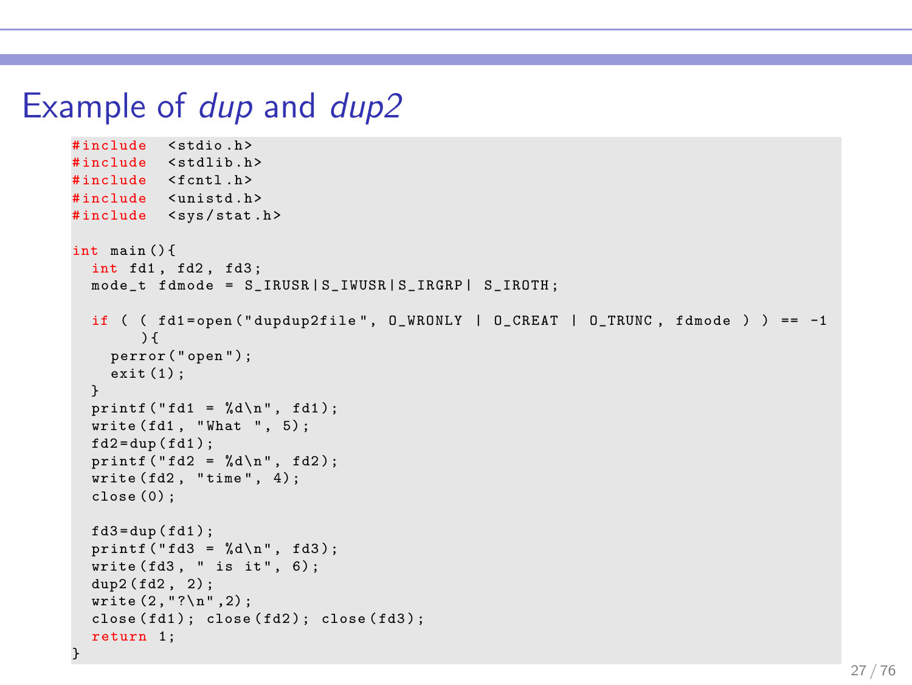# Example of *dup* and *dup2*

```
#include <stdio.h>
#include <stdlib.h>
#include <fcntl.h>
#include <unistd.h>
#include <sys/stat.h>

int main(){
  int fd1, fd2, fd3;
  mode_t fdmode = S_IRUSR|S_IWUSR|S_IRGRP| S_IROTH;

  if ( ( fd1=open("dupdup2file", O_WRONLY | O_CREAT | O_TRUNC, fdmode ) ) == -1
      ){
    perror("open");
    exit(1);
  }
  printf("fd1 = %d\n", fd1);
  write(fd1, "What ", 5);
  fd2=dup(fd1);
  printf("fd2 = %d\n", fd2);
  write(fd2, "time", 4);
  close(0);

  fd3=dup(fd1);
  printf("fd3 = %d\n", fd3);
  write(fd3, " is it", 6);
  dup2(fd2, 2);
  write(2,"?\n",2);
  close(fd1); close(fd2); close(fd3);
  return 1;
}
```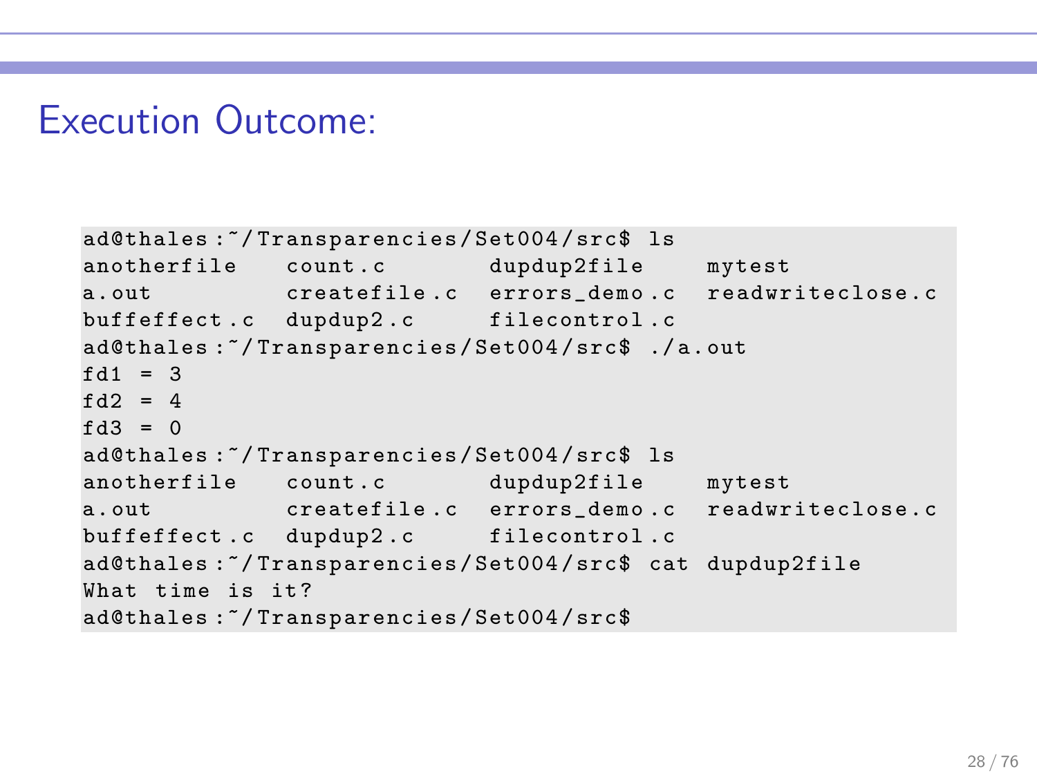# Execution Outcome:

```
ad@thales:~/Transparencies/Set004/src$ ls
anotherfile   count.c       dupdup2file    mytest
a.out         createfile.c  errors_demo.c  readwriteclose.c
buffeffect.c  dupdup2.c     filecontrol.c
ad@thales:~/Transparencies/Set004/src$ ./a.out
fd1 = 3
fd2 = 4
fd3 = 0
ad@thales:~/Transparencies/Set004/src$ ls
anotherfile   count.c       dupdup2file    mytest
a.out         createfile.c  errors_demo.c  readwriteclose.c
buffeffect.c  dupdup2.c     filecontrol.c
ad@thales:~/Transparencies/Set004/src$ cat dupdup2file
What time is it?
ad@thales:~/Transparencies/Set004/src$
```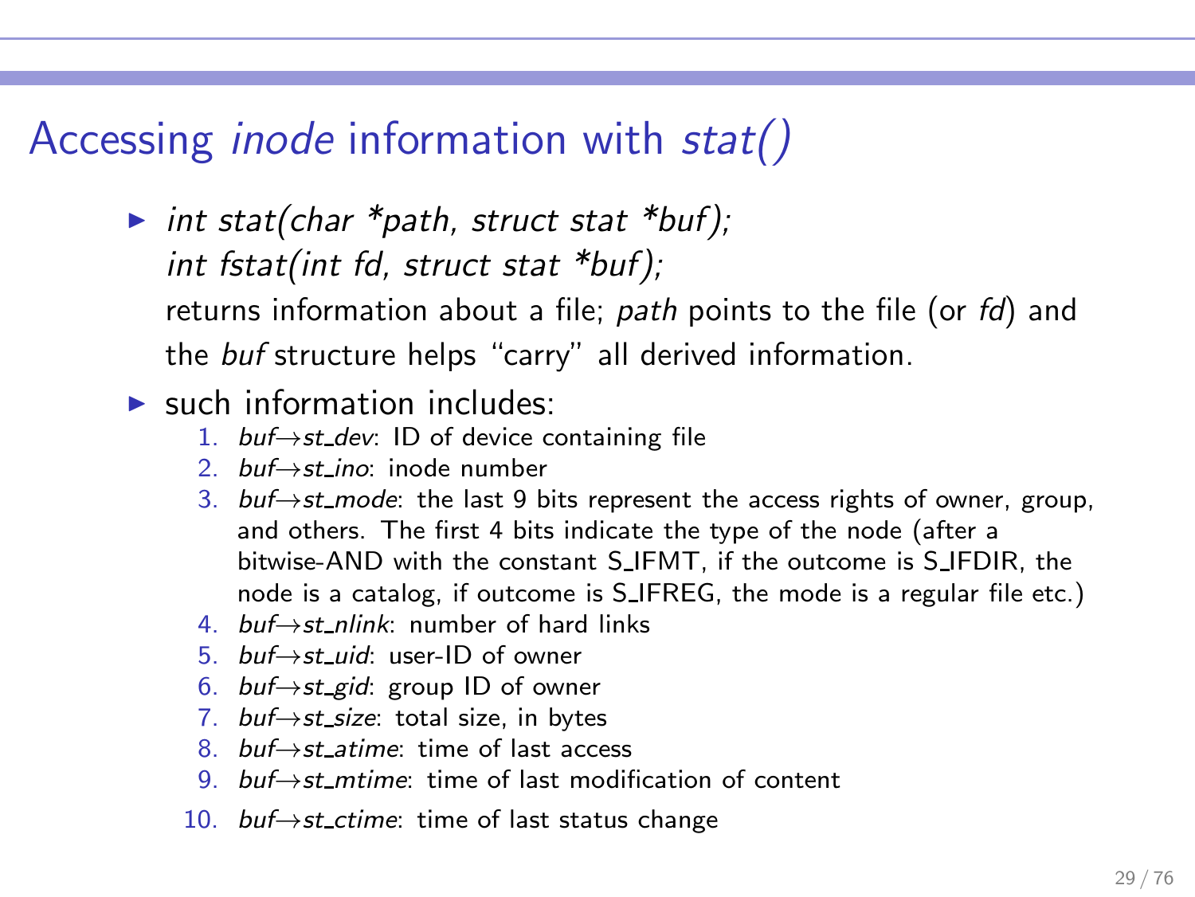# Accessing *inode* information with *stat()*

- *int stat(char *path, struct stat *buf);*
  *int fstat(int fd, struct stat *buf);*
  returns information about a file; *path* points to the file (or *fd*) and the *buf* structure helps "carry" all derived information.
- such information includes:
  1. *buf→st_dev*: ID of device containing file
  2. *buf→st_ino*: inode number
  3. *buf→st_mode*: the last 9 bits represent the access rights of owner, group, and others. The first 4 bits indicate the type of the node (after a bitwise-AND with the constant S_IFMT, if the outcome is S_IFDIR, the node is a catalog, if outcome is S_IFREG, the mode is a regular file etc.)
  4. *buf→st_nlink*: number of hard links
  5. *buf→st_uid*: user-ID of owner
  6. *buf→st_gid*: group ID of owner
  7. *buf→st_size*: total size, in bytes
  8. *buf→st_atime*: time of last access
  9. *buf→st_mtime*: time of last modification of content
  10. *buf→st_ctime*: time of last status change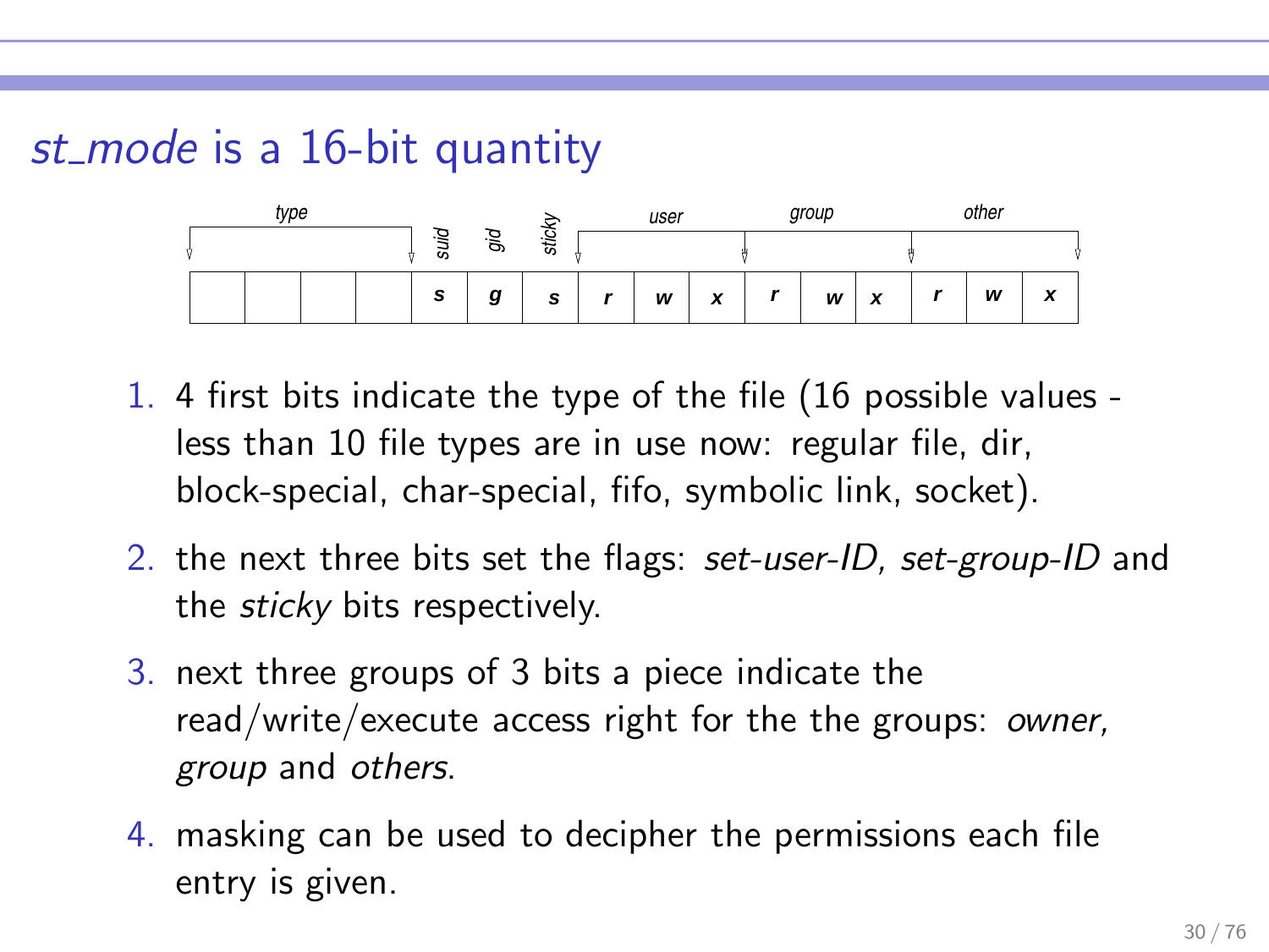# *st_mode* is a 16-bit quantity

| type | | | | suid | gid | sticky | user | | | group | | | other | | |
|---|---|---|---|---|---|---|---|---|---|---|---|---|---|---|---|
| | | | | s | g | s | r | w | x | r | w | x | r | w | x |

1. 4 first bits indicate the type of the file (16 possible values - less than 10 file types are in use now: regular file, dir, block-special, char-special, fifo, symbolic link, socket).
2. the next three bits set the flags: *set-user-ID, set-group-ID* and the *sticky* bits respectively.
3. next three groups of 3 bits a piece indicate the read/write/execute access right for the the groups: *owner, group* and *others*.
4. masking can be used to decipher the permissions each file entry is given.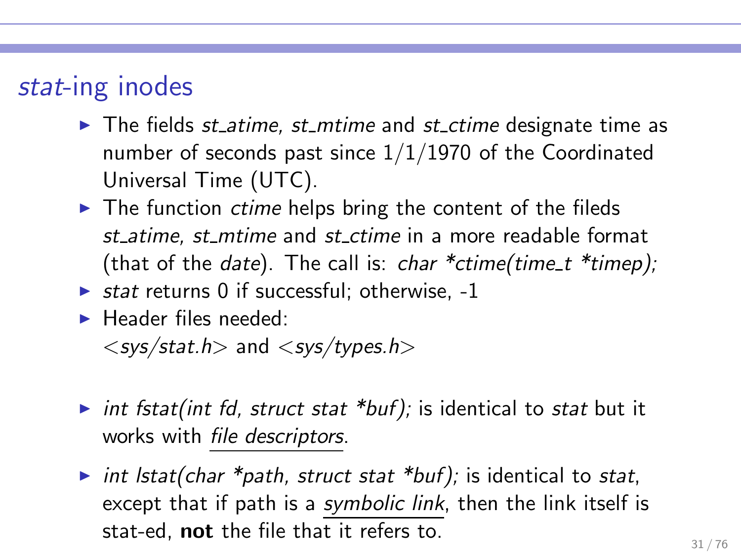## *stat*-ing inodes

- The fields *st_atime, st_mtime* and *st_ctime* designate time as number of seconds past since 1/1/1970 of the Coordinated Universal Time (UTC).
- The function *ctime* helps bring the content of the fileds *st_atime, st_mtime* and *st_ctime* in a more readable format (that of the *date*). The call is: *char *ctime(time_t *timep);*
- *stat* returns 0 if successful; otherwise, -1
- Header files needed:
  <*sys/stat.h*> and <*sys/types.h*>

- *int fstat(int fd, struct stat *buf);* is identical to *stat* but it works with *file descriptors*.

- *int lstat(char *path, struct stat *buf);* is identical to *stat*, except that if path is a *symbolic link*, then the link itself is stat-ed, **not** the file that it refers to.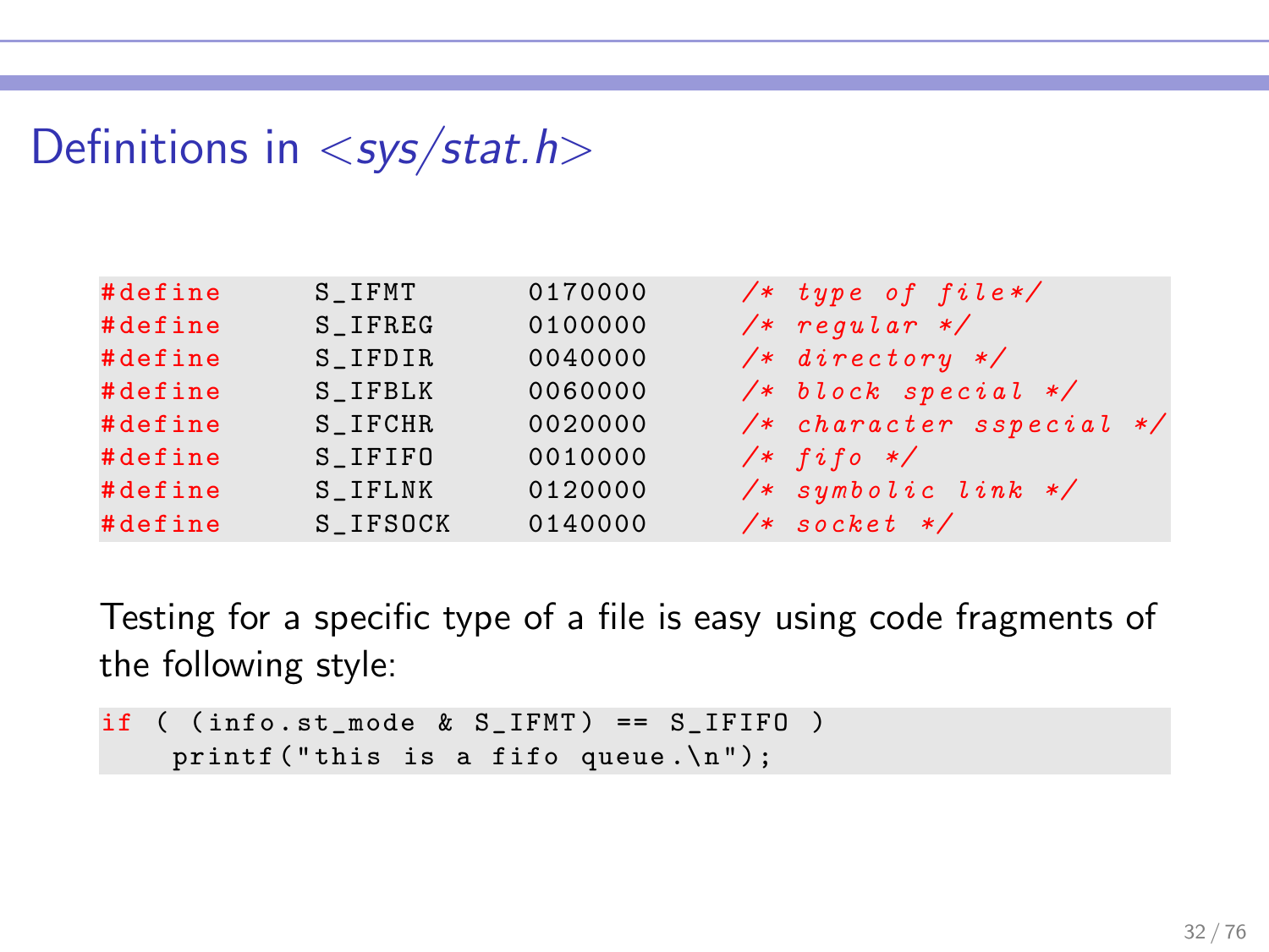# Definitions in <sys/stat.h>

```
#define     S_IFMT      0170000     /* type of file*/
#define     S_IFREG     0100000     /* regular */
#define     S_IFDIR     0040000     /* directory */
#define     S_IFBLK     0060000     /* block special */
#define     S_IFCHR     0020000     /* character sspecial */
#define     S_IFIFO     0010000     /* fifo */
#define     S_IFLNK     0120000     /* symbolic link */
#define     S_IFSOCK    0140000     /* socket */
```

Testing for a specific type of a file is easy using code fragments of the following style:

```
if ( (info.st_mode & S_IFMT) == S_IFIFO )
    printf("this is a fifo queue.\n");
```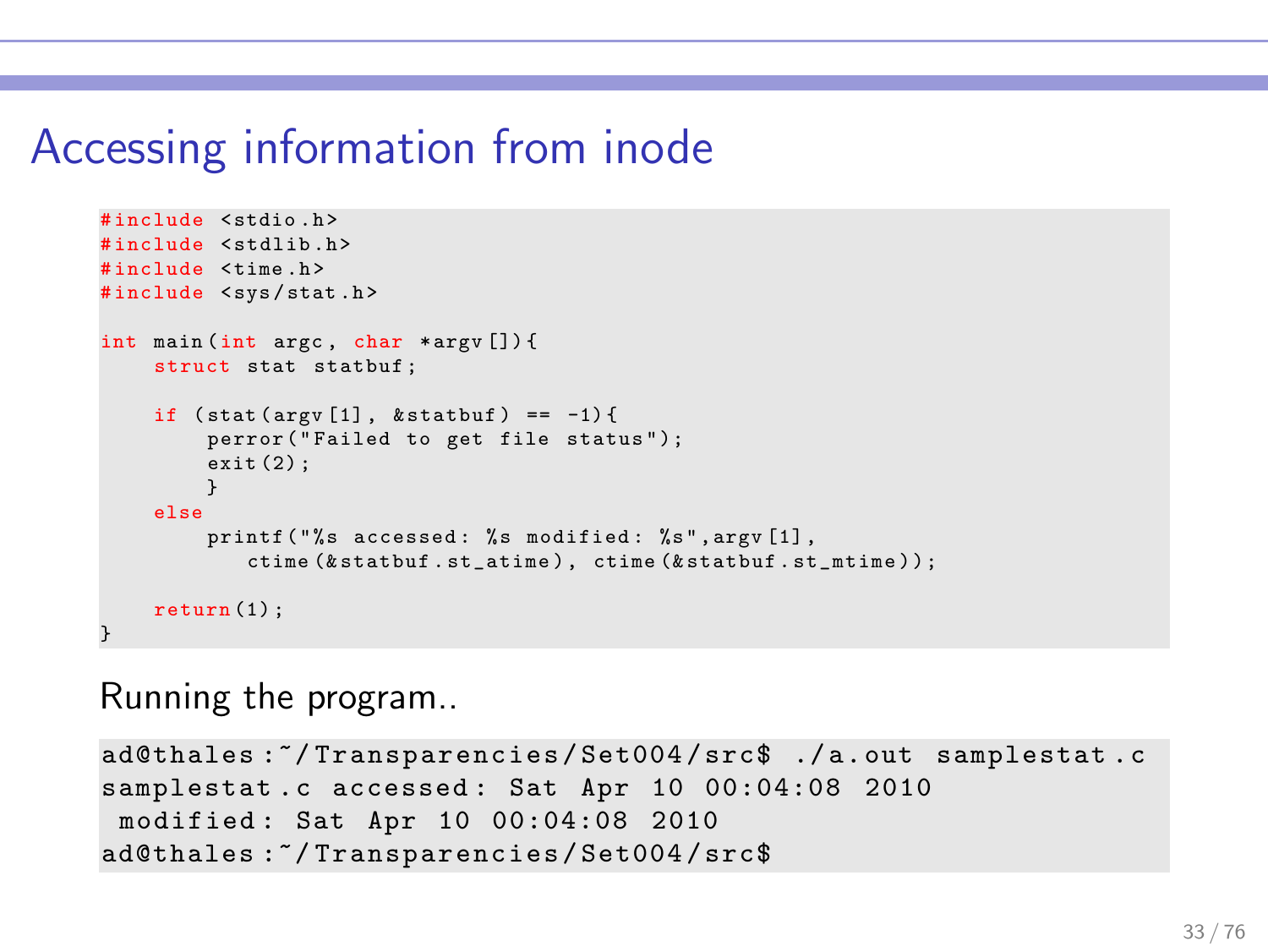# Accessing information from inode

```c
#include <stdio.h>
#include <stdlib.h>
#include <time.h>
#include <sys/stat.h>

int main(int argc, char *argv[]){
    struct stat statbuf;

    if (stat(argv[1], &statbuf) == -1){
        perror("Failed to get file status");
        exit(2);
        }
    else
        printf("%s accessed: %s modified: %s",argv[1],
           ctime(&statbuf.st_atime), ctime(&statbuf.st_mtime));

    return(1);
}
```

Running the program..

```
ad@thales:~/Transparencies/Set004/src$ ./a.out samplestat.c
samplestat.c accessed: Sat Apr 10 00:04:08 2010
 modified: Sat Apr 10 00:04:08 2010
ad@thales:~/Transparencies/Set004/src$
```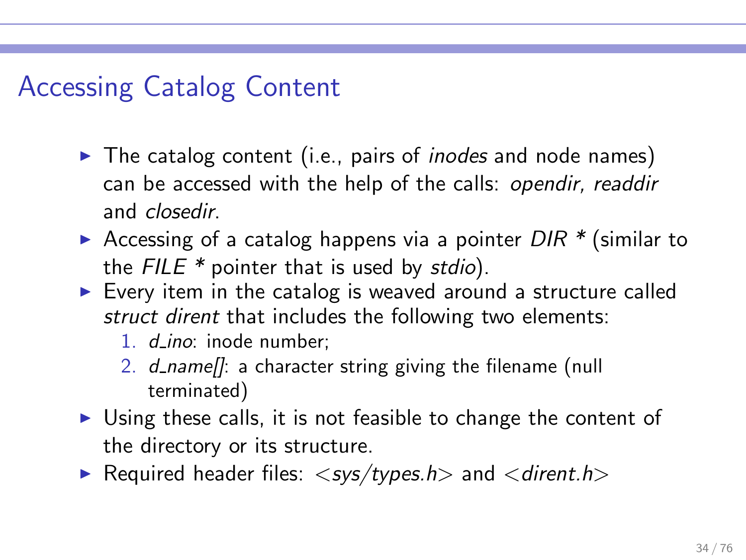# Accessing Catalog Content

- The catalog content (i.e., pairs of *inodes* and node names) can be accessed with the help of the calls: *opendir, readdir* and *closedir*.
- Accessing of a catalog happens via a pointer *DIR* * (similar to the *FILE* * pointer that is used by *stdio*).
- Every item in the catalog is weaved around a structure called *struct dirent* that includes the following two elements:
  1. *d_ino*: inode number;
  2. *d_name[]*: a character string giving the filename (null terminated)
- Using these calls, it is not feasible to change the content of the directory or its structure.
- Required header files: <*sys/types.h*> and <*dirent.h*>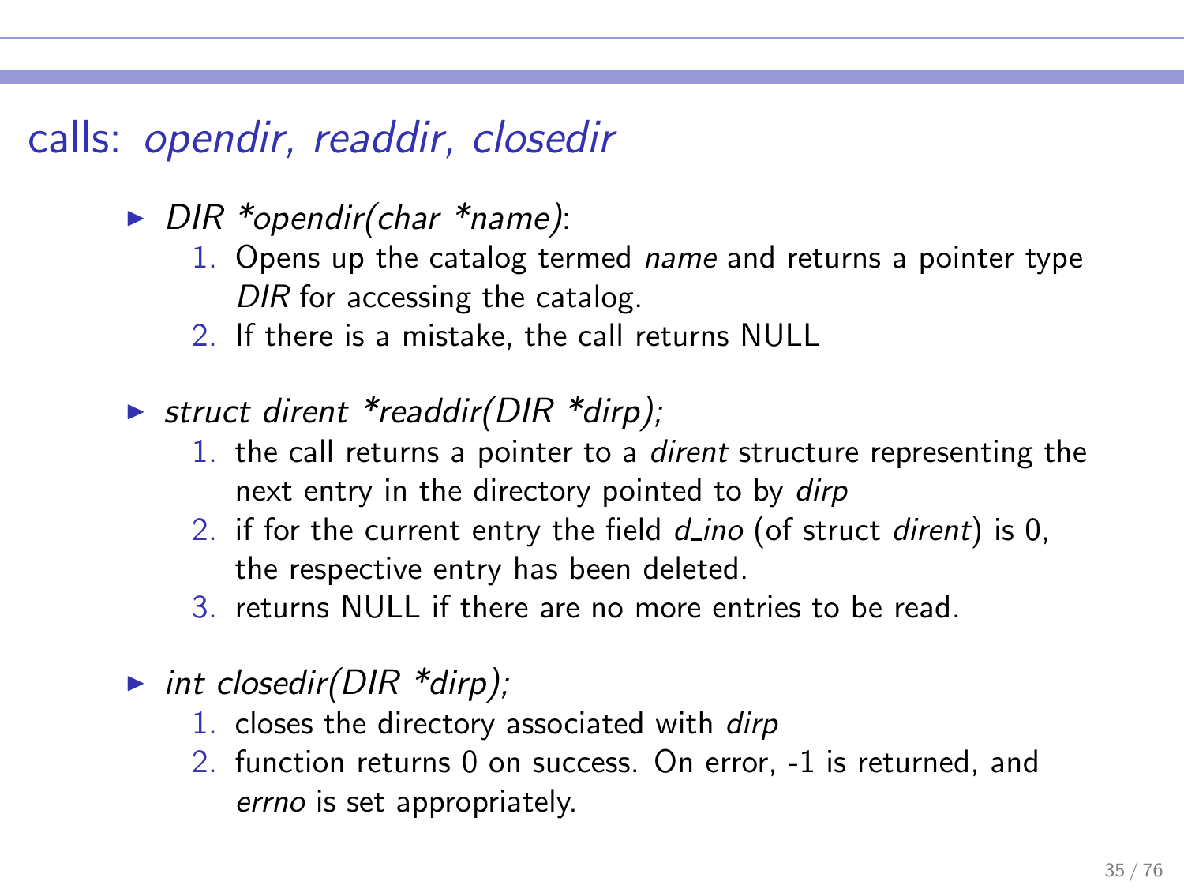## calls: *opendir, readdir, closedir*

- *DIR *opendir(char *name)*:
  1. Opens up the catalog termed *name* and returns a pointer type *DIR* for accessing the catalog.
  2. If there is a mistake, the call returns NULL
- *struct dirent *readdir(DIR *dirp);*
  1. the call returns a pointer to a *dirent* structure representing the next entry in the directory pointed to by *dirp*
  2. if for the current entry the field *d_ino* (of struct *dirent*) is 0, the respective entry has been deleted.
  3. returns NULL if there are no more entries to be read.
- *int closedir(DIR *dirp);*
  1. closes the directory associated with *dirp*
  2. function returns 0 on success. On error, -1 is returned, and *errno* is set appropriately.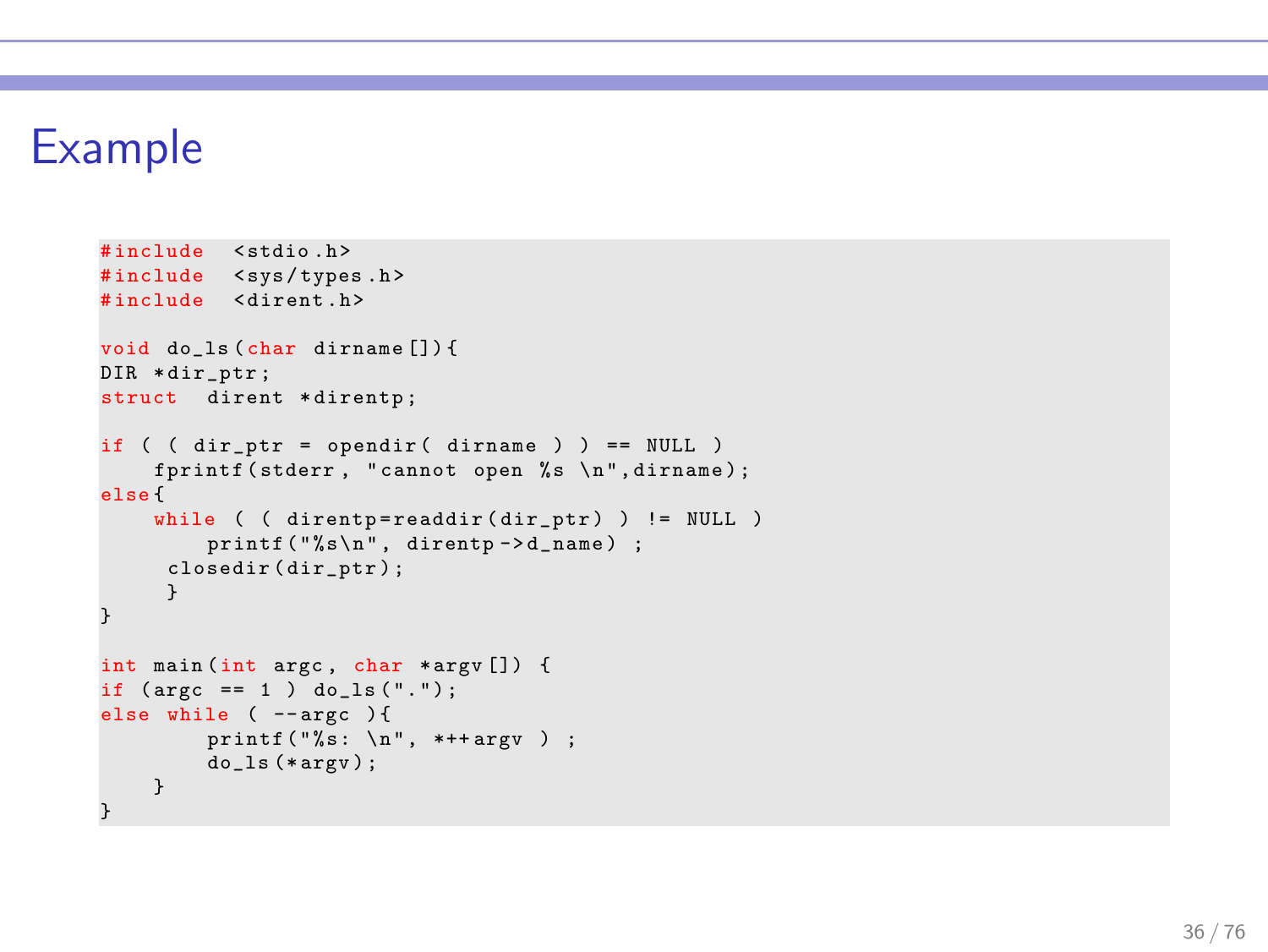# Example

```
#include  <stdio.h>
#include  <sys/types.h>
#include  <dirent.h>

void do_ls(char dirname[]){
DIR *dir_ptr;
struct  dirent *direntp;

if ( ( dir_ptr = opendir( dirname ) ) == NULL )
    fprintf(stderr, "cannot open %s \n",dirname);
else{
    while ( ( direntp=readdir(dir_ptr) ) != NULL )
        printf("%s\n", direntp->d_name) ;
     closedir(dir_ptr);
     }
}

int main(int argc, char *argv[]) {
if (argc == 1 ) do_ls(".");
else while ( --argc ){
        printf("%s: \n", *++argv ) ;
        do_ls(*argv);
    }
}
```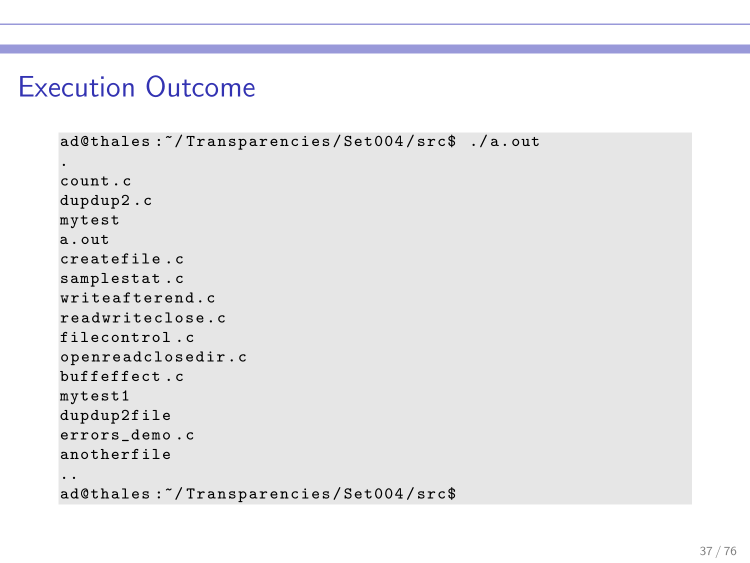# Execution Outcome

```
ad@thales:~/Transparencies/Set004/src$ ./a.out
.
count.c
dupdup2.c
mytest
a.out
createfile.c
samplestat.c
writeafterend.c
readwriteclose.c
filecontrol.c
openreadclosedir.c
buffeffect.c
mytest1
dupdup2file
errors_demo.c
anotherfile
..
ad@thales:~/Transparencies/Set004/src$
```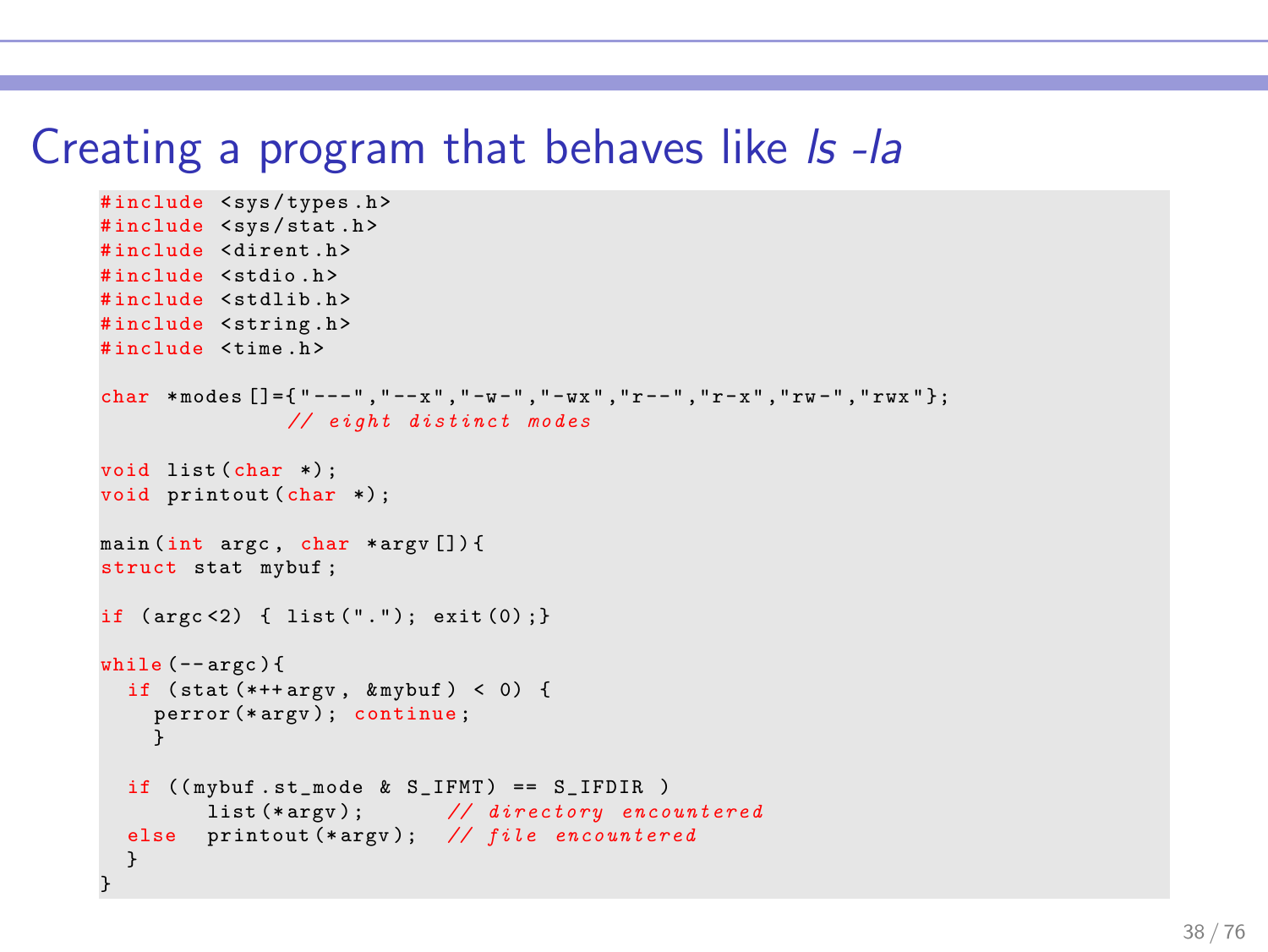# Creating a program that behaves like *ls -la*

```c
#include <sys/types.h>
#include <sys/stat.h>
#include <dirent.h>
#include <stdio.h>
#include <stdlib.h>
#include <string.h>
#include <time.h>

char *modes[]={"---","--x","-w-","-wx","r--","r-x","rw-","rwx"};
              // eight distinct modes

void list(char *);
void printout(char *);

main(int argc, char *argv[]){
struct stat mybuf;

if (argc<2) { list("."); exit(0);}

while(--argc){
  if (stat(*++argv, &mybuf) < 0) {
    perror(*argv); continue;
    }

  if ((mybuf.st_mode & S_IFMT) == S_IFDIR )
        list(*argv);       // directory encountered
  else  printout(*argv);   // file encountered
  }
}
```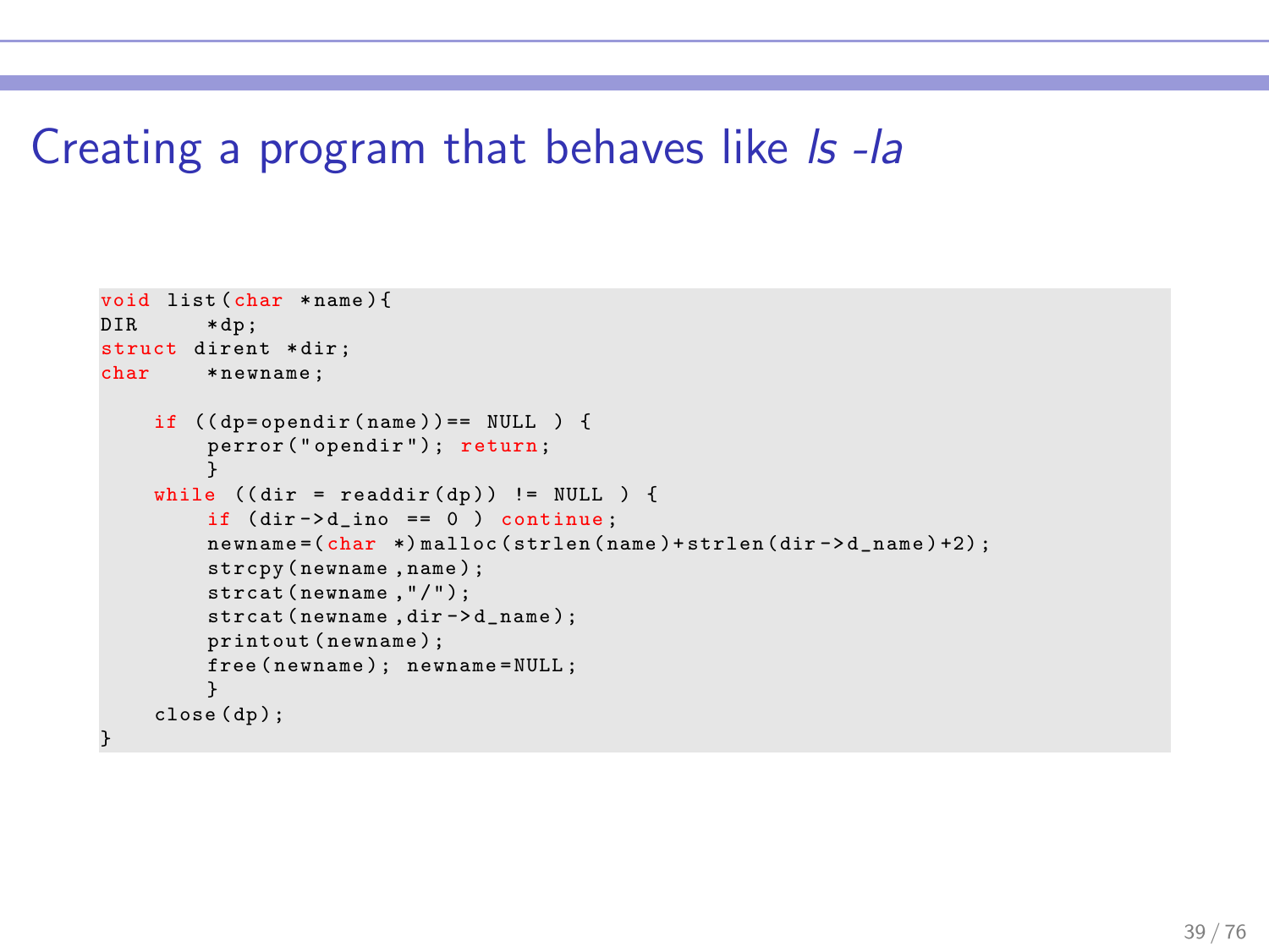# Creating a program that behaves like *ls -la*

```
void list(char *name){
DIR      *dp;
struct dirent *dir;
char     *newname;

    if ((dp=opendir(name))== NULL ) {
        perror("opendir"); return;
        }
    while ((dir = readdir(dp)) != NULL ) {
        if (dir->d_ino == 0 ) continue;
        newname=(char *)malloc(strlen(name)+strlen(dir->d_name)+2);
        strcpy(newname,name);
        strcat(newname,"/");
        strcat(newname,dir->d_name);
        printout(newname);
        free(newname); newname=NULL;
        }
    close(dp);
}
```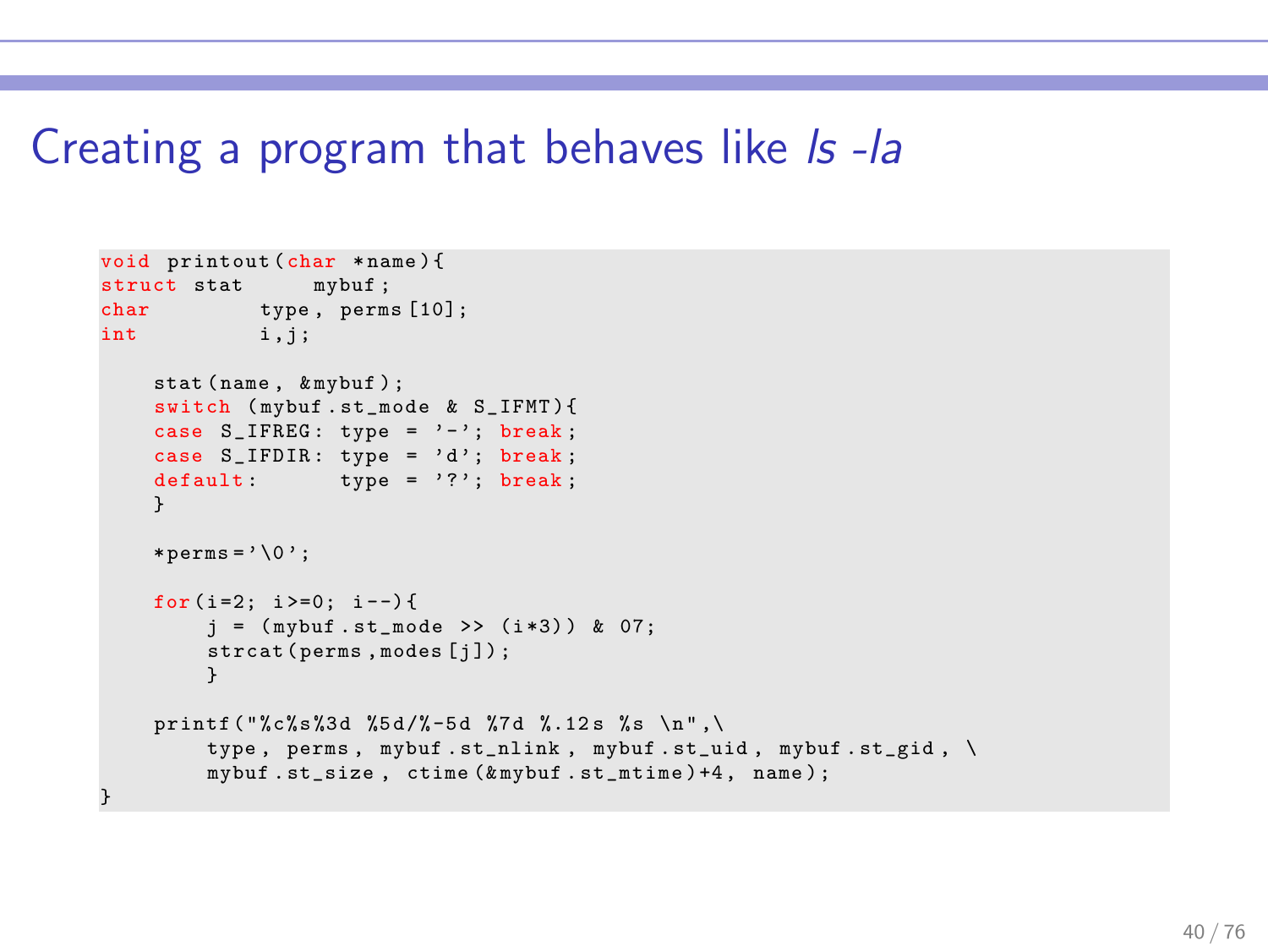# Creating a program that behaves like *ls -la*

```
void printout(char *name){
struct stat     mybuf;
char         type, perms[10];
int          i,j;

    stat(name, &mybuf);
    switch (mybuf.st_mode & S_IFMT){
    case S_IFREG: type = '-'; break;
    case S_IFDIR: type = 'd'; break;
    default:      type = '?'; break;
    }

    *perms='\0';

    for(i=2; i>=0; i--){
        j = (mybuf.st_mode >> (i*3)) & 07;
        strcat(perms,modes[j]);
        }

    printf("%c%s%3d %5d/%-5d %7d %.12s %s \n",\
        type, perms, mybuf.st_nlink, mybuf.st_uid, mybuf.st_gid, \
        mybuf.st_size, ctime(&mybuf.st_mtime)+4, name);
}
```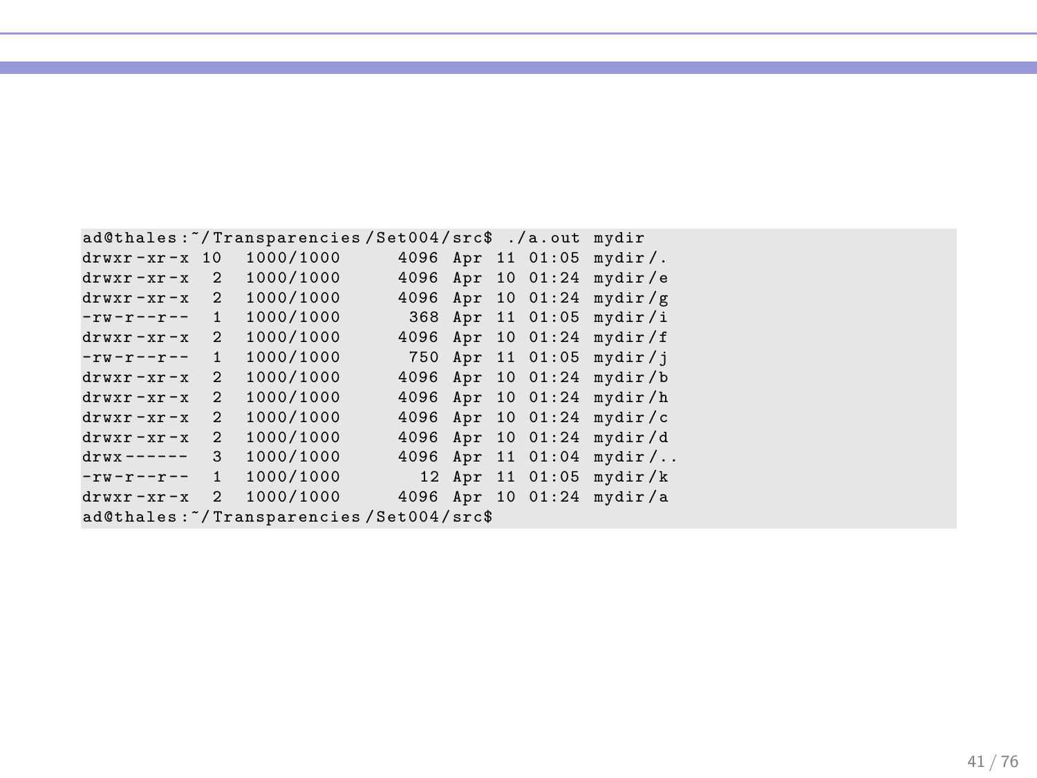```
ad@thales:~/Transparencies/Set004/src$ ./a.out mydir
drwxr-xr-x 10  1000/1000      4096 Apr 11 01:05 mydir/.
drwxr-xr-x  2  1000/1000      4096 Apr 10 01:24 mydir/e
drwxr-xr-x  2  1000/1000      4096 Apr 10 01:24 mydir/g
-rw-r--r--  1  1000/1000       368 Apr 11 01:05 mydir/i
drwxr-xr-x  2  1000/1000      4096 Apr 10 01:24 mydir/f
-rw-r--r--  1  1000/1000       750 Apr 11 01:05 mydir/j
drwxr-xr-x  2  1000/1000      4096 Apr 10 01:24 mydir/b
drwxr-xr-x  2  1000/1000      4096 Apr 10 01:24 mydir/h
drwxr-xr-x  2  1000/1000      4096 Apr 10 01:24 mydir/c
drwxr-xr-x  2  1000/1000      4096 Apr 10 01:24 mydir/d
drwx------  3  1000/1000      4096 Apr 11 01:04 mydir/..
-rw-r--r--  1  1000/1000        12 Apr 11 01:05 mydir/k
drwxr-xr-x  2  1000/1000      4096 Apr 10 01:24 mydir/a
ad@thales:~/Transparencies/Set004/src$
```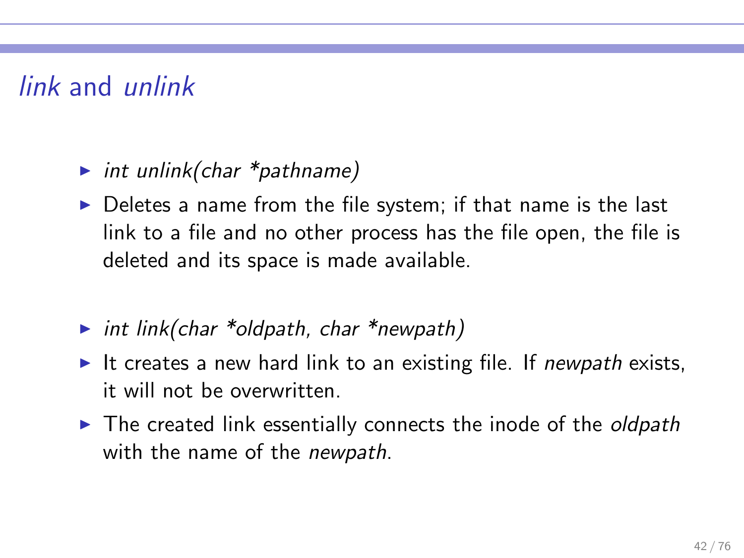# *link* and *unlink*

- *int unlink(char *pathname)*
- Deletes a name from the file system; if that name is the last link to a file and no other process has the file open, the file is deleted and its space is made available.

- *int link(char *oldpath, char *newpath)*
- It creates a new hard link to an existing file. If *newpath* exists, it will not be overwritten.
- The created link essentially connects the inode of the *oldpath* with the name of the *newpath*.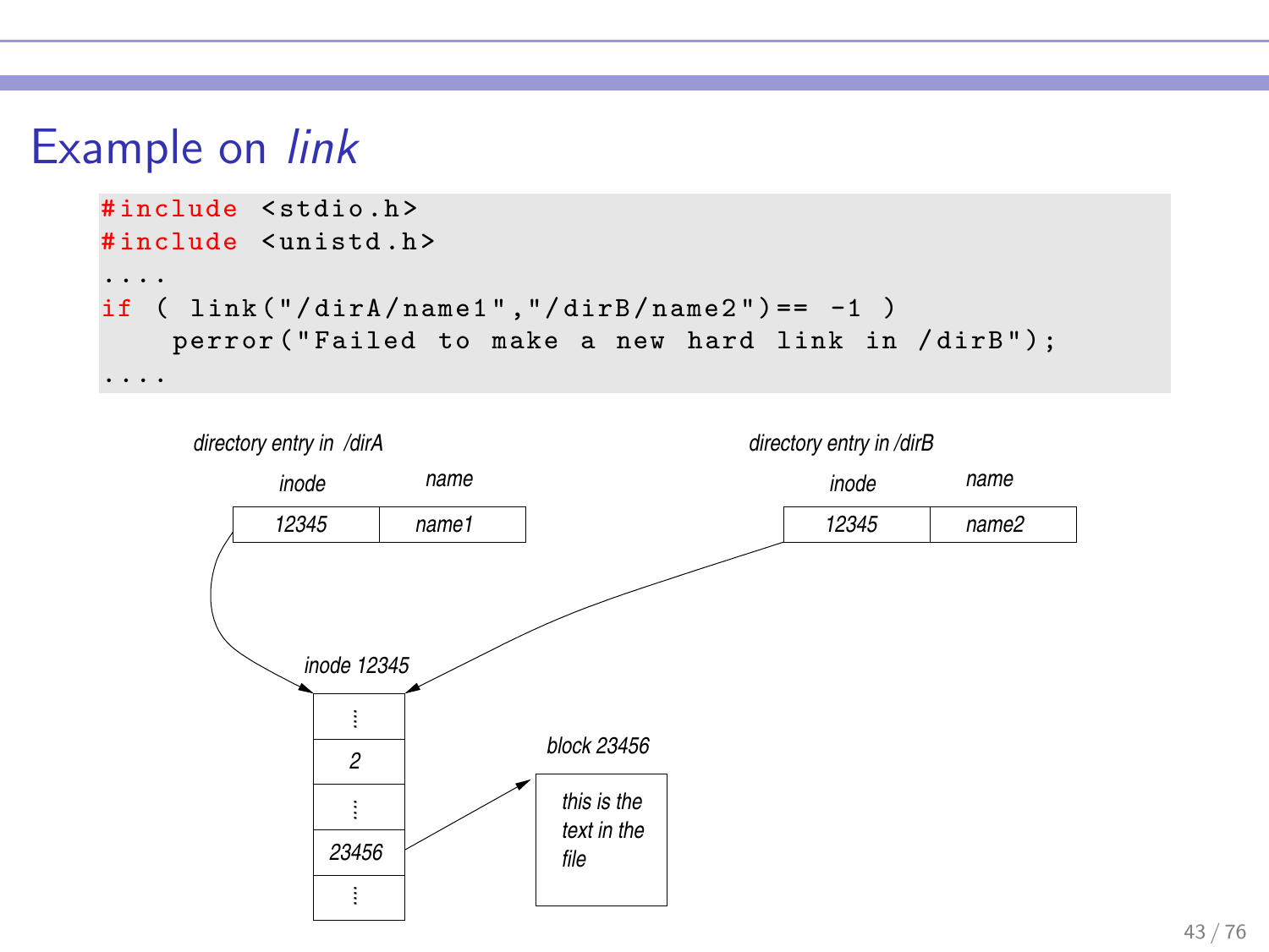# Example on *link*

```
#include <stdio.h>
#include <unistd.h>
....
if ( link("/dirA/name1","/dirB/name2")== -1 )
    perror("Failed to make a new hard link in /dirB");
....
```

*directory entry in /dirA*

| inode | name |
|---|---|
| 12345 | name1 |

*directory entry in /dirB*

| inode | name |
|---|---|
| 12345 | name2 |

*inode 12345*

| ⋮ |
|---|
| 2 |
| ⋮ |
| 23456 |
| ⋮ |

*block 23456*

*this is the text in the file*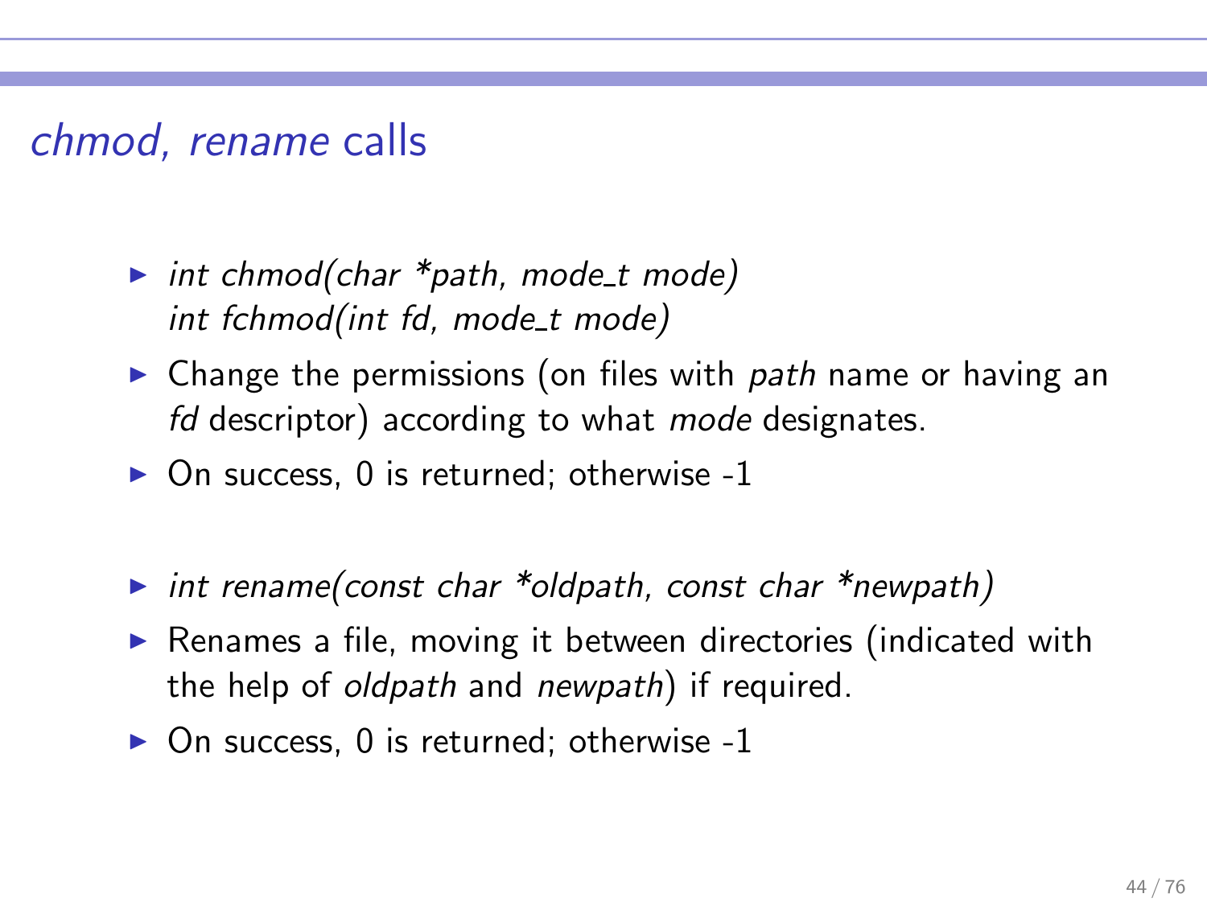## *chmod, rename* calls

- *int chmod(char *path, mode_t mode)*
  *int fchmod(int fd, mode_t mode)*
- Change the permissions (on files with *path* name or having an *fd* descriptor) according to what *mode* designates.
- On success, 0 is returned; otherwise -1

- *int rename(const char *oldpath, const char *newpath)*
- Renames a file, moving it between directories (indicated with the help of *oldpath* and *newpath*) if required.
- On success, 0 is returned; otherwise -1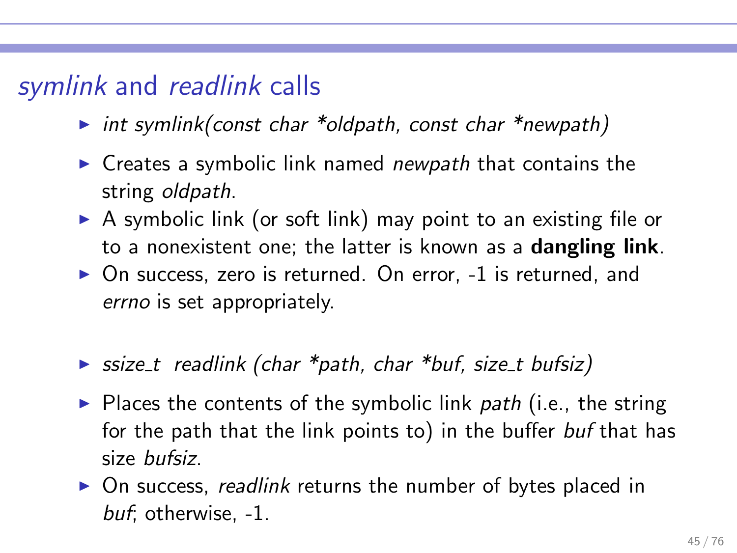## *symlink* and *readlink* calls

- *int symlink(const char *oldpath, const char *newpath)*
- Creates a symbolic link named *newpath* that contains the string *oldpath*.
- A symbolic link (or soft link) may point to an existing file or to a nonexistent one; the latter is known as a **dangling link**.
- On success, zero is returned. On error, -1 is returned, and *errno* is set appropriately.

- *ssize_t readlink (char *path, char *buf, size_t bufsiz)*
- Places the contents of the symbolic link *path* (i.e., the string for the path that the link points to) in the buffer *buf* that has size *bufsiz*.
- On success, *readlink* returns the number of bytes placed in *buf*; otherwise, -1.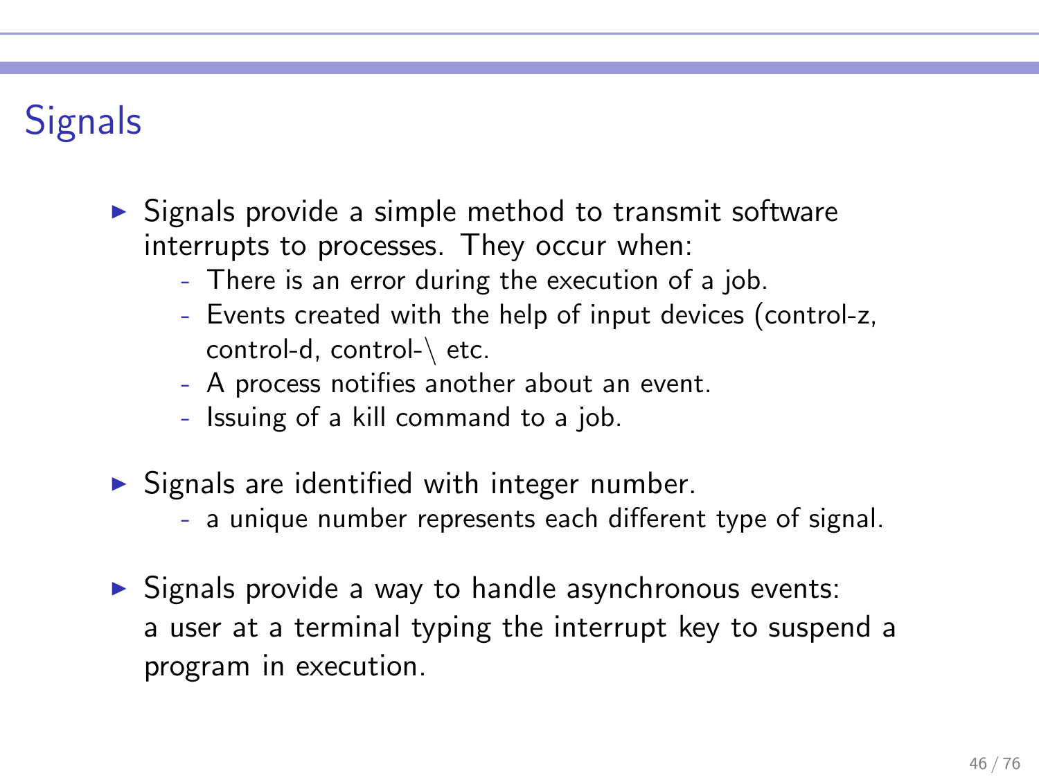# Signals

- Signals provide a simple method to transmit software interrupts to processes. They occur when:
  - There is an error during the execution of a job.
  - Events created with the help of input devices (control-z, control-d, control-\ etc.
  - A process notifies another about an event.
  - Issuing of a kill command to a job.

- Signals are identified with integer number.
  - a unique number represents each different type of signal.

- Signals provide a way to handle asynchronous events: a user at a terminal typing the interrupt key to suspend a program in execution.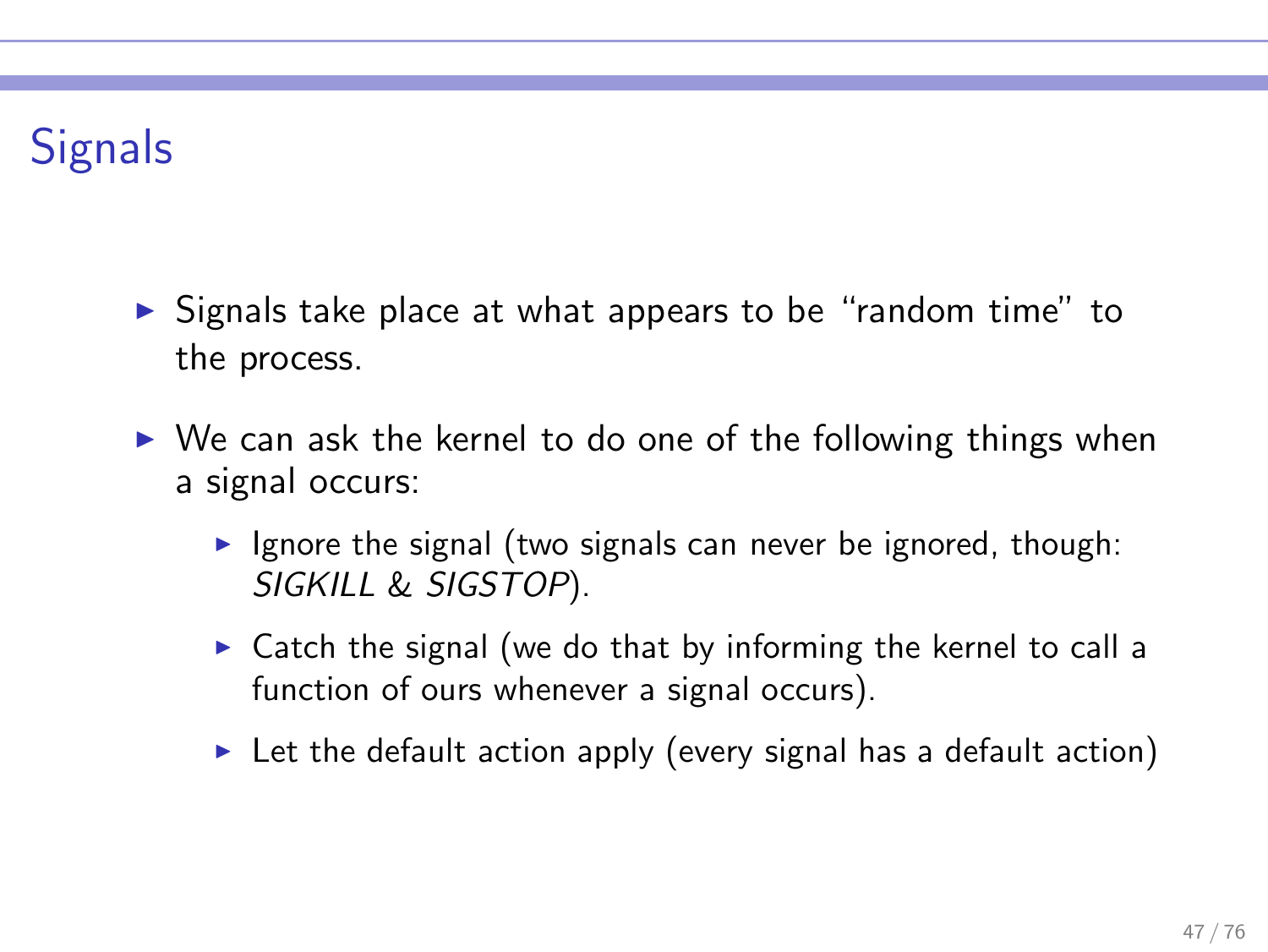# Signals

- Signals take place at what appears to be "random time" to the process.
- We can ask the kernel to do one of the following things when a signal occurs:
  - Ignore the signal (two signals can never be ignored, though: *SIGKILL* & *SIGSTOP*).
  - Catch the signal (we do that by informing the kernel to call a function of ours whenever a signal occurs).
  - Let the default action apply (every signal has a default action)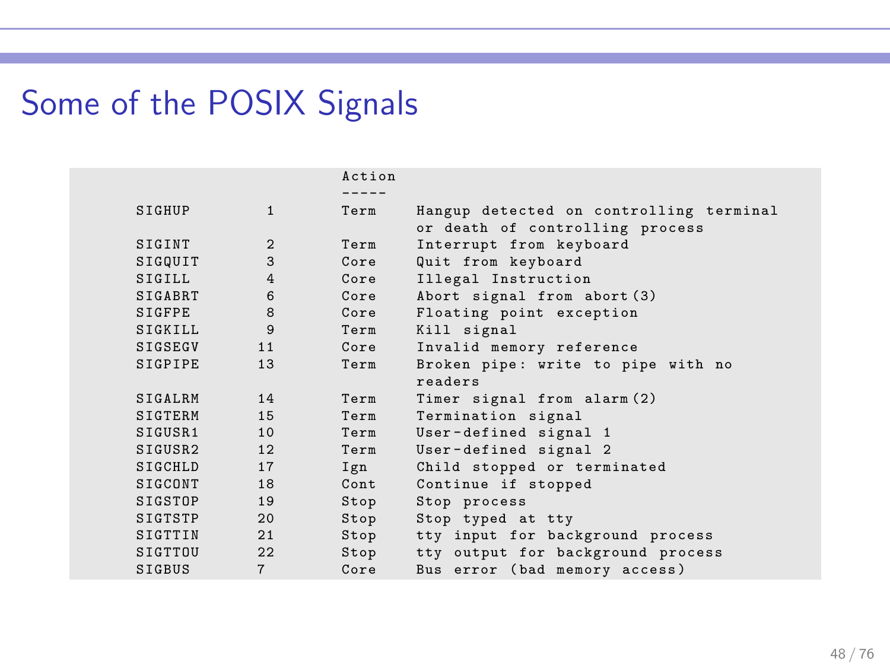# Some of the POSIX Signals

```
                       Action
                       -----
SIGHUP          1      Term    Hangup detected on controlling terminal
                               or death of controlling process
SIGINT          2      Term    Interrupt from keyboard
SIGQUIT         3      Core    Quit from keyboard
SIGILL          4      Core    Illegal Instruction
SIGABRT         6      Core    Abort signal from abort(3)
SIGFPE          8      Core    Floating point exception
SIGKILL         9      Term    Kill signal
SIGSEGV        11      Core    Invalid memory reference
SIGPIPE        13      Term    Broken pipe: write to pipe with no
                               readers
SIGALRM        14      Term    Timer signal from alarm(2)
SIGTERM        15      Term    Termination signal
SIGUSR1        10      Term    User-defined signal 1
SIGUSR2        12      Term    User-defined signal 2
SIGCHLD        17      Ign     Child stopped or terminated
SIGCONT        18      Cont    Continue if stopped
SIGSTOP        19      Stop    Stop process
SIGTSTP        20      Stop    Stop typed at tty
SIGTTIN        21      Stop    tty input for background process
SIGTTOU        22      Stop    tty output for background process
SIGBUS         7       Core    Bus error (bad memory access)
```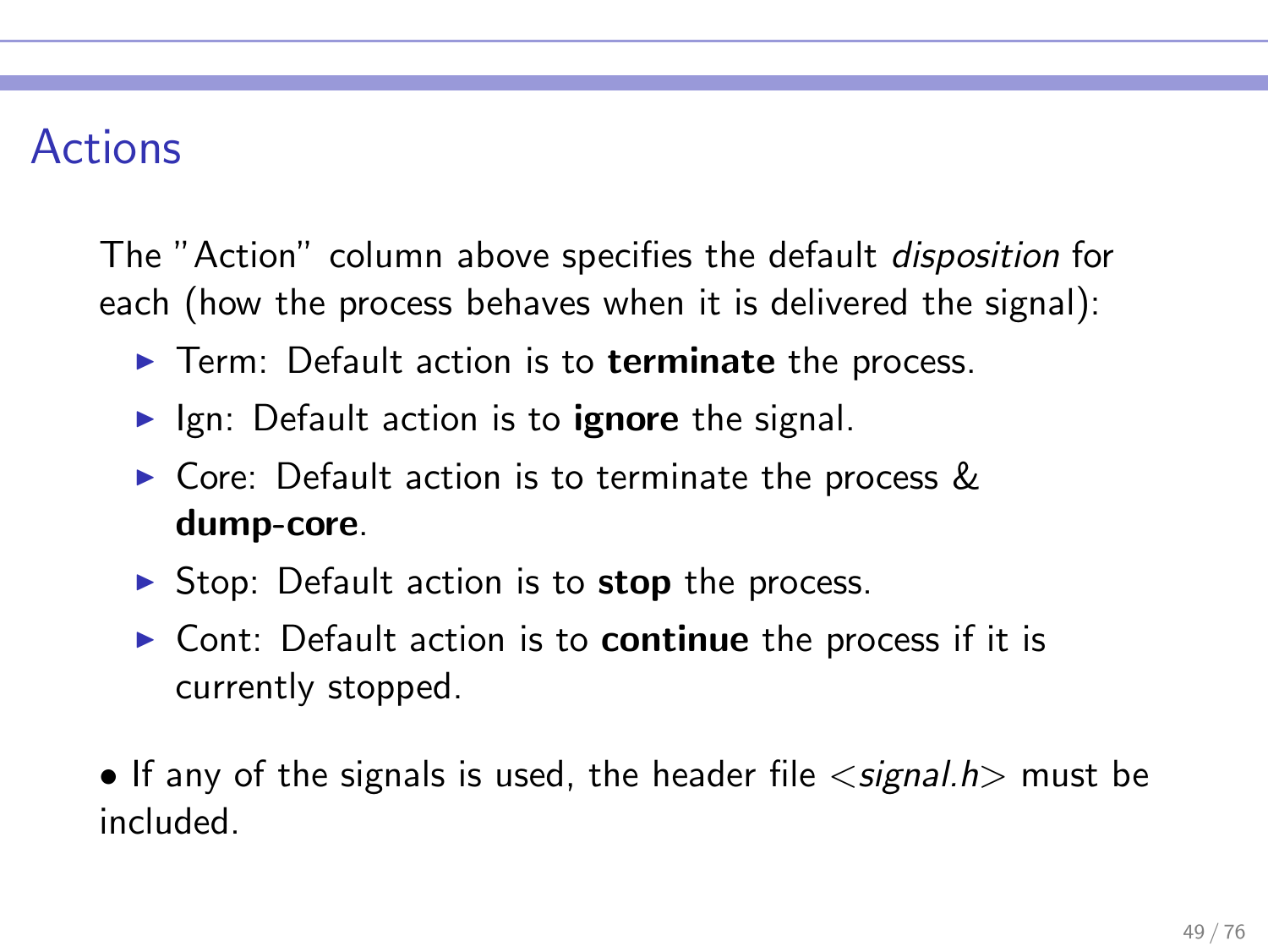# Actions

The "Action" column above specifies the default *disposition* for each (how the process behaves when it is delivered the signal):

- Term: Default action is to **terminate** the process.
- Ign: Default action is to **ignore** the signal.
- Core: Default action is to terminate the process & **dump-core**.
- Stop: Default action is to **stop** the process.
- Cont: Default action is to **continue** the process if it is currently stopped.

• If any of the signals is used, the header file <*signal.h*> must be included.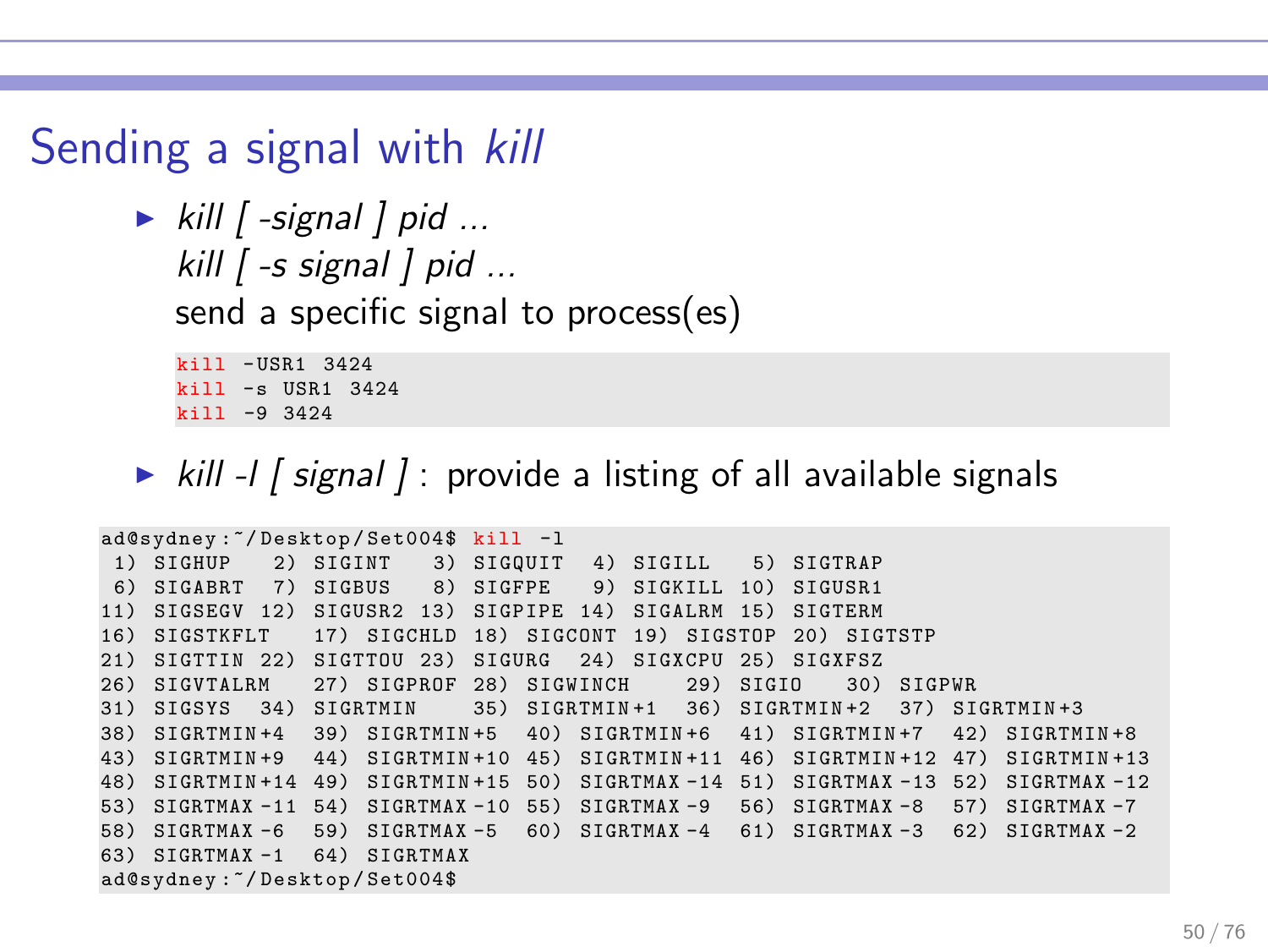# Sending a signal with *kill*

- *kill [ -signal ] pid ...*
  *kill [ -s signal ] pid ...*
  send a specific signal to process(es)

```
kill -USR1 3424
kill -s USR1 3424
kill -9 3424
```

- *kill -l [ signal ]* : provide a listing of all available signals

```
ad@sydney:~/Desktop/Set004$ kill -l
 1) SIGHUP    2) SIGINT    3) SIGQUIT   4) SIGILL    5) SIGTRAP
 6) SIGABRT   7) SIGBUS    8) SIGFPE    9) SIGKILL  10) SIGUSR1
11) SIGSEGV  12) SIGUSR2  13) SIGPIPE  14) SIGALRM  15) SIGTERM
16) SIGSTKFLT    17) SIGCHLD  18) SIGCONT  19) SIGSTOP  20) SIGTSTP
21) SIGTTIN  22) SIGTTOU  23) SIGURG   24) SIGXCPU  25) SIGXFSZ
26) SIGVTALRM    27) SIGPROF  28) SIGWINCH     29) SIGIO    30) SIGPWR
31) SIGSYS   34) SIGRTMIN     35) SIGRTMIN+1   36) SIGRTMIN+2   37) SIGRTMIN+3
38) SIGRTMIN+4   39) SIGRTMIN+5   40) SIGRTMIN+6   41) SIGRTMIN+7   42) SIGRTMIN+8
43) SIGRTMIN+9   44) SIGRTMIN+10  45) SIGRTMIN+11  46) SIGRTMIN+12  47) SIGRTMIN+13
48) SIGRTMIN+14  49) SIGRTMIN+15  50) SIGRTMAX-14  51) SIGRTMAX-13  52) SIGRTMAX-12
53) SIGRTMAX-11  54) SIGRTMAX-10  55) SIGRTMAX-9   56) SIGRTMAX-8   57) SIGRTMAX-7
58) SIGRTMAX-6   59) SIGRTMAX-5   60) SIGRTMAX-4   61) SIGRTMAX-3   62) SIGRTMAX-2
63) SIGRTMAX-1   64) SIGRTMAX
ad@sydney:~/Desktop/Set004$
```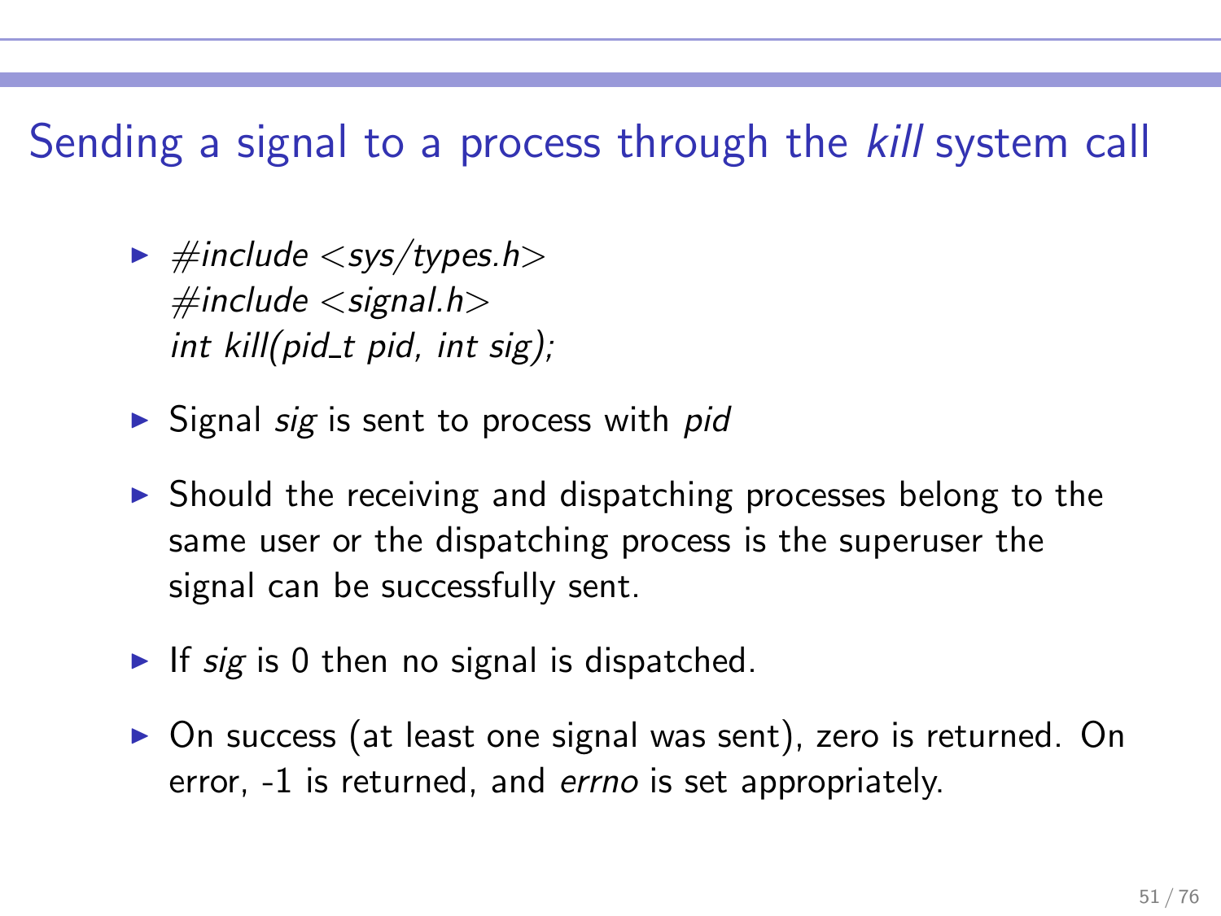# Sending a signal to a process through the *kill* system call

- ```
  #include <sys/types.h>
  #include <signal.h>
  int kill(pid_t pid, int sig);
  ```
- Signal *sig* is sent to process with *pid*
- Should the receiving and dispatching processes belong to the same user or the dispatching process is the superuser the signal can be successfully sent.
- If *sig* is 0 then no signal is dispatched.
- On success (at least one signal was sent), zero is returned. On error, -1 is returned, and *errno* is set appropriately.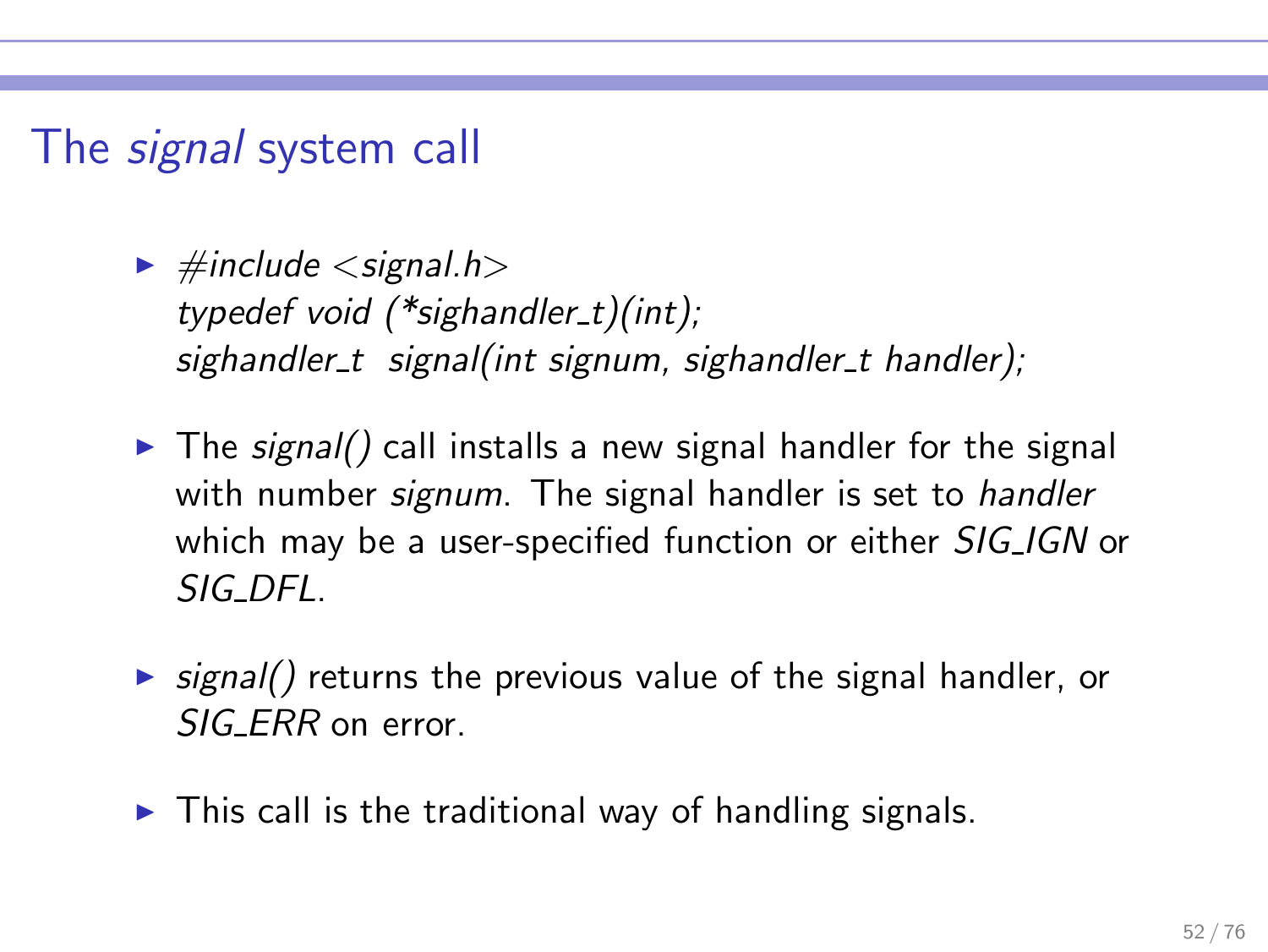## The *signal* system call

- ```
  #include <signal.h>
  typedef void (*sighandler_t)(int);
  sighandler_t  signal(int signum, sighandler_t handler);
  ```
- The *signal()* call installs a new signal handler for the signal with number *signum*. The signal handler is set to *handler* which may be a user-specified function or either *SIG_IGN* or *SIG_DFL*.
- *signal()* returns the previous value of the signal handler, or *SIG_ERR* on error.
- This call is the traditional way of handling signals.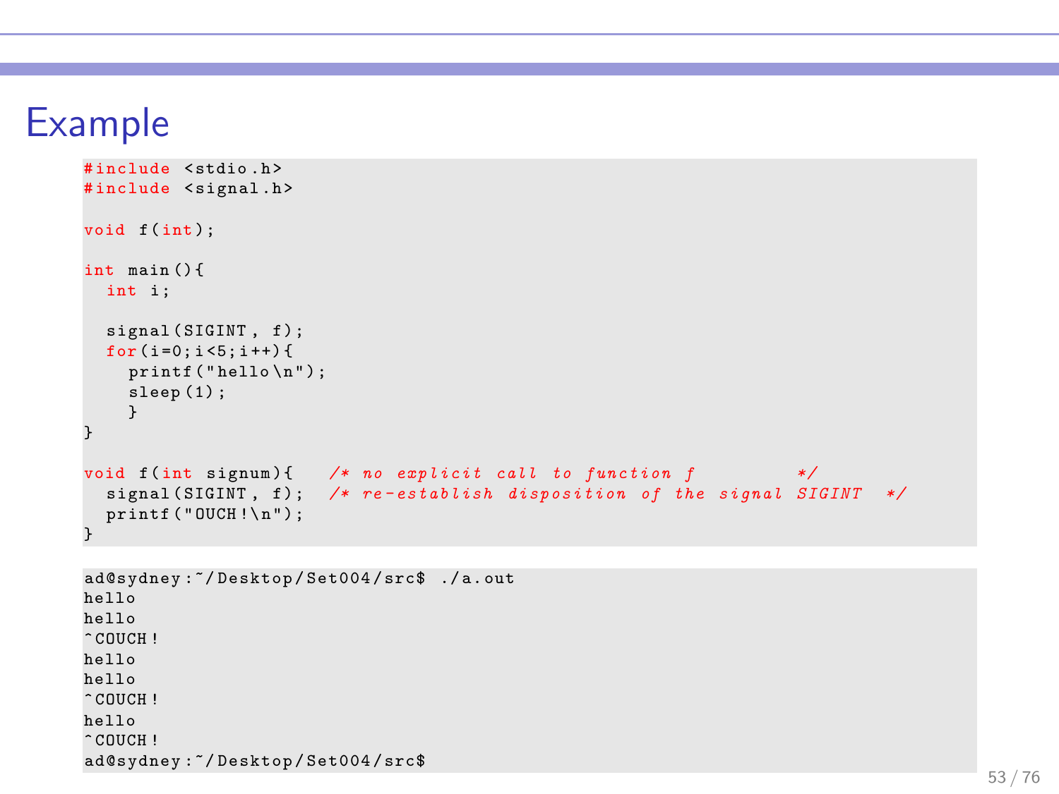# Example

```c
#include <stdio.h>
#include <signal.h>

void f(int);

int main(){
  int i;

  signal(SIGINT, f);
  for(i=0;i<5;i++){
    printf("hello\n");
    sleep(1);
    }
}

void f(int signum){   /* no explicit call to function f          */
  signal(SIGINT, f);  /* re-establish disposition of the signal SIGINT  */
  printf("OUCH!\n");
}
```

```
ad@sydney:~/Desktop/Set004/src$ ./a.out
hello
hello
^COUCH!
hello
hello
^COUCH!
hello
^COUCH!
ad@sydney:~/Desktop/Set004/src$
```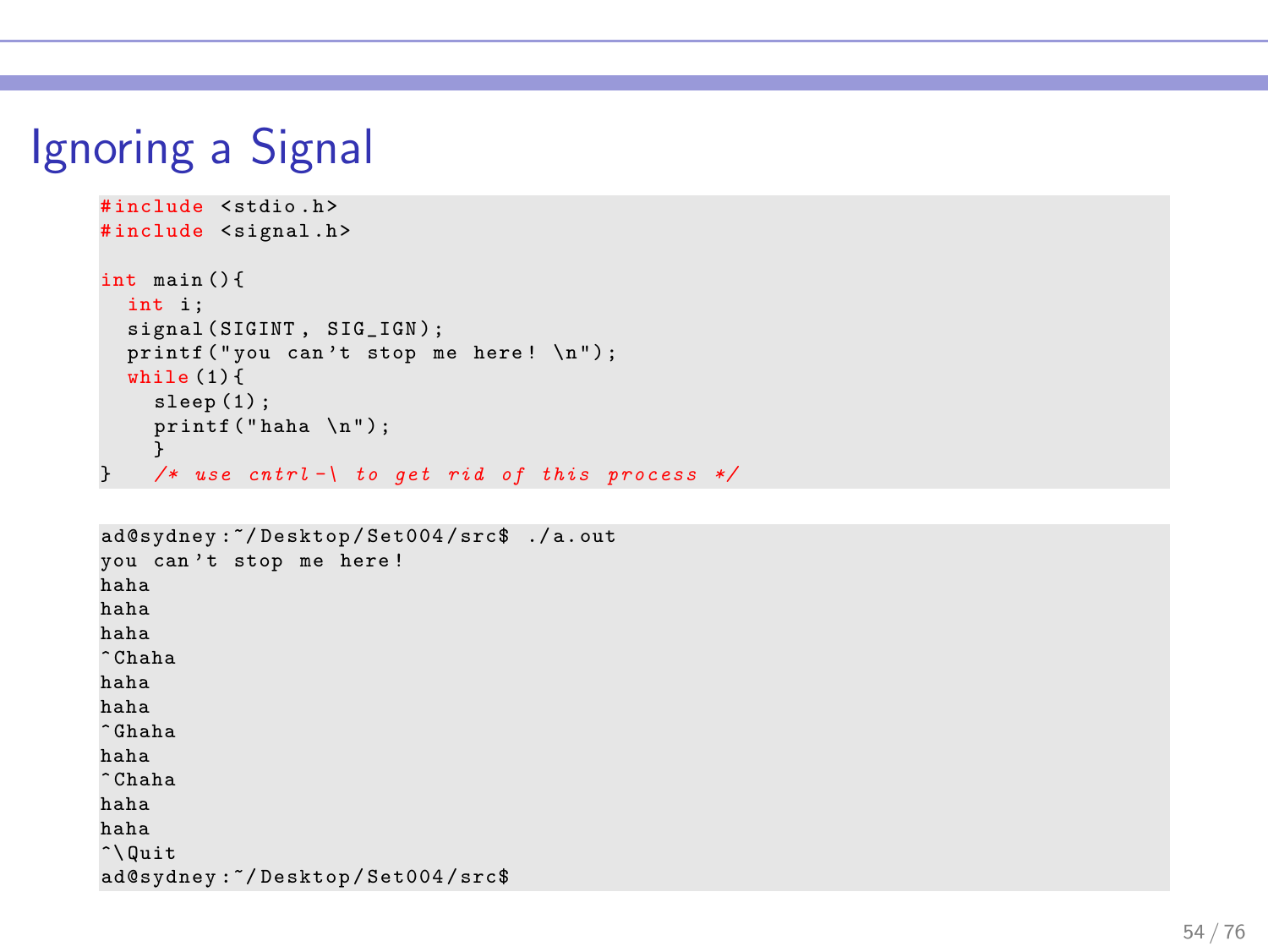# Ignoring a Signal

```c
#include <stdio.h>
#include <signal.h>

int main(){
  int i;
  signal(SIGINT, SIG_IGN);
  printf("you can't stop me here! \n");
  while(1){
    sleep(1);
    printf("haha \n");
    }
}   /* use cntrl-\ to get rid of this process */
```

```
ad@sydney:~/Desktop/Set004/src$ ./a.out
you can't stop me here!
haha
haha
haha
^Chaha
haha
haha
^Ghaha
haha
^Chaha
haha
haha
^\Quit
ad@sydney:~/Desktop/Set004/src$
```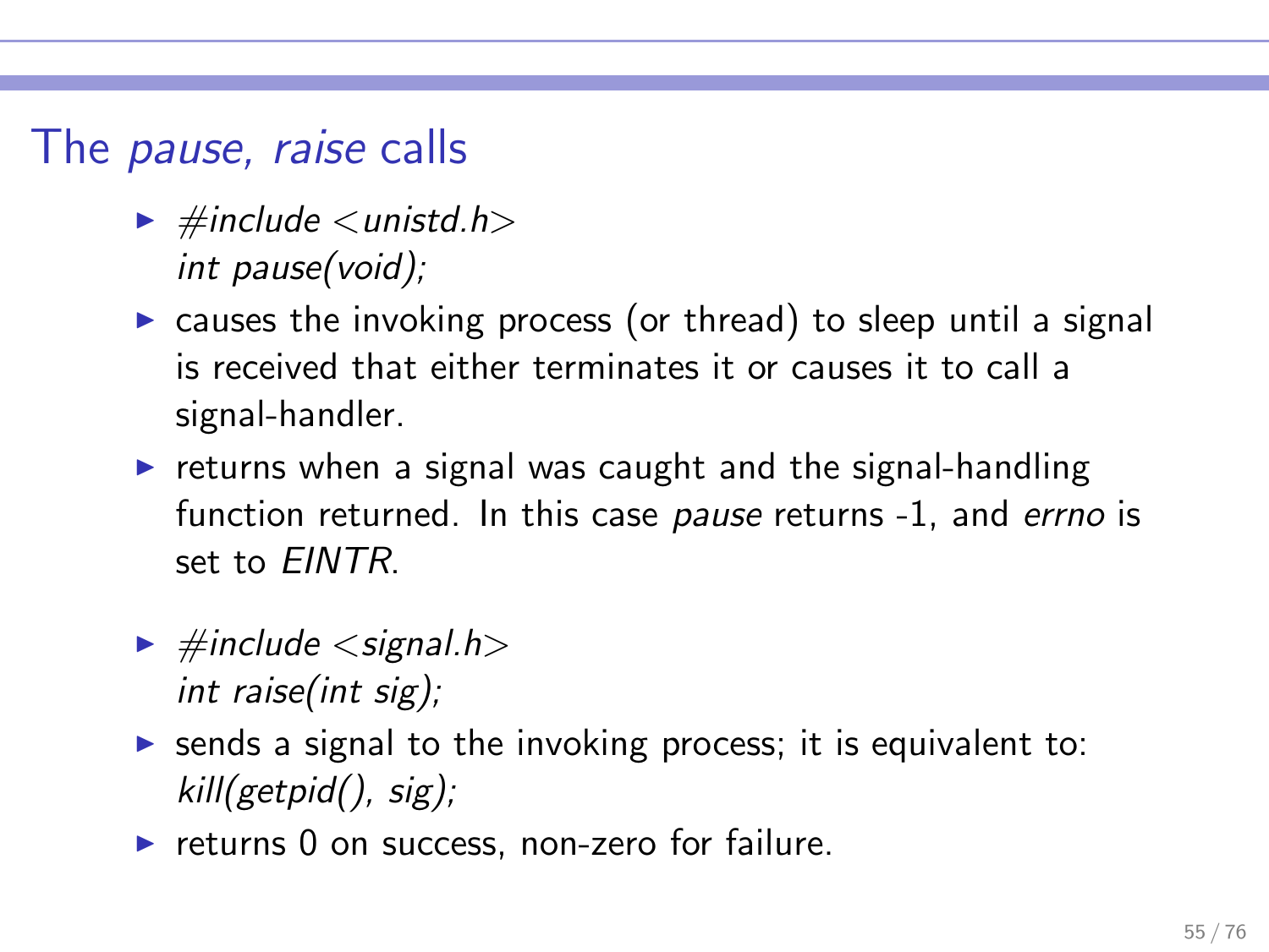## The *pause, raise* calls

- *#include <unistd.h>*
  *int pause(void);*
- causes the invoking process (or thread) to sleep until a signal is received that either terminates it or causes it to call a signal-handler.
- returns when a signal was caught and the signal-handling function returned. In this case *pause* returns -1, and *errno* is set to *EINTR*.

- *#include <signal.h>*
  *int raise(int sig);*
- sends a signal to the invoking process; it is equivalent to: *kill(getpid(), sig);*
- returns 0 on success, non-zero for failure.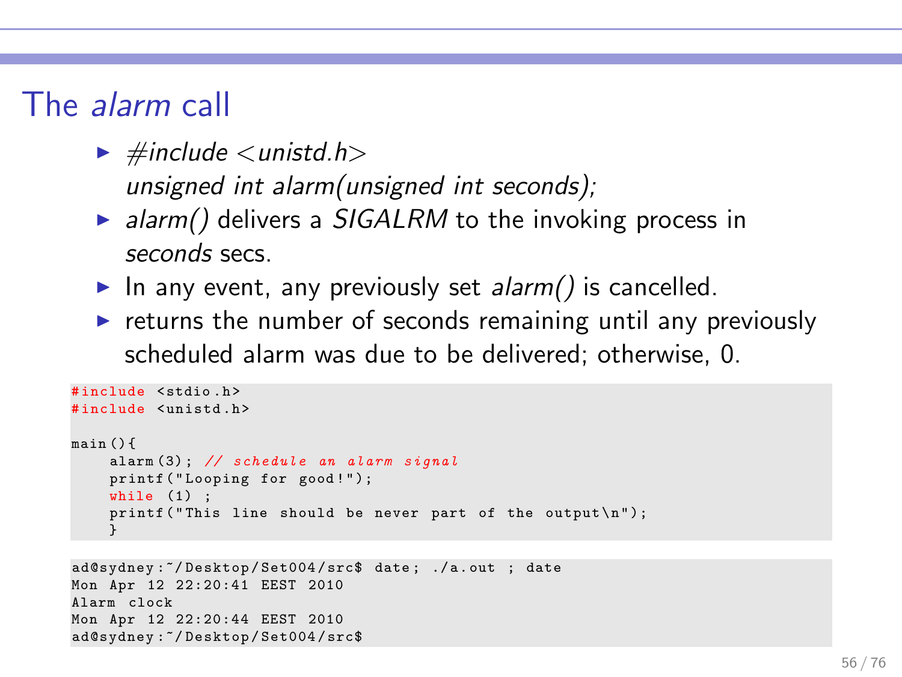# The *alarm* call

- *#include <unistd.h>*
  *unsigned int alarm(unsigned int seconds);*
- *alarm()* delivers a *SIGALRM* to the invoking process in *seconds* secs.
- In any event, any previously set *alarm()* is cancelled.
- returns the number of seconds remaining until any previously scheduled alarm was due to be delivered; otherwise, 0.

```
#include <stdio.h>
#include <unistd.h>

main(){
    alarm(3); // schedule an alarm signal
    printf("Looping for good!");
    while (1) ;
    printf("This line should be never part of the output\n");
    }
```

```
ad@sydney:~/Desktop/Set004/src$ date; ./a.out ; date
Mon Apr 12 22:20:41 EEST 2010
Alarm clock
Mon Apr 12 22:20:44 EEST 2010
ad@sydney:~/Desktop/Set004/src$
```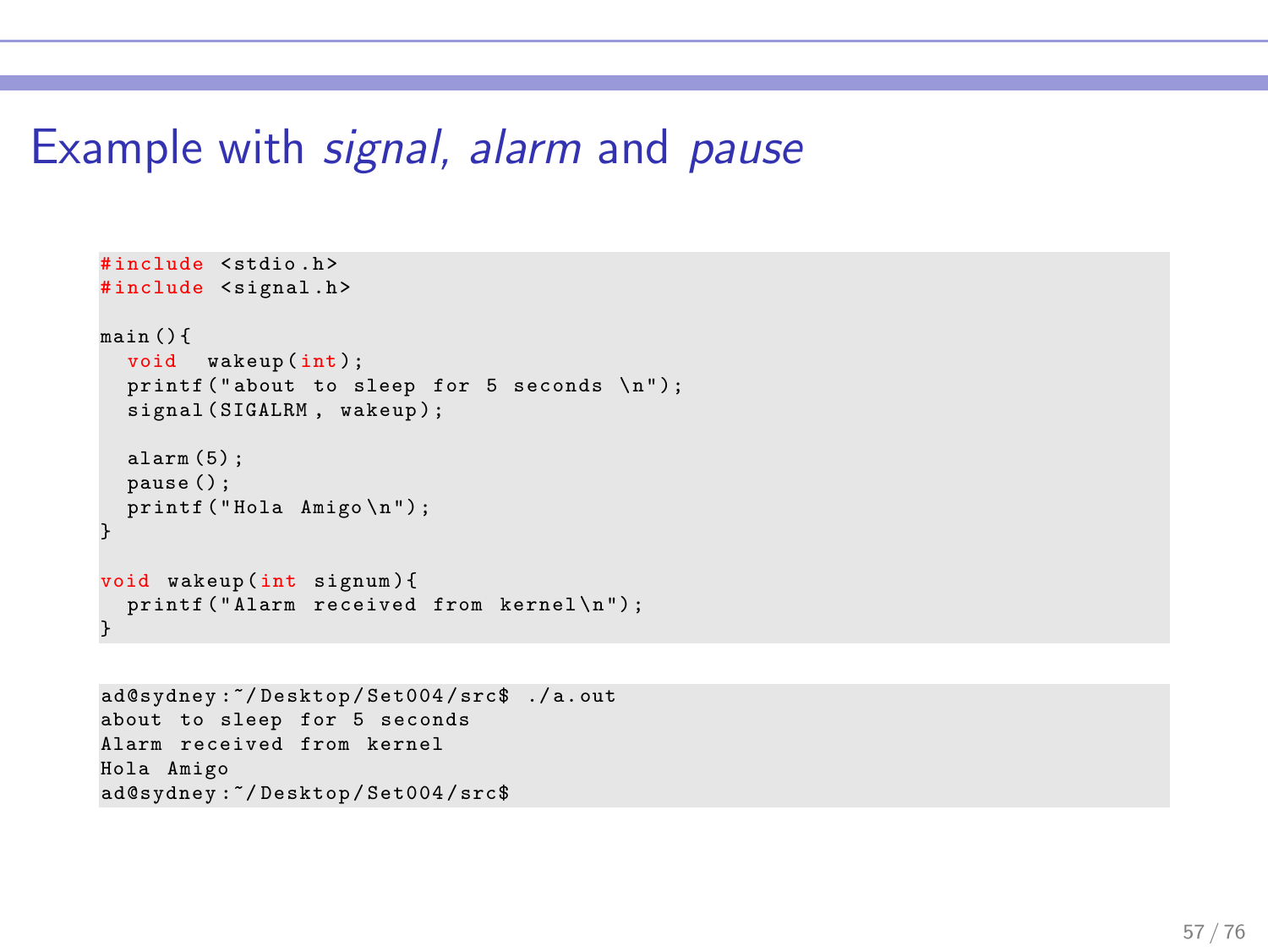# Example with *signal*, *alarm* and *pause*

```c
#include <stdio.h>
#include <signal.h>

main(){
  void  wakeup(int);
  printf("about to sleep for 5 seconds \n");
  signal(SIGALRM, wakeup);

  alarm(5);
  pause();
  printf("Hola Amigo\n");
}

void wakeup(int signum){
  printf("Alarm received from kernel\n");
}
```

```
ad@sydney:~/Desktop/Set004/src$ ./a.out
about to sleep for 5 seconds
Alarm received from kernel
Hola Amigo
ad@sydney:~/Desktop/Set004/src$
```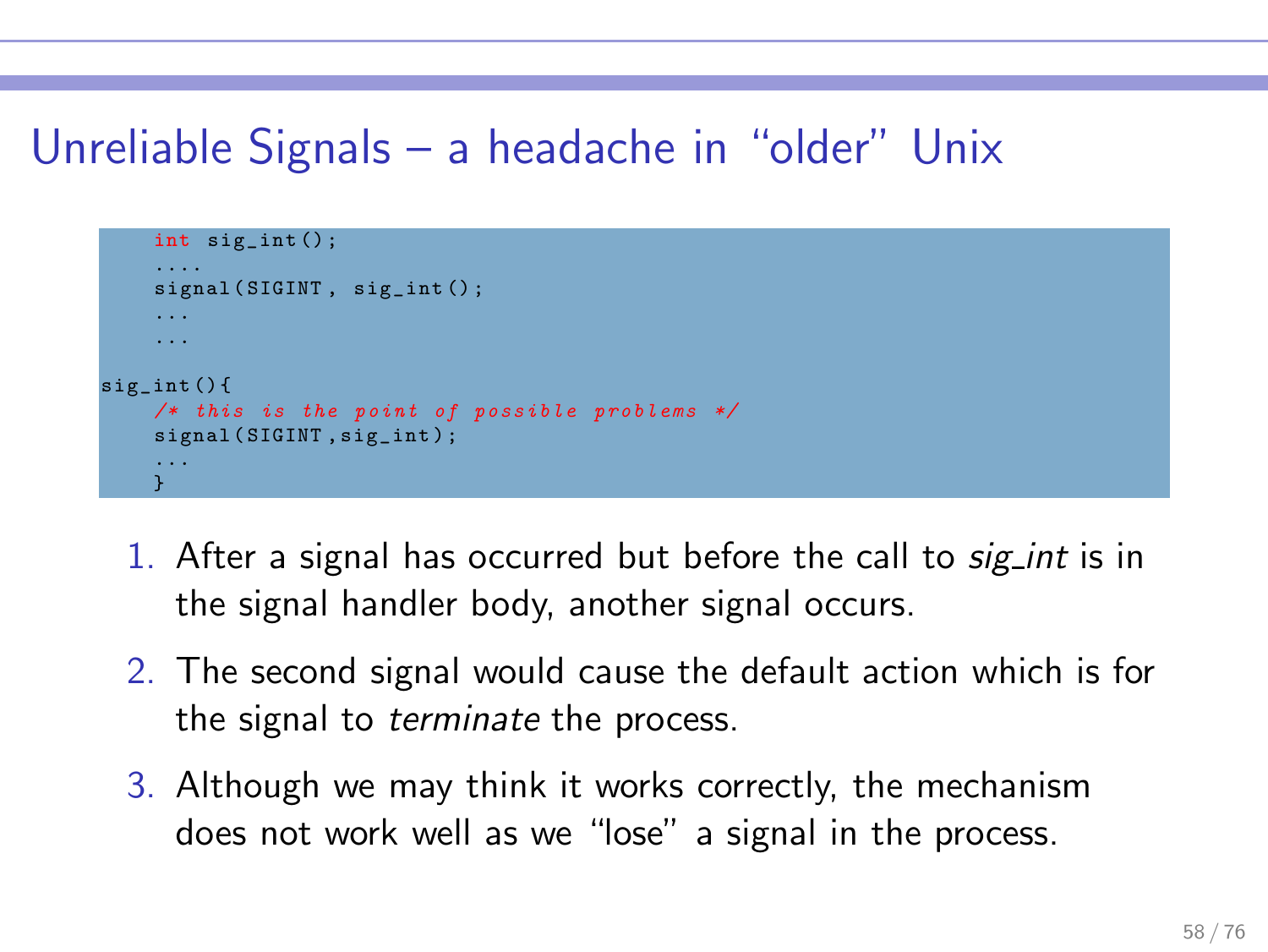# Unreliable Signals – a headache in "older" Unix

```
    int sig_int();
    ....
    signal(SIGINT, sig_int();
    ...
    ...
sig_int(){
    /* this is the point of possible problems */
    signal(SIGINT,sig_int);
    ...
    }
```

1. After a signal has occurred but before the call to *sig_int* is in the signal handler body, another signal occurs.
2. The second signal would cause the default action which is for the signal to *terminate* the process.
3. Although we may think it works correctly, the mechanism does not work well as we "lose" a signal in the process.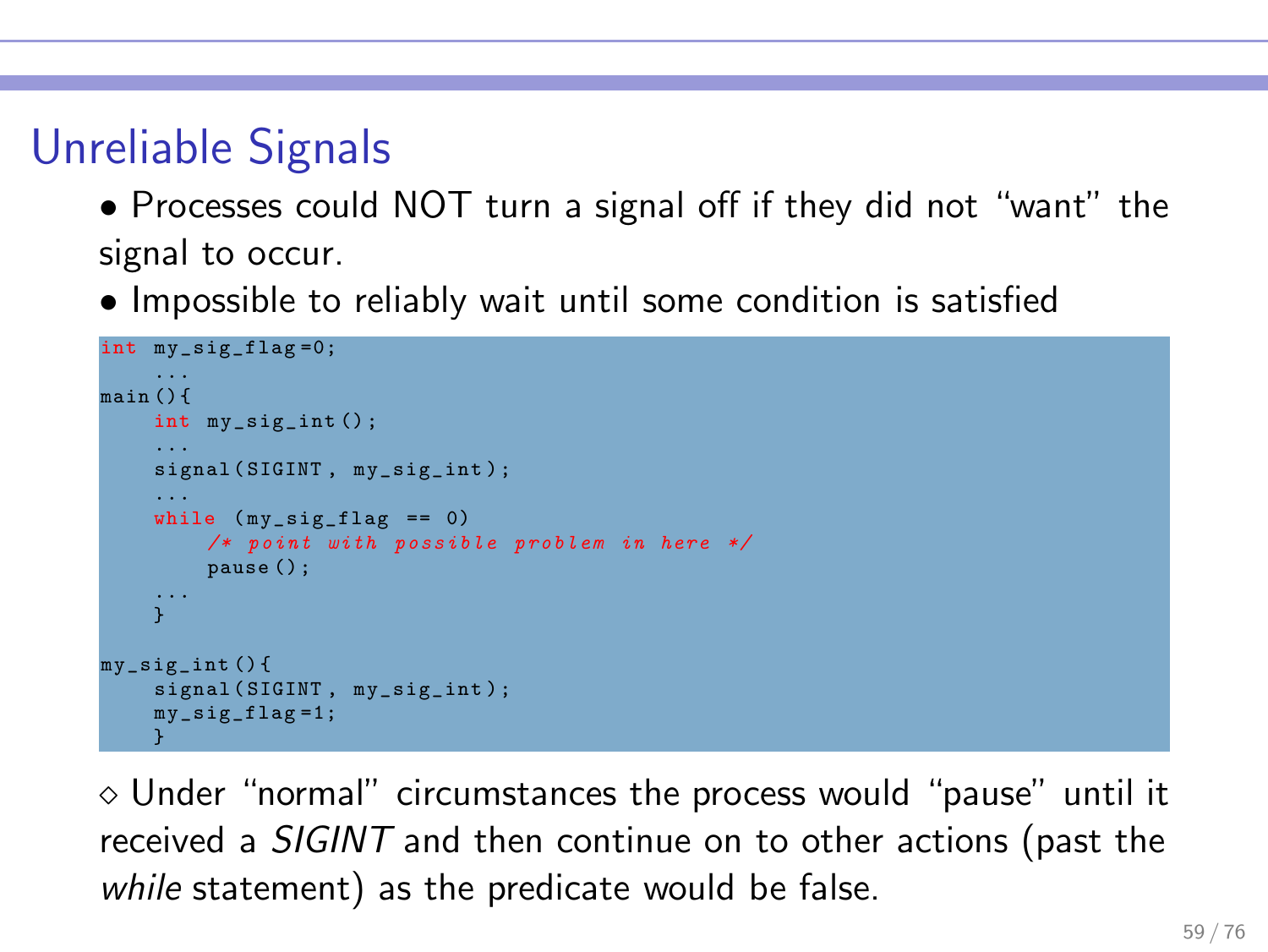# Unreliable Signals

- Processes could NOT turn a signal off if they did not "want" the signal to occur.
- Impossible to reliably wait until some condition is satisfied

```
int my_sig_flag=0;
    ...
main(){
    int my_sig_int();
    ...
    signal(SIGINT, my_sig_int);
    ...
    while (my_sig_flag == 0)
        /* point with possible problem in here */
        pause();
    ...
    }

my_sig_int(){
    signal(SIGINT, my_sig_int);
    my_sig_flag=1;
    }
```

⋄ Under "normal" circumstances the process would "pause" until it received a *SIGINT* and then continue on to other actions (past the *while* statement) as the predicate would be false.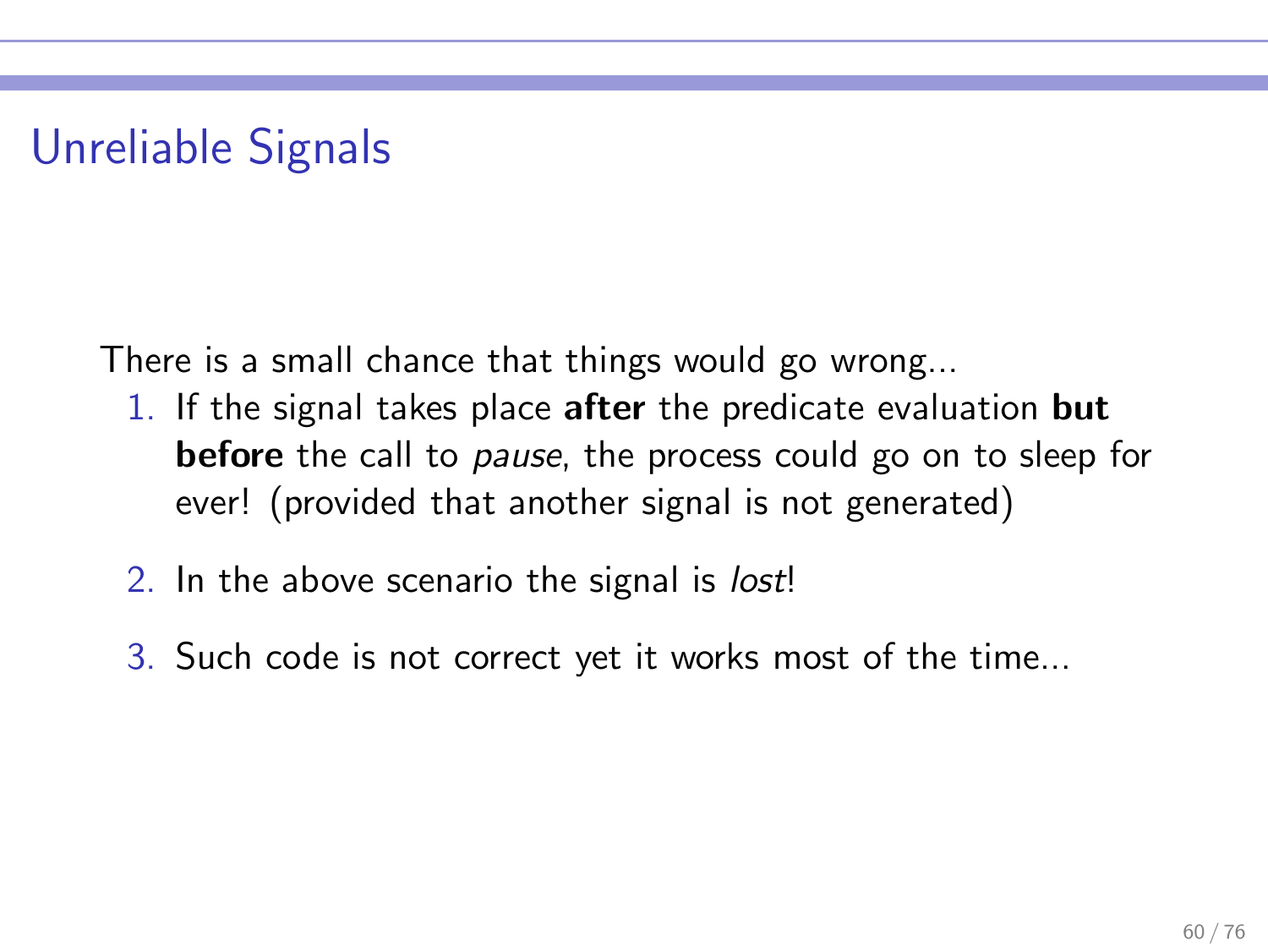# Unreliable Signals

There is a small chance that things would go wrong...

1. If the signal takes place **after** the predicate evaluation **but before** the call to *pause*, the process could go on to sleep for ever! (provided that another signal is not generated)
2. In the above scenario the signal is *lost*!
3. Such code is not correct yet it works most of the time...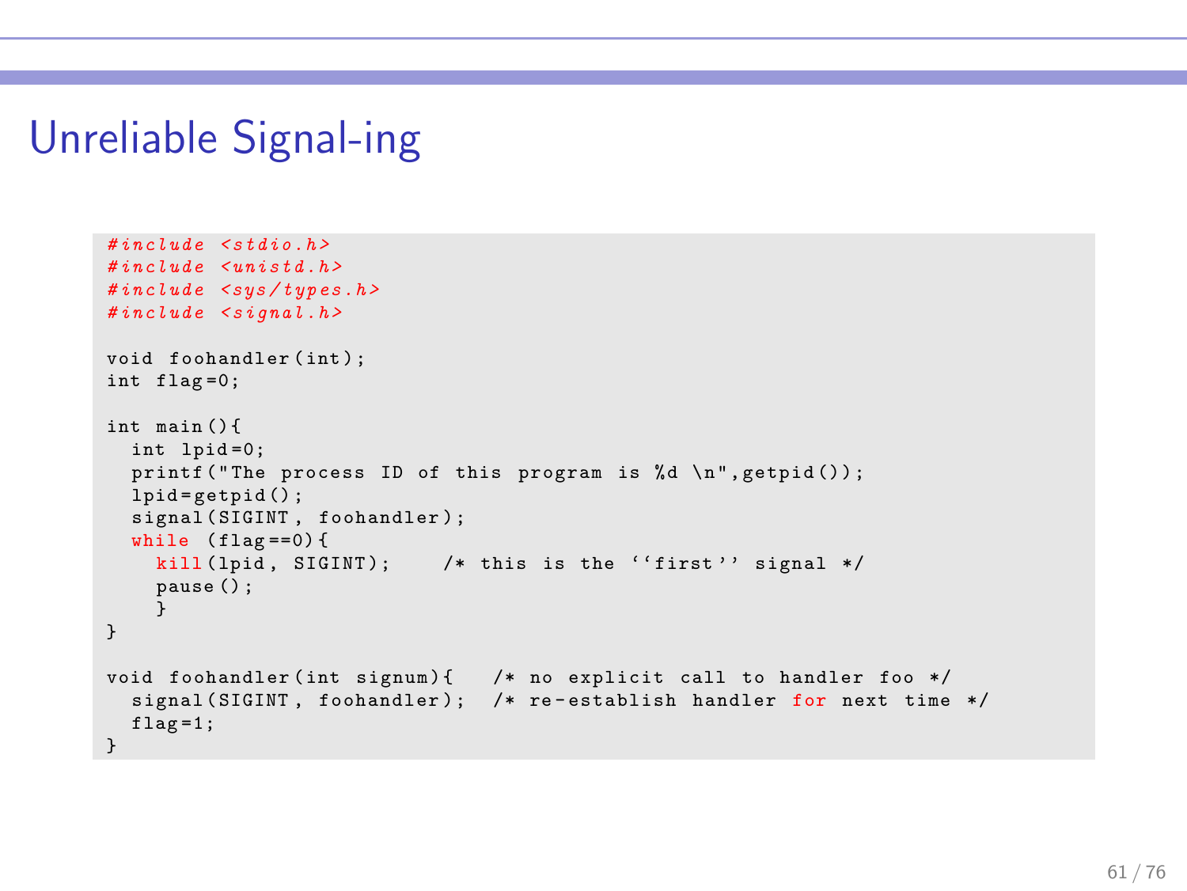# Unreliable Signal-ing

```c
#include <stdio.h>
#include <unistd.h>
#include <sys/types.h>
#include <signal.h>

void foohandler(int);
int flag=0;

int main(){
  int lpid=0;
  printf("The process ID of this program is %d \n",getpid());
  lpid=getpid();
  signal(SIGINT, foohandler);
  while (flag==0){
    kill(lpid, SIGINT);     /* this is the ``first'' signal */
    pause();
    }
}

void foohandler(int signum){    /* no explicit call to handler foo */
  signal(SIGINT, foohandler);  /* re-establish handler for next time */
  flag=1;
}
```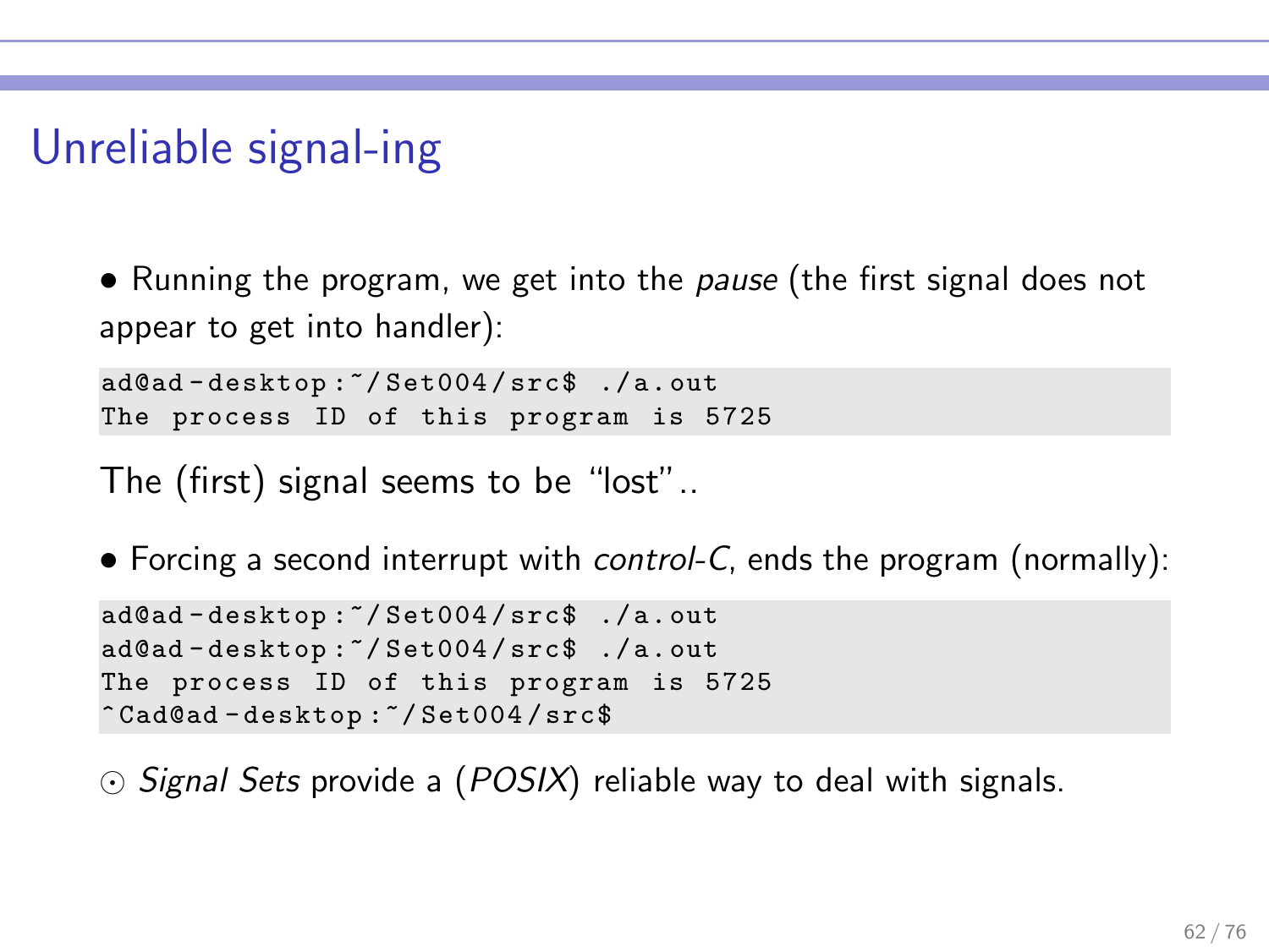# Unreliable signal-ing

- Running the program, we get into the *pause* (the first signal does not appear to get into handler):

```
ad@ad-desktop:~/Set004/src$ ./a.out
The process ID of this program is 5725
```

The (first) signal seems to be "lost"..

- Forcing a second interrupt with *control-C*, ends the program (normally):

```
ad@ad-desktop:~/Set004/src$ ./a.out
ad@ad-desktop:~/Set004/src$ ./a.out
The process ID of this program is 5725
^Cad@ad-desktop:~/Set004/src$
```

⊙ *Signal Sets* provide a (*POSIX*) reliable way to deal with signals.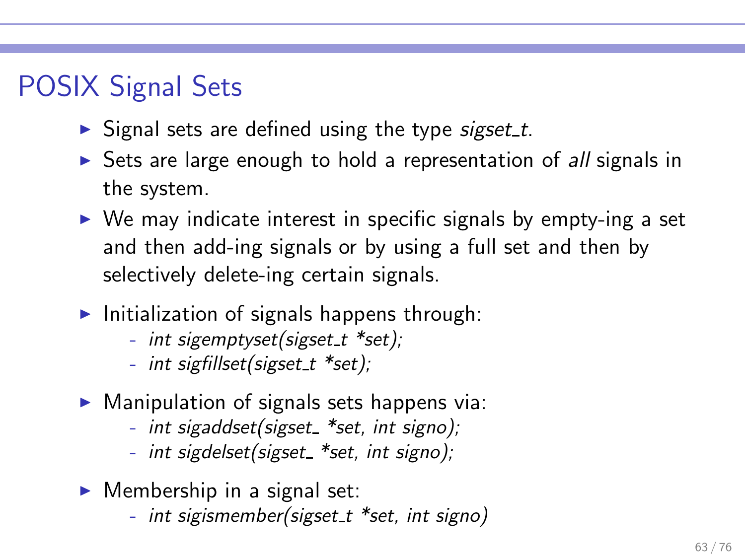# POSIX Signal Sets

- Signal sets are defined using the type *sigset_t*.
- Sets are large enough to hold a representation of *all* signals in the system.
- We may indicate interest in specific signals by empty-ing a set and then add-ing signals or by using a full set and then by selectively delete-ing certain signals.
- Initialization of signals happens through:
  - *int sigemptyset(sigset_t *set);*
  - *int sigfillset(sigset_t *set);*
- Manipulation of signals sets happens via:
  - *int sigaddset(sigset_ *set, int signo);*
  - *int sigdelset(sigset_ *set, int signo);*
- Membership in a signal set:
  - *int sigismember(sigset_t *set, int signo)*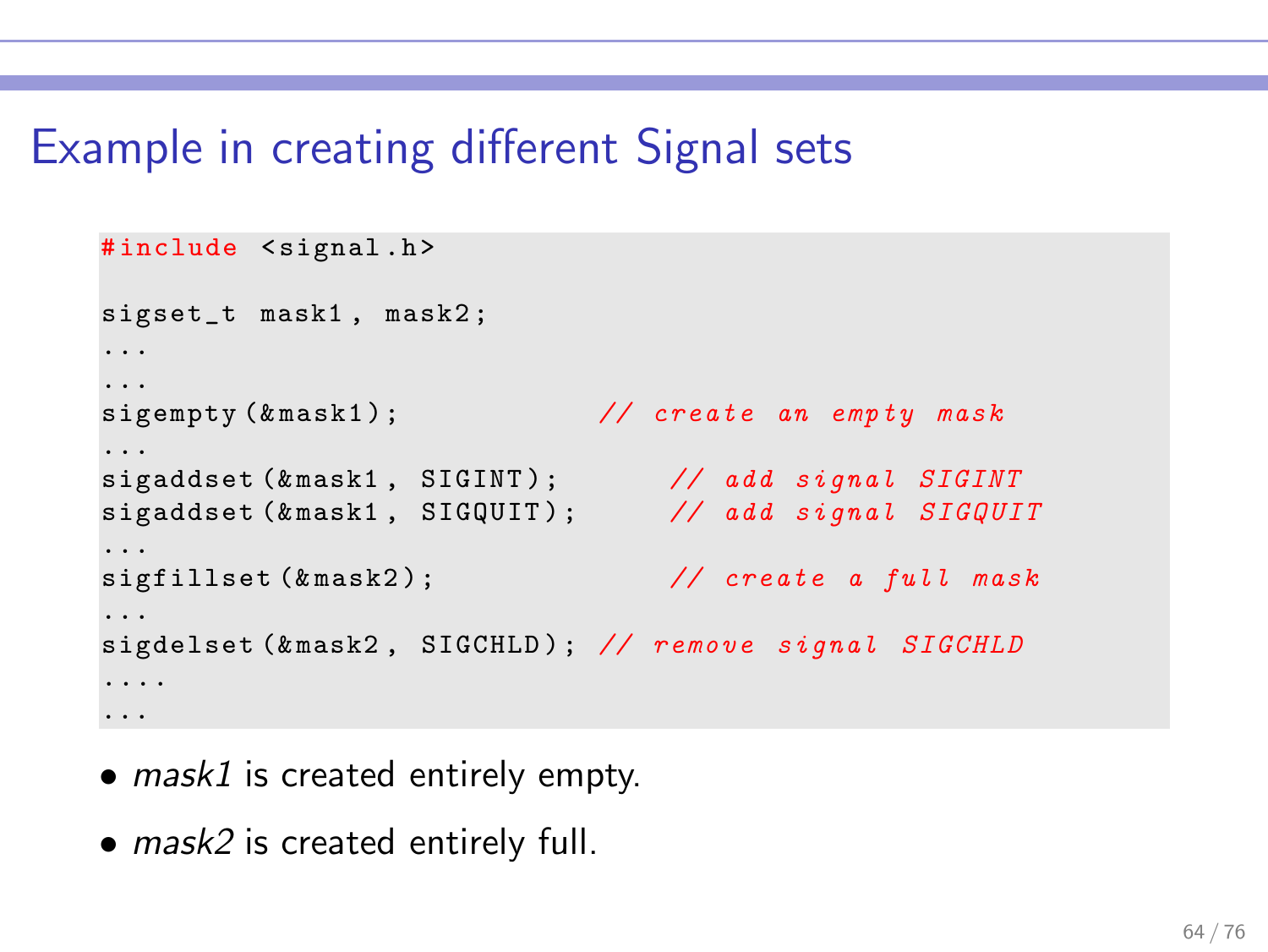## Example in creating different Signal sets

```
#include <signal.h>

sigset_t mask1, mask2;
...
...
sigempty(&mask1);           // create an empty mask
...
sigaddset(&mask1, SIGINT);       // add signal SIGINT
sigaddset(&mask1, SIGQUIT);      // add signal SIGQUIT
...
sigfillset(&mask2);              // create a full mask
...
sigdelset(&mask2, SIGCHLD); // remove signal SIGCHLD
....
...
```

- *mask1* is created entirely empty.
- *mask2* is created entirely full.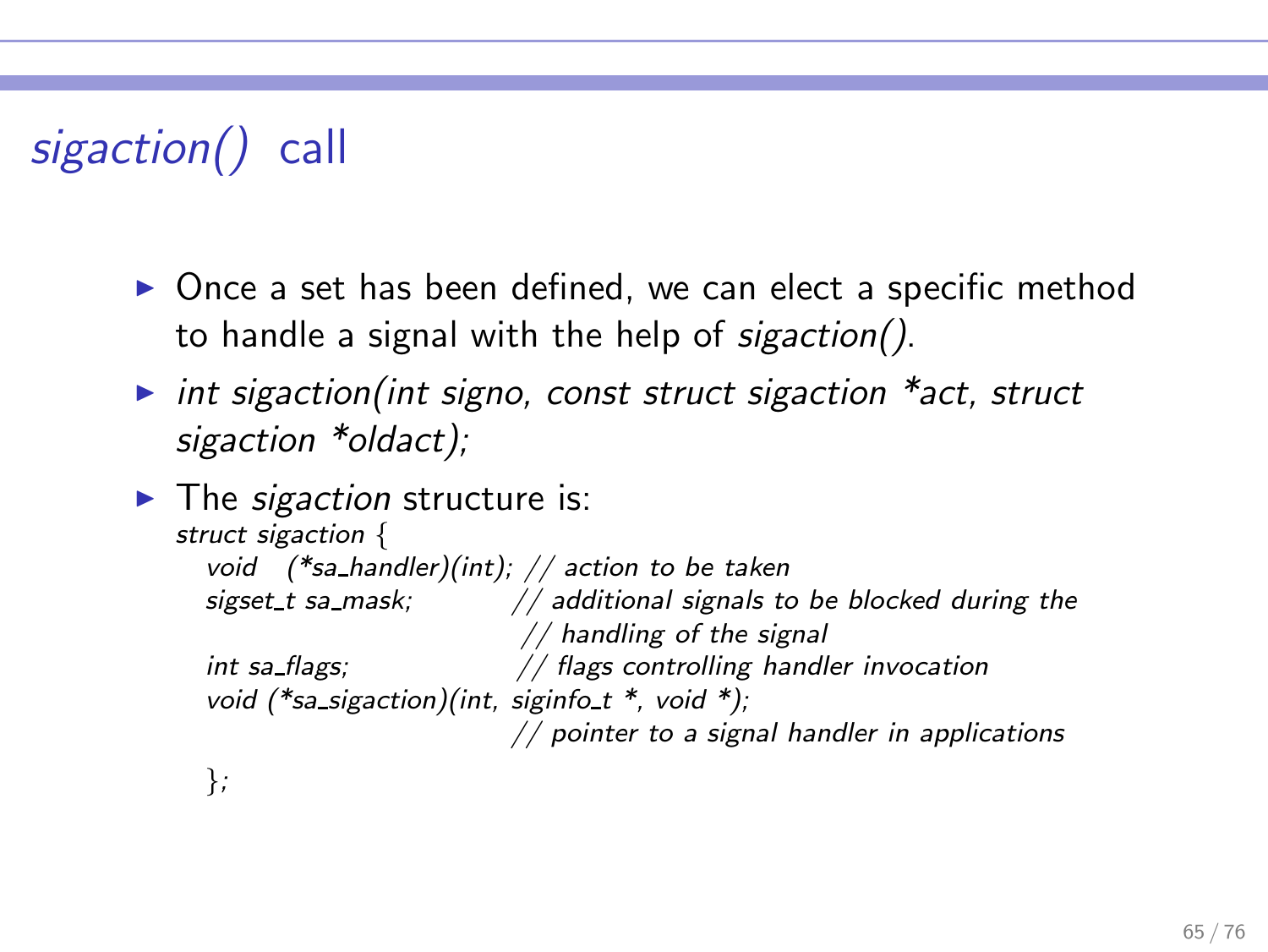# *sigaction()* call

- Once a set has been defined, we can elect a specific method to handle a signal with the help of *sigaction()*.
- *int sigaction(int signo, const struct sigaction *act, struct sigaction *oldact);*
- The *sigaction* structure is:

```
struct sigaction {
   void   (*sa_handler)(int); // action to be taken
   sigset_t sa_mask;          // additional signals to be blocked during the
                              // handling of the signal
   int sa_flags;              // flags controlling handler invocation
   void (*sa_sigaction)(int, siginfo_t *, void *);
                              // pointer to a signal handler in applications
   };
```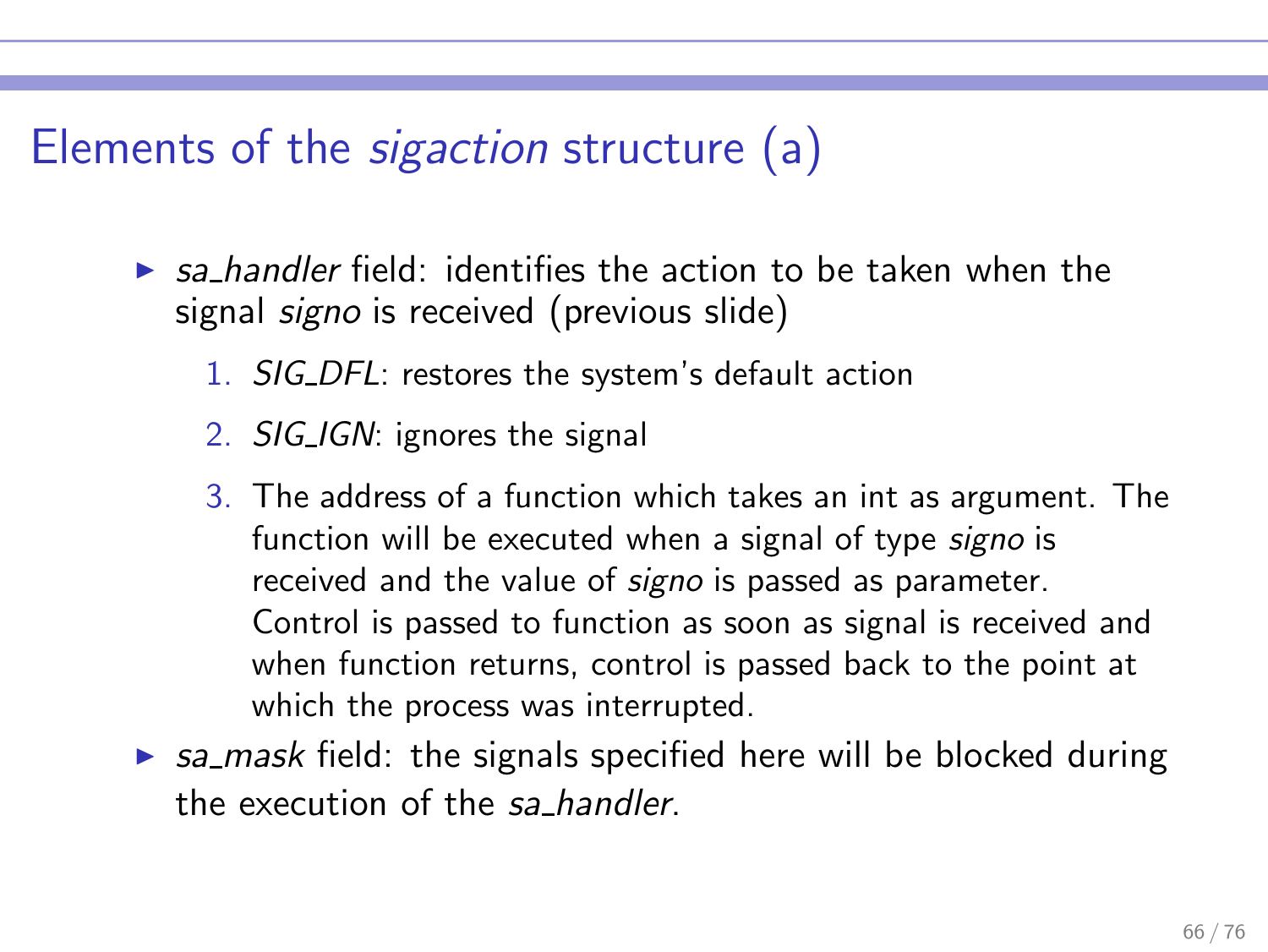# Elements of the *sigaction* structure (a)

- *sa_handler* field: identifies the action to be taken when the signal *signo* is received (previous slide)
  1. *SIG_DFL*: restores the system's default action
  2. *SIG_IGN*: ignores the signal
  3. The address of a function which takes an int as argument. The function will be executed when a signal of type *signo* is received and the value of *signo* is passed as parameter. Control is passed to function as soon as signal is received and when function returns, control is passed back to the point at which the process was interrupted.
- *sa_mask* field: the signals specified here will be blocked during the execution of the *sa_handler*.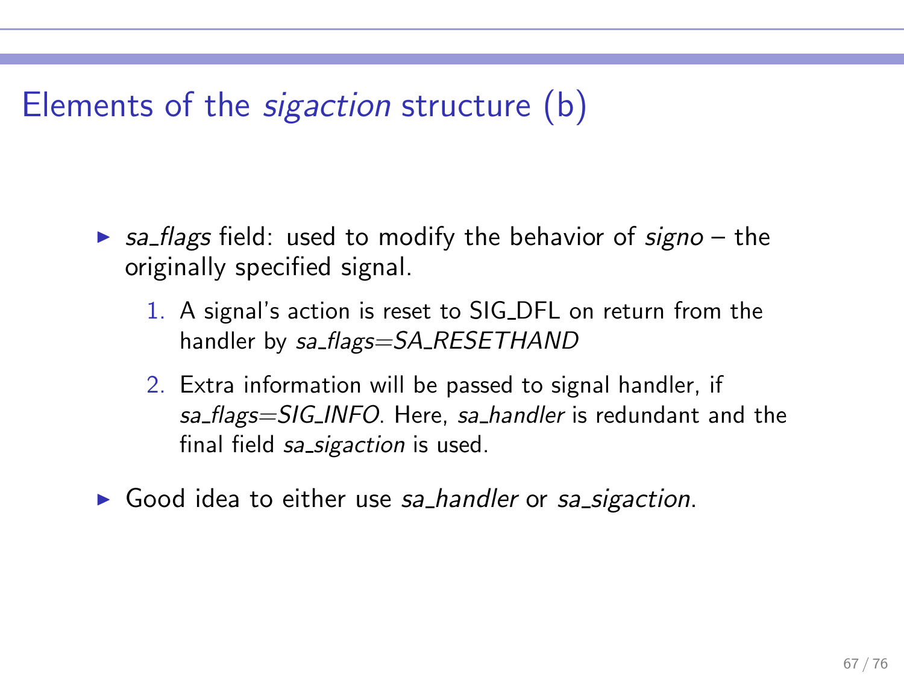# Elements of the *sigaction* structure (b)

- *sa_flags* field: used to modify the behavior of *signo* – the originally specified signal.
  1. A signal's action is reset to SIG_DFL on return from the handler by *sa_flags=SA_RESETHAND*
  2. Extra information will be passed to signal handler, if *sa_flags=SIG_INFO*. Here, *sa_handler* is redundant and the final field *sa_sigaction* is used.
- Good idea to either use *sa_handler* or *sa_sigaction*.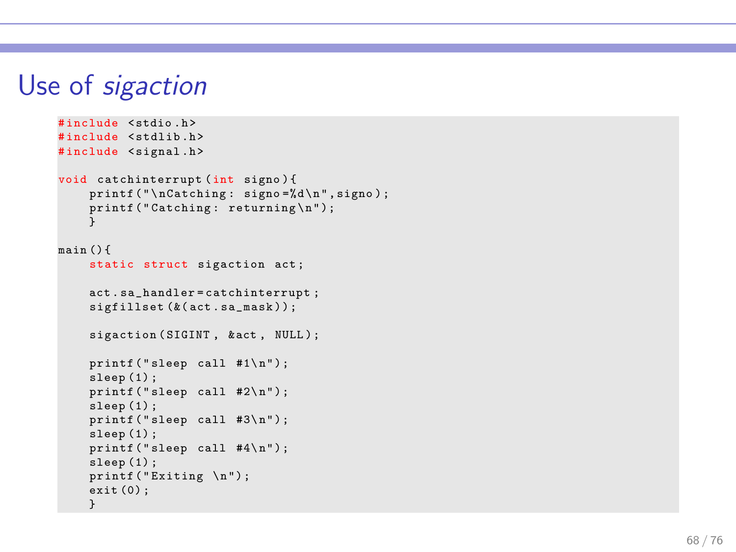# Use of *sigaction*

```c
#include <stdio.h>
#include <stdlib.h>
#include <signal.h>

void catchinterrupt(int signo){
    printf("\nCatching: signo=%d\n",signo);
    printf("Catching: returning\n");
    }

main(){
    static struct sigaction act;

    act.sa_handler=catchinterrupt;
    sigfillset(&(act.sa_mask));

    sigaction(SIGINT, &act, NULL);

    printf("sleep call #1\n");
    sleep(1);
    printf("sleep call #2\n");
    sleep(1);
    printf("sleep call #3\n");
    sleep(1);
    printf("sleep call #4\n");
    sleep(1);
    printf("Exiting \n");
    exit(0);
    }
```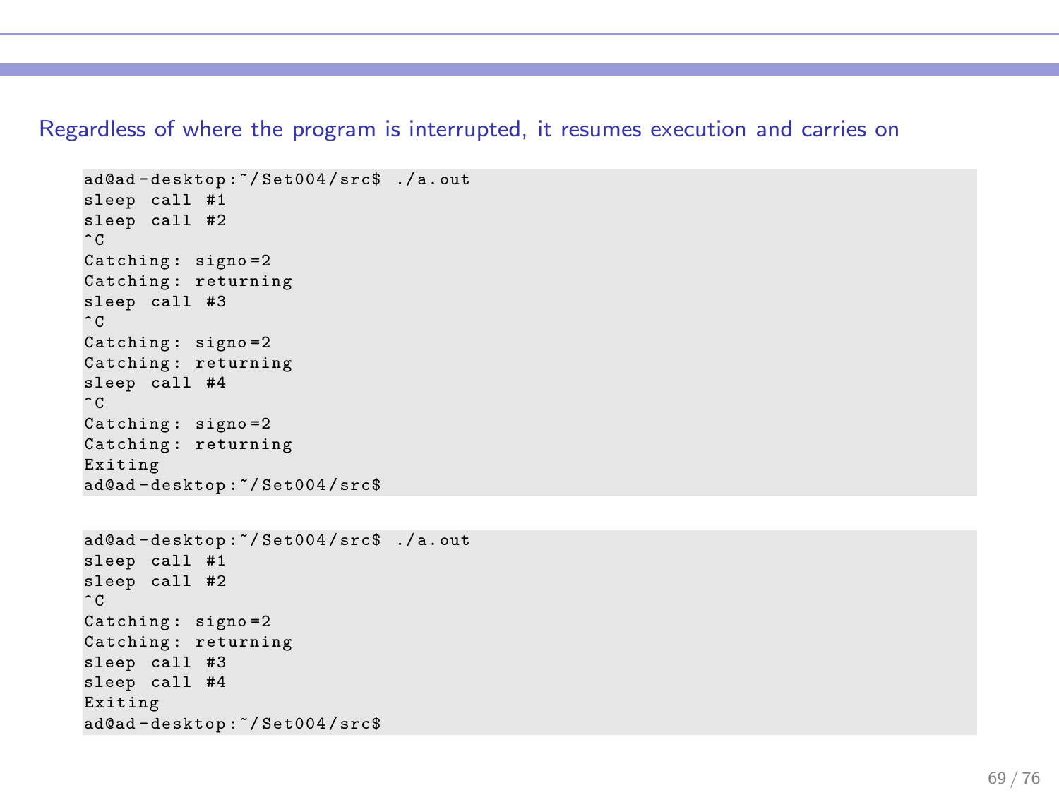Regardless of where the program is interrupted, it resumes execution and carries on

```
ad@ad-desktop:~/Set004/src$ ./a.out
sleep call #1
sleep call #2
^C
Catching: signo=2
Catching: returning
sleep call #3
^C
Catching: signo=2
Catching: returning
sleep call #4
^C
Catching: signo=2
Catching: returning
Exiting
ad@ad-desktop:~/Set004/src$
```

```
ad@ad-desktop:~/Set004/src$ ./a.out
sleep call #1
sleep call #2
^C
Catching: signo=2
Catching: returning
sleep call #3
sleep call #4
Exiting
ad@ad-desktop:~/Set004/src$
```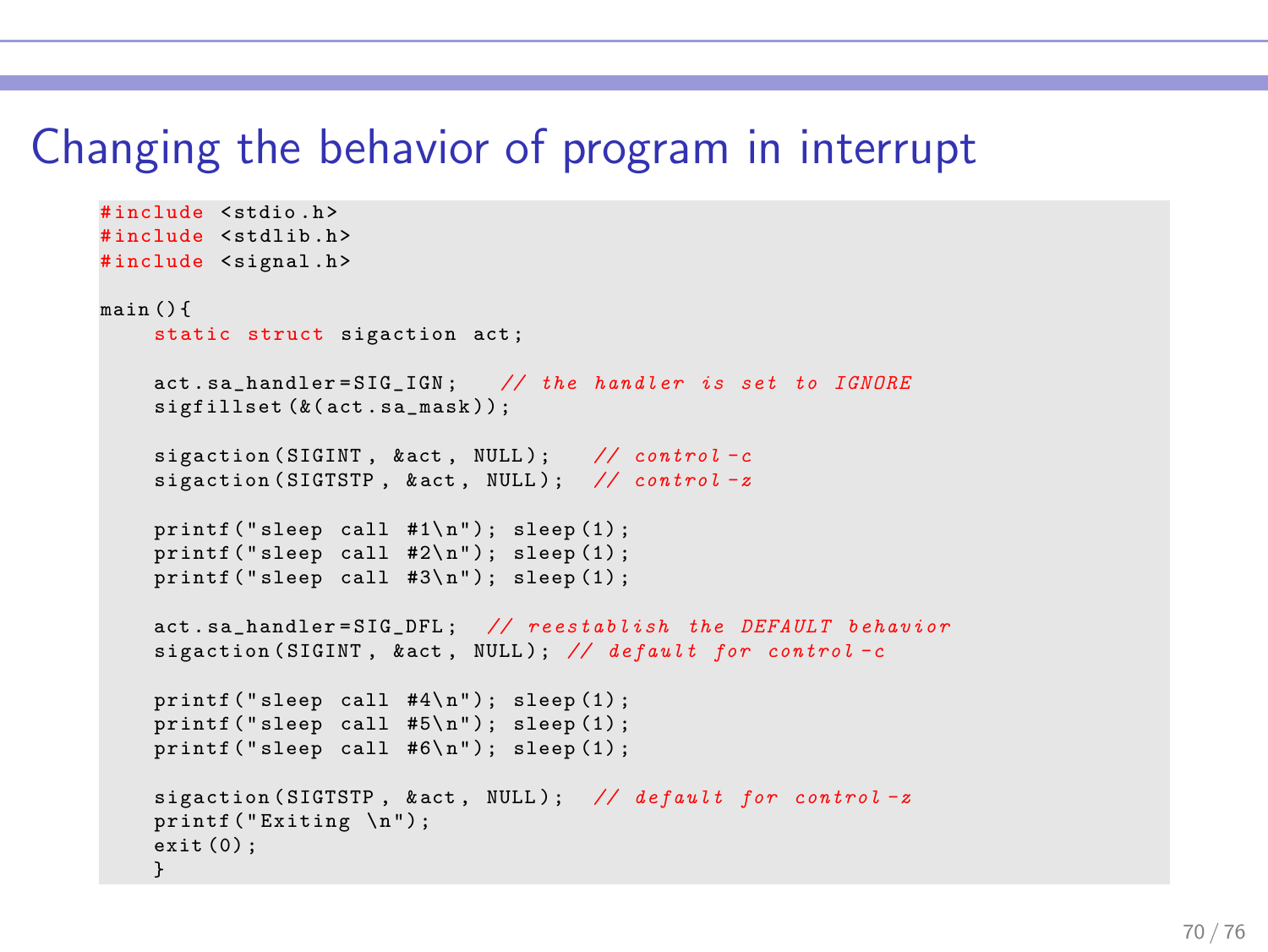# Changing the behavior of program in interrupt

```c
#include <stdio.h>
#include <stdlib.h>
#include <signal.h>

main(){
    static struct sigaction act;

    act.sa_handler=SIG_IGN;   // the handler is set to IGNORE
    sigfillset(&(act.sa_mask));

    sigaction(SIGINT, &act, NULL);    // control-c
    sigaction(SIGTSTP, &act, NULL);   // control-z

    printf("sleep call #1\n"); sleep(1);
    printf("sleep call #2\n"); sleep(1);
    printf("sleep call #3\n"); sleep(1);

    act.sa_handler=SIG_DFL;  // reestablish the DEFAULT behavior
    sigaction(SIGINT, &act, NULL); // default for control-c

    printf("sleep call #4\n"); sleep(1);
    printf("sleep call #5\n"); sleep(1);
    printf("sleep call #6\n"); sleep(1);

    sigaction(SIGTSTP, &act, NULL);  // default for control-z
    printf("Exiting \n");
    exit(0);
    }
```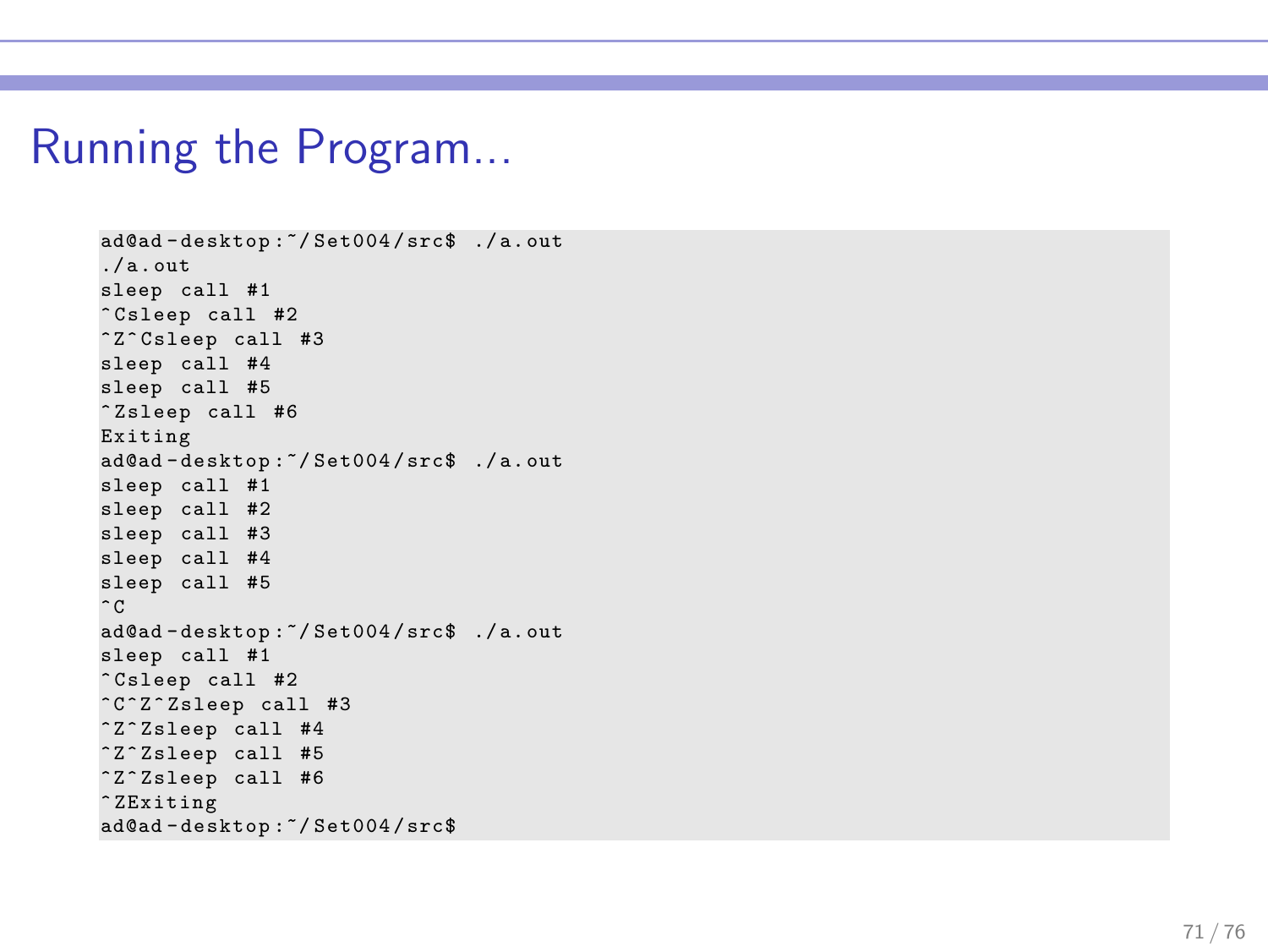# Running the Program...

```
ad@ad-desktop:~/Set004/src$ ./a.out
./a.out
sleep call #1
^Csleep call #2
^Z^Csleep call #3
sleep call #4
sleep call #5
^Zsleep call #6
Exiting
ad@ad-desktop:~/Set004/src$ ./a.out
sleep call #1
sleep call #2
sleep call #3
sleep call #4
sleep call #5
^C
ad@ad-desktop:~/Set004/src$ ./a.out
sleep call #1
^Csleep call #2
^C^Z^Zsleep call #3
^Z^Zsleep call #4
^Z^Zsleep call #5
^Z^Zsleep call #6
^ZExiting
ad@ad-desktop:~/Set004/src$
```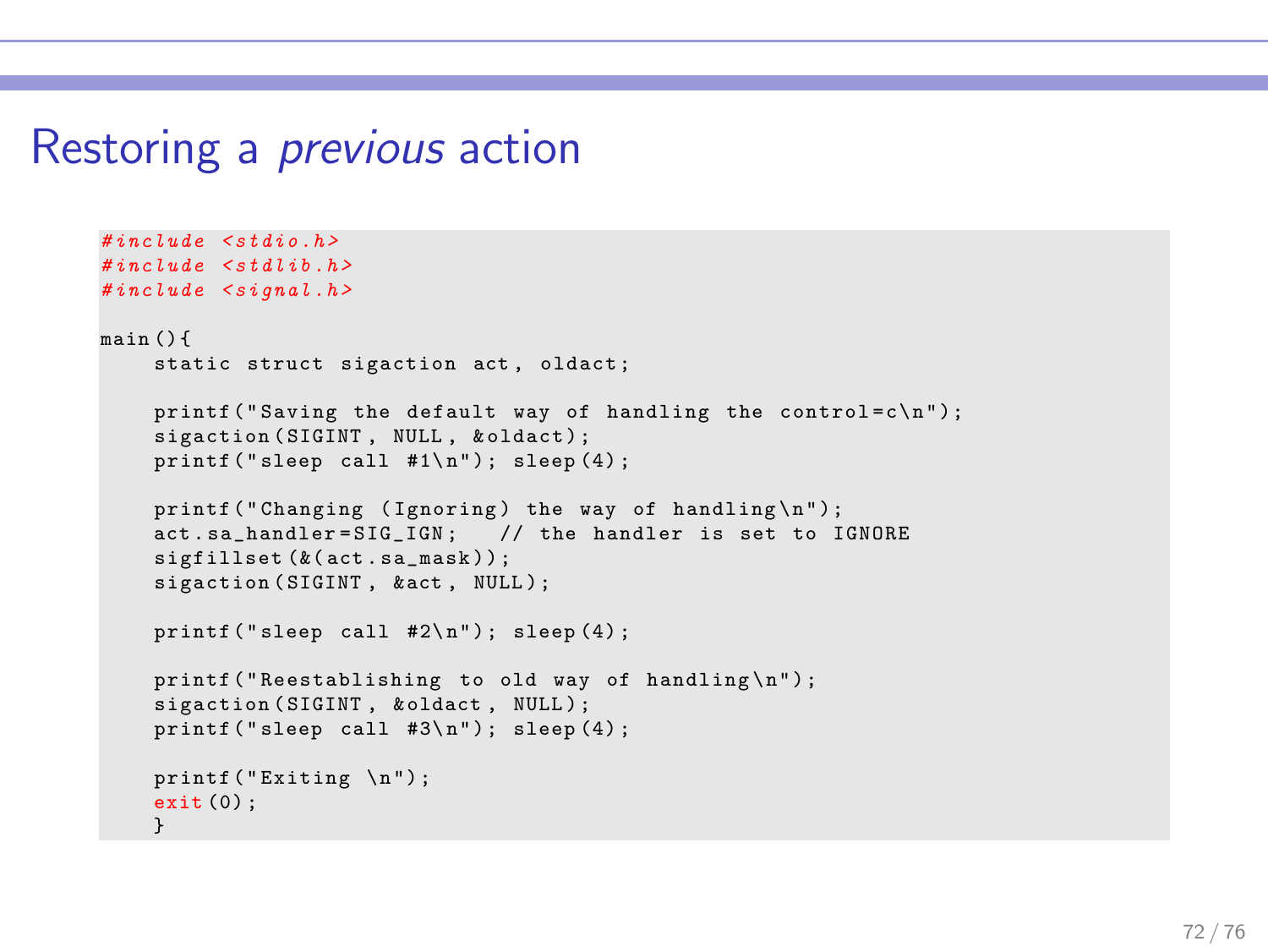# Restoring a *previous* action

```
#include <stdio.h>
#include <stdlib.h>
#include <signal.h>

main(){
    static struct sigaction act, oldact;

    printf("Saving the default way of handling the control=c\n");
    sigaction(SIGINT, NULL, &oldact);
    printf("sleep call #1\n"); sleep(4);

    printf("Changing (Ignoring) the way of handling\n");
    act.sa_handler=SIG_IGN;   // the handler is set to IGNORE
    sigfillset(&(act.sa_mask));
    sigaction(SIGINT, &act, NULL);

    printf("sleep call #2\n"); sleep(4);

    printf("Reestablishing to old way of handling\n");
    sigaction(SIGINT, &oldact, NULL);
    printf("sleep call #3\n"); sleep(4);

    printf("Exiting \n");
    exit(0);
    }
```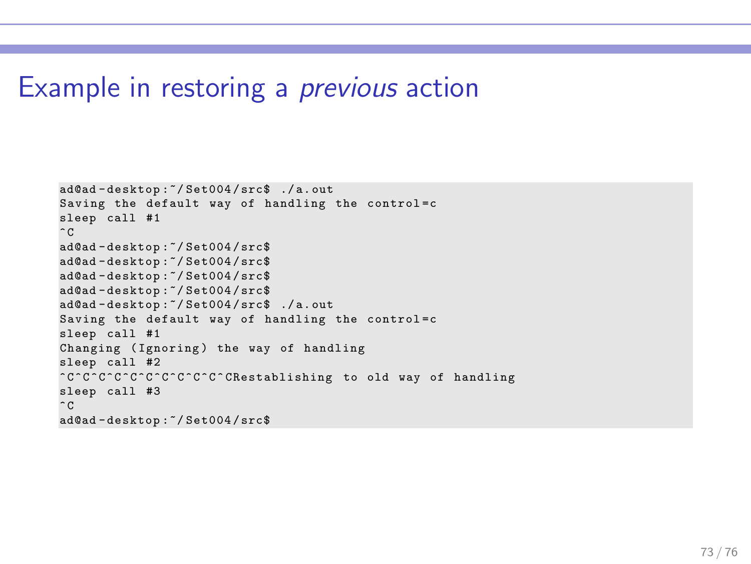# Example in restoring a *previous* action

```
ad@ad-desktop:~/Set004/src$ ./a.out
Saving the default way of handling the control=c
sleep call #1
^C
ad@ad-desktop:~/Set004/src$
ad@ad-desktop:~/Set004/src$
ad@ad-desktop:~/Set004/src$
ad@ad-desktop:~/Set004/src$
ad@ad-desktop:~/Set004/src$ ./a.out
Saving the default way of handling the control=c
sleep call #1
Changing (Ignoring) the way of handling
sleep call #2
^C^C^C^C^C^C^C^C^C^C^C^CRestablishing to old way of handling
sleep call #3
^C
ad@ad-desktop:~/Set004/src$
```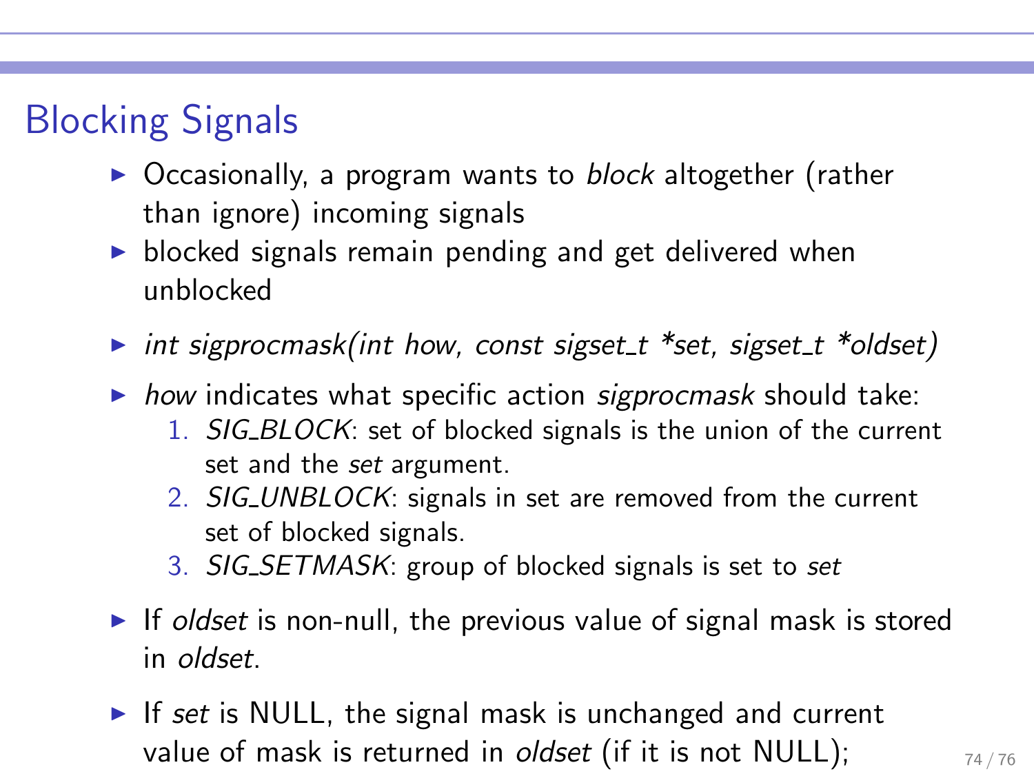# Blocking Signals

- Occasionally, a program wants to *block* altogether (rather than ignore) incoming signals
- blocked signals remain pending and get delivered when unblocked
- *int sigprocmask(int how, const sigset_t *set, sigset_t *oldset)*
- *how* indicates what specific action *sigprocmask* should take:
  1. *SIG_BLOCK*: set of blocked signals is the union of the current set and the *set* argument.
  2. *SIG_UNBLOCK*: signals in set are removed from the current set of blocked signals.
  3. *SIG_SETMASK*: group of blocked signals is set to *set*
- If *oldset* is non-null, the previous value of signal mask is stored in *oldset*.
- If *set* is NULL, the signal mask is unchanged and current value of mask is returned in *oldset* (if it is not NULL);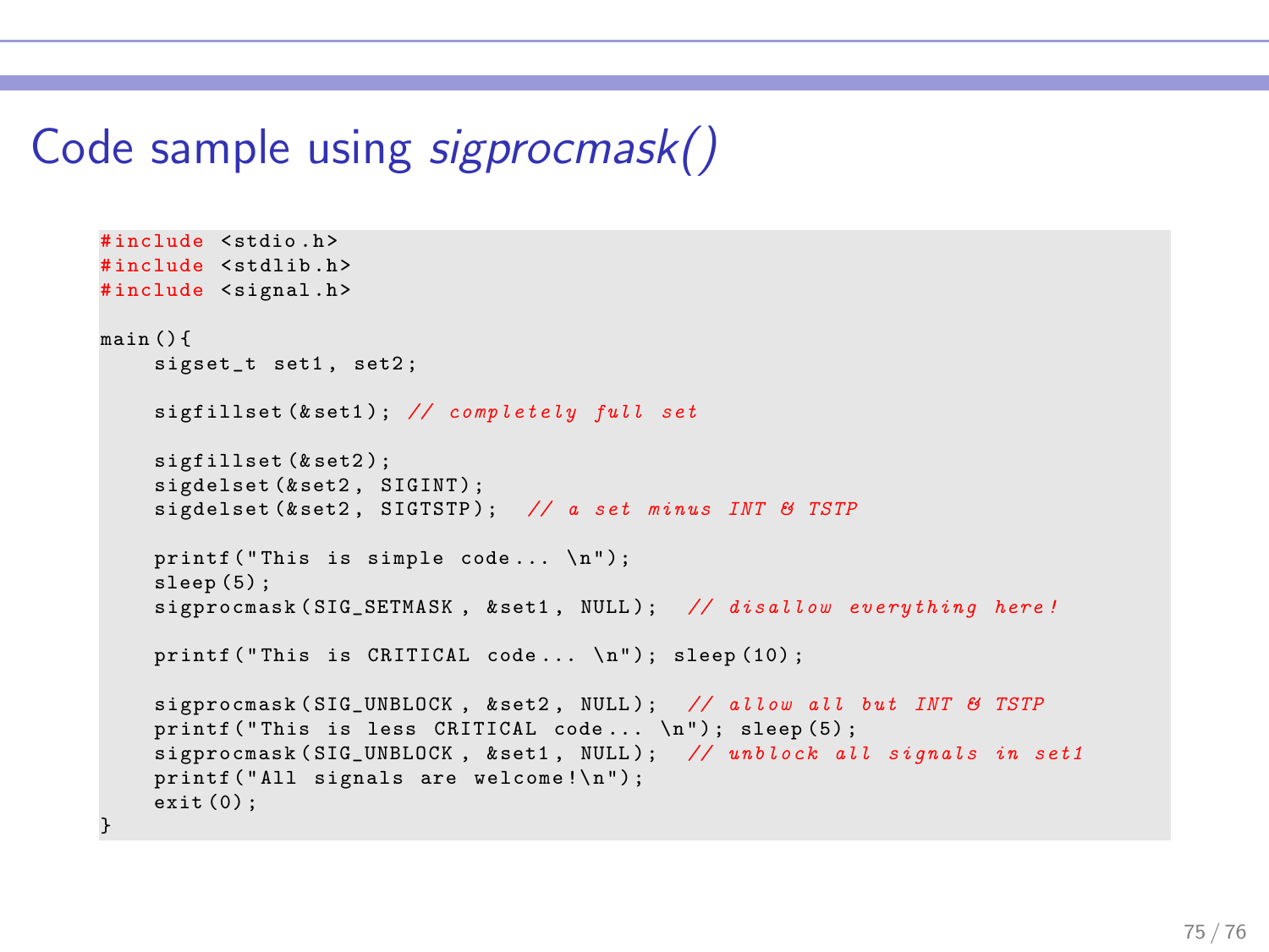# Code sample using *sigprocmask()*

```
#include <stdio.h>
#include <stdlib.h>
#include <signal.h>

main(){
    sigset_t set1, set2;

    sigfillset(&set1); // completely full set

    sigfillset(&set2);
    sigdelset(&set2, SIGINT);
    sigdelset(&set2, SIGTSTP);  // a set minus INT & TSTP

    printf("This is simple code... \n");
    sleep(5);
    sigprocmask(SIG_SETMASK, &set1, NULL);  // disallow everything here!

    printf("This is CRITICAL code... \n"); sleep(10);

    sigprocmask(SIG_UNBLOCK, &set2, NULL);  // allow all but INT & TSTP
    printf("This is less CRITICAL code... \n"); sleep(5);
    sigprocmask(SIG_UNBLOCK, &set1, NULL);  // unblock all signals in set1
    printf("All signals are welcome!\n");
    exit(0);
}
```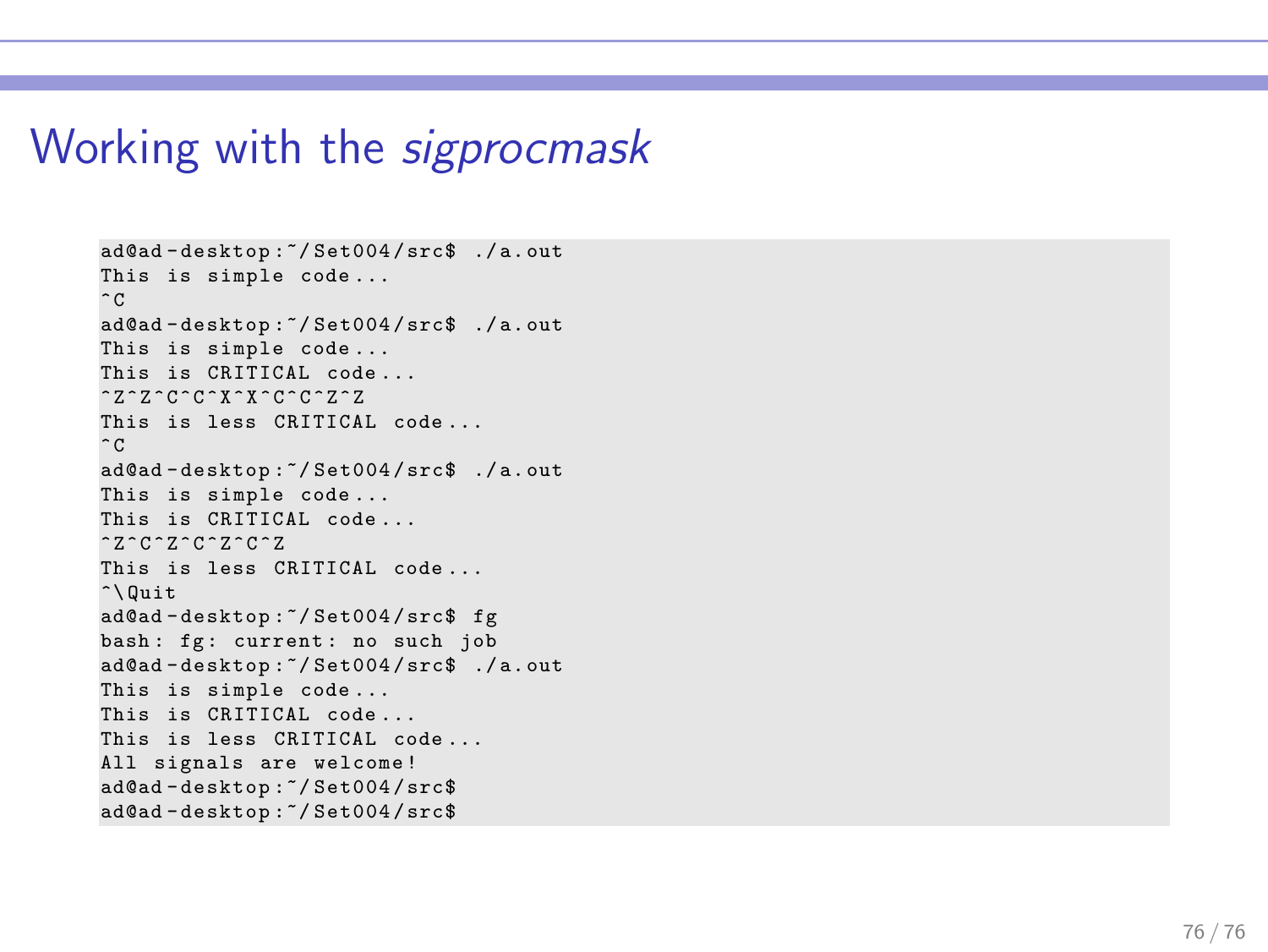# Working with the *sigprocmask*

```
ad@ad-desktop:~/Set004/src$ ./a.out
This is simple code...
^C
ad@ad-desktop:~/Set004/src$ ./a.out
This is simple code...
This is CRITICAL code...
^Z^Z^C^C^X^X^C^C^Z^Z
This is less CRITICAL code...
^C
ad@ad-desktop:~/Set004/src$ ./a.out
This is simple code...
This is CRITICAL code...
^Z^C^Z^C^Z^C^Z
This is less CRITICAL code...
^\Quit
ad@ad-desktop:~/Set004/src$ fg
bash: fg: current: no such job
ad@ad-desktop:~/Set004/src$ ./a.out
This is simple code...
This is CRITICAL code...
This is less CRITICAL code...
All signals are welcome!
ad@ad-desktop:~/Set004/src$
ad@ad-desktop:~/Set004/src$
```